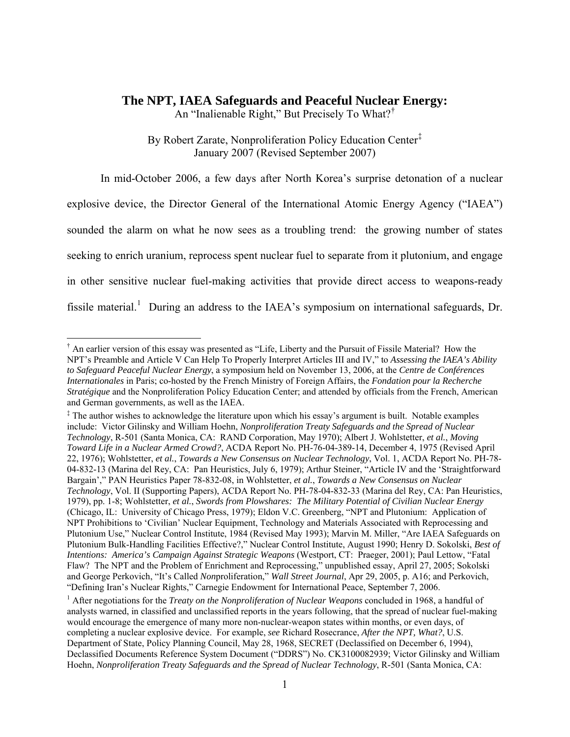# The NPT, IAEA Safeguards and Peaceful Nuclear Energy:

An "Inalienable Right," But Precisely To What?[†]

By Robert Zarate, Nonproliferation Policy Education Center[‡]
January 2007 (Revised September 2007)

In mid-October 2006, a few days after North Korea's surprise detonation of a nuclear explosive device, the Director General of the International Atomic Energy Agency ("IAEA") sounded the alarm on what he now sees as a troubling trend: the growing number of states seeking to enrich uranium, reprocess spent nuclear fuel to separate from it plutonium, and engage in other sensitive nuclear fuel-making activities that provide direct access to weapons-ready fissile material.[1] During an address to the IAEA's symposium on international safeguards, Dr.

---

[†] An earlier version of this essay was presented as "Life, Liberty and the Pursuit of Fissile Material? How the NPT's Preamble and Article V Can Help To Properly Interpret Articles III and IV," to *Assessing the IAEA's Ability to Safeguard Peaceful Nuclear Energy*, a symposium held on November 13, 2006, at the *Centre de Conférences Internationales* in Paris; co-hosted by the French Ministry of Foreign Affairs, the *Fondation pour la Recherche Stratégique* and the Nonproliferation Policy Education Center; and attended by officials from the French, American and German governments, as well as the IAEA.

[‡] The author wishes to acknowledge the literature upon which his essay's argument is built. Notable examples include: Victor Gilinsky and William Hoehn, *Nonproliferation Treaty Safeguards and the Spread of Nuclear Technology*, R-501 (Santa Monica, CA: RAND Corporation, May 1970); Albert J. Wohlstetter, *et al.*, *Moving Toward Life in a Nuclear Armed Crowd?*, ACDA Report No. PH-76-04-389-14, December 4, 1975 (Revised April 22, 1976); Wohlstetter, *et al.*, *Towards a New Consensus on Nuclear Technology*, Vol. 1, ACDA Report No. PH-78-04-832-13 (Marina del Rey, CA: Pan Heuristics, July 6, 1979); Arthur Steiner, "Article IV and the 'Straightforward Bargain'," PAN Heuristics Paper 78-832-08, in Wohlstetter, *et al.*, *Towards a New Consensus on Nuclear Technology*, Vol. II (Supporting Papers), ACDA Report No. PH-78-04-832-33 (Marina del Rey, CA: Pan Heuristics, 1979), pp. 1-8; Wohlstetter, *et al.*, *Swords from Plowshares: The Military Potential of Civilian Nuclear Energy* (Chicago, IL: University of Chicago Press, 1979); Eldon V.C. Greenberg, "NPT and Plutonium: Application of NPT Prohibitions to 'Civilian' Nuclear Equipment, Technology and Materials Associated with Reprocessing and Plutonium Use," Nuclear Control Institute, 1984 (Revised May 1993); Marvin M. Miller, "Are IAEA Safeguards on Plutonium Bulk-Handling Facilities Effective?," Nuclear Control Institute, August 1990; Henry D. Sokolski, *Best of Intentions: America's Campaign Against Strategic Weapons* (Westport, CT: Praeger, 2001); Paul Lettow, "Fatal Flaw? The NPT and the Problem of Enrichment and Reprocessing," unpublished essay, April 27, 2005; Sokolski and George Perkovich, "It's Called *Non*proliferation," *Wall Street Journal*, Apr 29, 2005, p. A16; and Perkovich, "Defining Iran's Nuclear Rights," Carnegie Endowment for International Peace, September 7, 2006.

[1] After negotiations for the *Treaty on the Nonproliferation of Nuclear Weapons* concluded in 1968, a handful of analysts warned, in classified and unclassified reports in the years following, that the spread of nuclear fuel-making would encourage the emergence of many more non-nuclear-weapon states within months, or even days, of completing a nuclear explosive device. For example, *see* Richard Rosecrance, *After the NPT, What?*, U.S. Department of State, Policy Planning Council, May 28, 1968, SECRET (Declassified on December 6, 1994), Declassified Documents Reference System Document ("DDRS") No. CK3100082939; Victor Gilinsky and William Hoehn, *Nonproliferation Treaty Safeguards and the Spread of Nuclear Technology*, R-501 (Santa Monica, CA: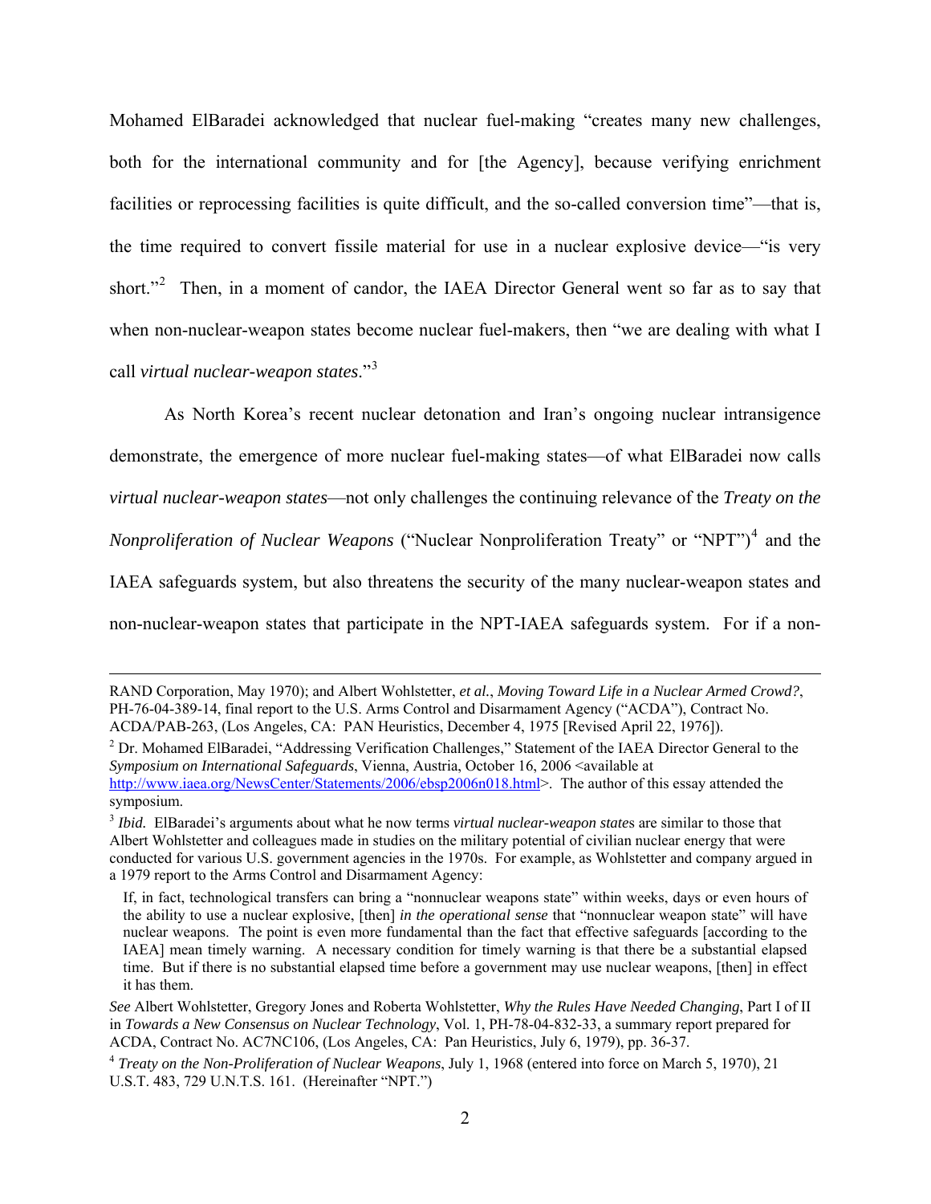Mohamed ElBaradei acknowledged that nuclear fuel-making "creates many new challenges, both for the international community and for [the Agency], because verifying enrichment facilities or reprocessing facilities is quite difficult, and the so-called conversion time"—that is, the time required to convert fissile material for use in a nuclear explosive device—"is very short."[2] Then, in a moment of candor, the IAEA Director General went so far as to say that when non-nuclear-weapon states become nuclear fuel-makers, then "we are dealing with what I call *virtual nuclear-weapon states*."[3]

As North Korea's recent nuclear detonation and Iran's ongoing nuclear intransigence demonstrate, the emergence of more nuclear fuel-making states—of what ElBaradei now calls *virtual nuclear-weapon states*—not only challenges the continuing relevance of the *Treaty on the Nonproliferation of Nuclear Weapons* ("Nuclear Nonproliferation Treaty" or "NPT")[4] and the IAEA safeguards system, but also threatens the security of the many nuclear-weapon states and non-nuclear-weapon states that participate in the NPT-IAEA safeguards system. For if a non-

---

RAND Corporation, May 1970); and Albert Wohlstetter, *et al.*, *Moving Toward Life in a Nuclear Armed Crowd?*, PH-76-04-389-14, final report to the U.S. Arms Control and Disarmament Agency ("ACDA"), Contract No. ACDA/PAB-263, (Los Angeles, CA: PAN Heuristics, December 4, 1975 [Revised April 22, 1976]).

[2] Dr. Mohamed ElBaradei, "Addressing Verification Challenges," Statement of the IAEA Director General to the *Symposium on International Safeguards*, Vienna, Austria, October 16, 2006 <available at http://www.iaea.org/NewsCenter/Statements/2006/ebsp2006n018.html>. The author of this essay attended the symposium.

[3] *Ibid.* ElBaradei's arguments about what he now terms *virtual nuclear-weapon states* are similar to those that Albert Wohlstetter and colleagues made in studies on the military potential of civilian nuclear energy that were conducted for various U.S. government agencies in the 1970s. For example, as Wohlstetter and company argued in a 1979 report to the Arms Control and Disarmament Agency:

> If, in fact, technological transfers can bring a "nonnuclear weapons state" within weeks, days or even hours of the ability to use a nuclear explosive, [then] *in the operational sense* that "nonnuclear weapon state" will have nuclear weapons. The point is even more fundamental than the fact that effective safeguards [according to the IAEA] mean timely warning. A necessary condition for timely warning is that there be a substantial elapsed time. But if there is no substantial elapsed time before a government may use nuclear weapons, [then] in effect it has them.

*See* Albert Wohlstetter, Gregory Jones and Roberta Wohlstetter, *Why the Rules Have Needed Changing*, Part I of II in *Towards a New Consensus on Nuclear Technology*, Vol. 1, PH-78-04-832-33, a summary report prepared for ACDA, Contract No. AC7NC106, (Los Angeles, CA: Pan Heuristics, July 6, 1979), pp. 36-37.

[4] *Treaty on the Non-Proliferation of Nuclear Weapons*, July 1, 1968 (entered into force on March 5, 1970), 21 U.S.T. 483, 729 U.N.T.S. 161. (Hereinafter "NPT.")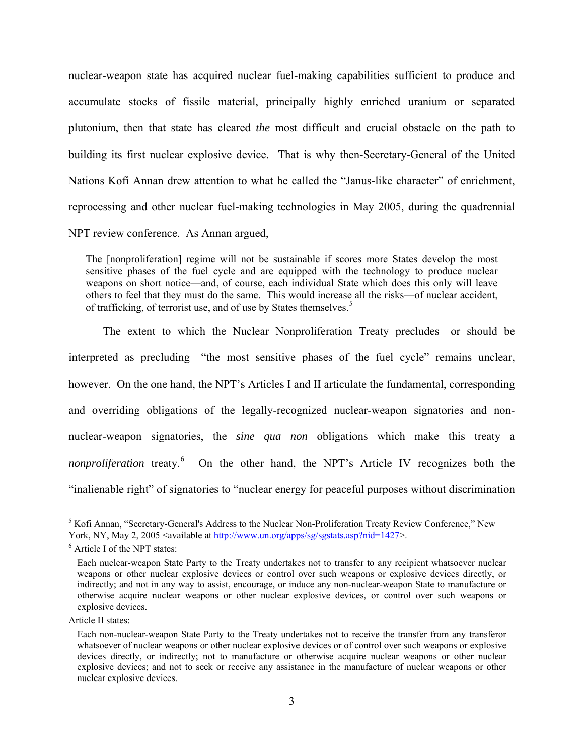nuclear-weapon state has acquired nuclear fuel-making capabilities sufficient to produce and accumulate stocks of fissile material, principally highly enriched uranium or separated plutonium, then that state has cleared *the* most difficult and crucial obstacle on the path to building its first nuclear explosive device. That is why then-Secretary-General of the United Nations Kofi Annan drew attention to what he called the "Janus-like character" of enrichment, reprocessing and other nuclear fuel-making technologies in May 2005, during the quadrennial NPT review conference. As Annan argued,

> The [nonproliferation] regime will not be sustainable if scores more States develop the most sensitive phases of the fuel cycle and are equipped with the technology to produce nuclear weapons on short notice—and, of course, each individual State which does this only will leave others to feel that they must do the same. This would increase all the risks—of nuclear accident, of trafficking, of terrorist use, and of use by States themselves.[5]

The extent to which the Nuclear Nonproliferation Treaty precludes—or should be interpreted as precluding—"the most sensitive phases of the fuel cycle" remains unclear, however. On the one hand, the NPT's Articles I and II articulate the fundamental, corresponding and overriding obligations of the legally-recognized nuclear-weapon signatories and non-nuclear-weapon signatories, the *sine qua non* obligations which make this treaty a *nonproliferation* treaty.[6] On the other hand, the NPT's Article IV recognizes both the "inalienable right" of signatories to "nuclear energy for peaceful purposes without discrimination

---

[5] Kofi Annan, "Secretary-General's Address to the Nuclear Non-Proliferation Treaty Review Conference," New York, NY, May 2, 2005 <available at http://www.un.org/apps/sg/sgstats.asp?nid=1427>.

[6] Article I of the NPT states:

> Each nuclear-weapon State Party to the Treaty undertakes not to transfer to any recipient whatsoever nuclear weapons or other nuclear explosive devices or control over such weapons or explosive devices directly, or indirectly; and not in any way to assist, encourage, or induce any non-nuclear-weapon State to manufacture or otherwise acquire nuclear weapons or other nuclear explosive devices, or control over such weapons or explosive devices.

Article II states:

> Each non-nuclear-weapon State Party to the Treaty undertakes not to receive the transfer from any transferor whatsoever of nuclear weapons or other nuclear explosive devices or of control over such weapons or explosive devices directly, or indirectly; not to manufacture or otherwise acquire nuclear weapons or other nuclear explosive devices; and not to seek or receive any assistance in the manufacture of nuclear weapons or other nuclear explosive devices.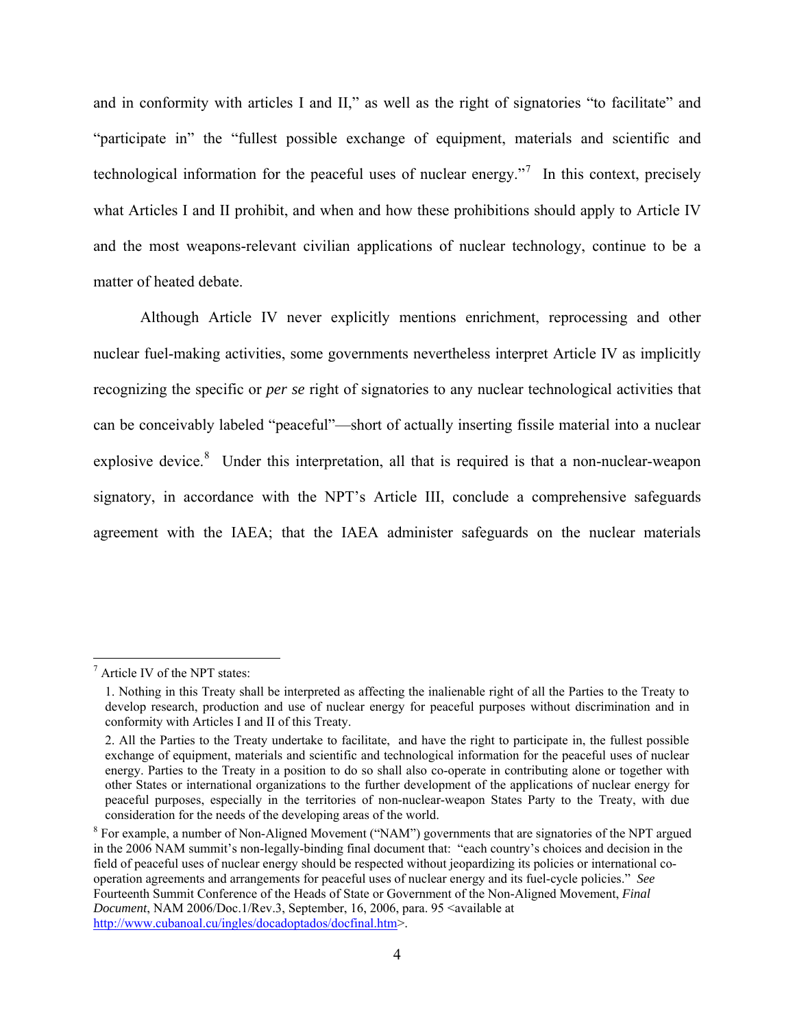and in conformity with articles I and II," as well as the right of signatories "to facilitate" and "participate in" the "fullest possible exchange of equipment, materials and scientific and technological information for the peaceful uses of nuclear energy."[7] In this context, precisely what Articles I and II prohibit, and when and how these prohibitions should apply to Article IV and the most weapons-relevant civilian applications of nuclear technology, continue to be a matter of heated debate.

Although Article IV never explicitly mentions enrichment, reprocessing and other nuclear fuel-making activities, some governments nevertheless interpret Article IV as implicitly recognizing the specific or *per se* right of signatories to any nuclear technological activities that can be conceivably labeled "peaceful"—short of actually inserting fissile material into a nuclear explosive device.[8] Under this interpretation, all that is required is that a non-nuclear-weapon signatory, in accordance with the NPT's Article III, conclude a comprehensive safeguards agreement with the IAEA; that the IAEA administer safeguards on the nuclear materials

---

[7] Article IV of the NPT states:

> 1. Nothing in this Treaty shall be interpreted as affecting the inalienable right of all the Parties to the Treaty to develop research, production and use of nuclear energy for peaceful purposes without discrimination and in conformity with Articles I and II of this Treaty.
>
> 2. All the Parties to the Treaty undertake to facilitate, and have the right to participate in, the fullest possible exchange of equipment, materials and scientific and technological information for the peaceful uses of nuclear energy. Parties to the Treaty in a position to do so shall also co-operate in contributing alone or together with other States or international organizations to the further development of the applications of nuclear energy for peaceful purposes, especially in the territories of non-nuclear-weapon States Party to the Treaty, with due consideration for the needs of the developing areas of the world.

[8] For example, a number of Non-Aligned Movement ("NAM") governments that are signatories of the NPT argued in the 2006 NAM summit's non-legally-binding final document that: "each country's choices and decision in the field of peaceful uses of nuclear energy should be respected without jeopardizing its policies or international co-operation agreements and arrangements for peaceful uses of nuclear energy and its fuel-cycle policies." *See* Fourteenth Summit Conference of the Heads of State or Government of the Non-Aligned Movement, *Final Document*, NAM 2006/Doc.1/Rev.3, September, 16, 2006, para. 95 <available at http://www.cubanoal.cu/ingles/docadoptados/docfinal.htm>.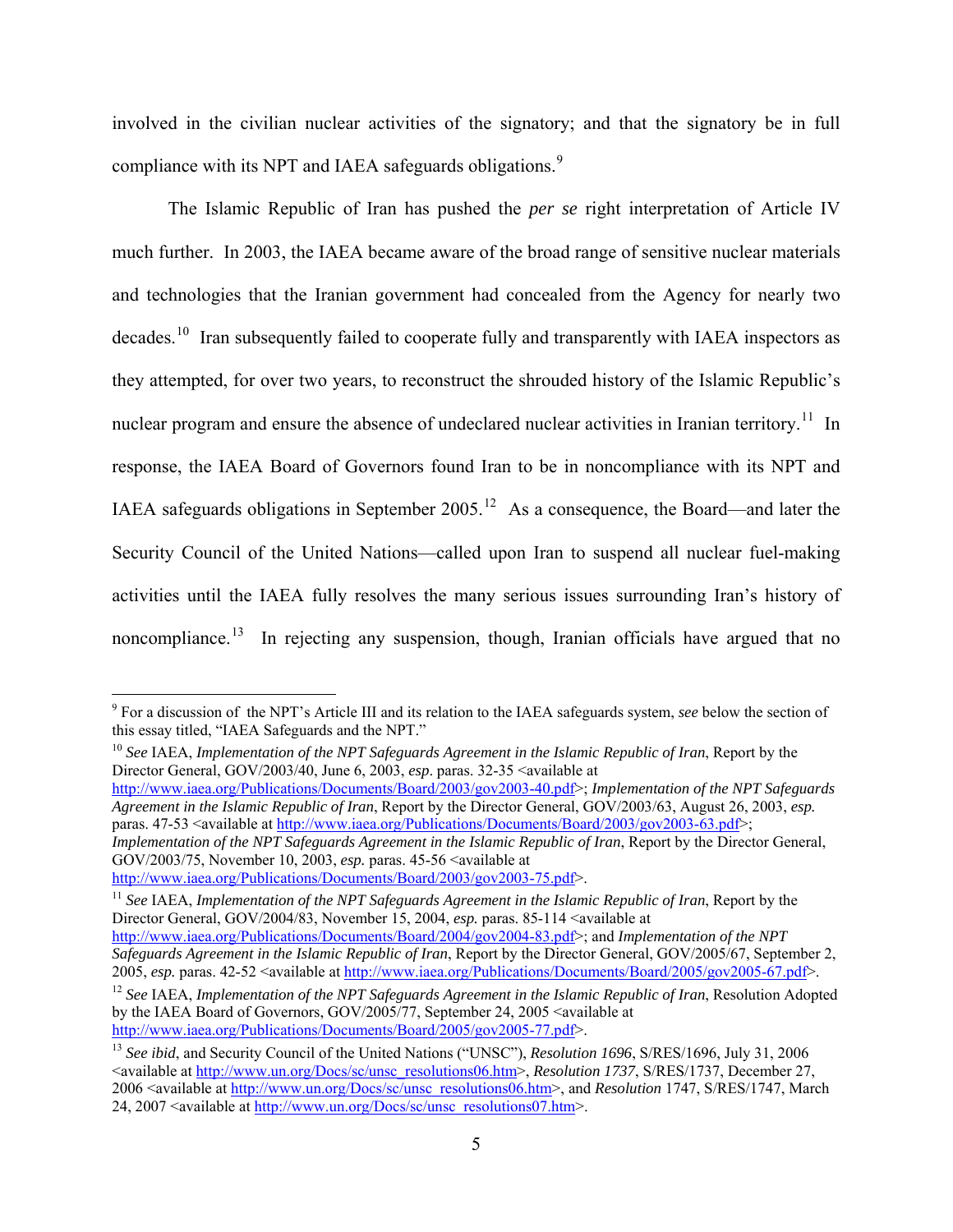involved in the civilian nuclear activities of the signatory; and that the signatory be in full compliance with its NPT and IAEA safeguards obligations.[9]

The Islamic Republic of Iran has pushed the *per se* right interpretation of Article IV much further. In 2003, the IAEA became aware of the broad range of sensitive nuclear materials and technologies that the Iranian government had concealed from the Agency for nearly two decades.[10] Iran subsequently failed to cooperate fully and transparently with IAEA inspectors as they attempted, for over two years, to reconstruct the shrouded history of the Islamic Republic's nuclear program and ensure the absence of undeclared nuclear activities in Iranian territory.[11] In response, the IAEA Board of Governors found Iran to be in noncompliance with its NPT and IAEA safeguards obligations in September 2005.[12] As a consequence, the Board—and later the Security Council of the United Nations—called upon Iran to suspend all nuclear fuel-making activities until the IAEA fully resolves the many serious issues surrounding Iran's history of noncompliance.[13] In rejecting any suspension, though, Iranian officials have argued that no

---

[9] For a discussion of the NPT's Article III and its relation to the IAEA safeguards system, *see* below the section of this essay titled, "IAEA Safeguards and the NPT."

[10] *See* IAEA, *Implementation of the NPT Safeguards Agreement in the Islamic Republic of Iran*, Report by the Director General, GOV/2003/40, June 6, 2003, *esp*. paras. 32-35 <available at http://www.iaea.org/Publications/Documents/Board/2003/gov2003-40.pdf>; *Implementation of the NPT Safeguards Agreement in the Islamic Republic of Iran*, Report by the Director General, GOV/2003/63, August 26, 2003, *esp.* paras. 47-53 <available at http://www.iaea.org/Publications/Documents/Board/2003/gov2003-63.pdf>; *Implementation of the NPT Safeguards Agreement in the Islamic Republic of Iran*, Report by the Director General, GOV/2003/75, November 10, 2003, *esp.* paras. 45-56 <available at http://www.iaea.org/Publications/Documents/Board/2003/gov2003-75.pdf>.

[11] *See* IAEA, *Implementation of the NPT Safeguards Agreement in the Islamic Republic of Iran*, Report by the Director General, GOV/2004/83, November 15, 2004, *esp.* paras. 85-114 <available at http://www.iaea.org/Publications/Documents/Board/2004/gov2004-83.pdf>; and *Implementation of the NPT Safeguards Agreement in the Islamic Republic of Iran*, Report by the Director General, GOV/2005/67, September 2, 2005, *esp.* paras. 42-52 <available at http://www.iaea.org/Publications/Documents/Board/2005/gov2005-67.pdf>.

[12] *See* IAEA, *Implementation of the NPT Safeguards Agreement in the Islamic Republic of Iran*, Resolution Adopted by the IAEA Board of Governors, GOV/2005/77, September 24, 2005 <available at http://www.iaea.org/Publications/Documents/Board/2005/gov2005-77.pdf>.

[13] *See ibid*, and Security Council of the United Nations ("UNSC"), *Resolution 1696*, S/RES/1696, July 31, 2006 <available at http://www.un.org/Docs/sc/unsc_resolutions06.htm>, *Resolution 1737*, S/RES/1737, December 27, 2006 <available at http://www.un.org/Docs/sc/unsc_resolutions06.htm>, and *Resolution* 1747, S/RES/1747, March 24, 2007 <available at http://www.un.org/Docs/sc/unsc_resolutions07.htm>.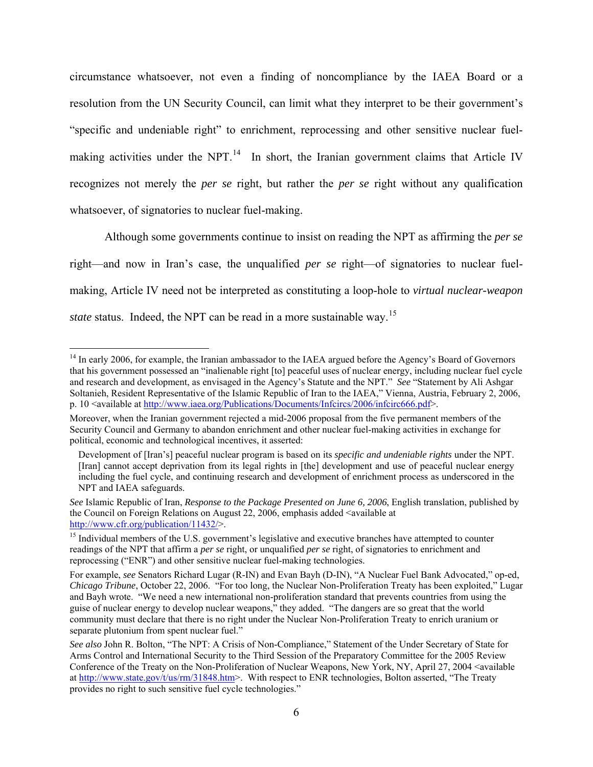circumstance whatsoever, not even a finding of noncompliance by the IAEA Board or a resolution from the UN Security Council, can limit what they interpret to be their government's "specific and undeniable right" to enrichment, reprocessing and other sensitive nuclear fuel-making activities under the NPT.[14] In short, the Iranian government claims that Article IV recognizes not merely the *per se* right, but rather the *per se* right without any qualification whatsoever, of signatories to nuclear fuel-making.

Although some governments continue to insist on reading the NPT as affirming the *per se* right—and now in Iran's case, the unqualified *per se* right—of signatories to nuclear fuel-making, Article IV need not be interpreted as constituting a loop-hole to *virtual nuclear-weapon state* status. Indeed, the NPT can be read in a more sustainable way.[15]

---

[14] In early 2006, for example, the Iranian ambassador to the IAEA argued before the Agency's Board of Governors that his government possessed an "inalienable right [to] peaceful uses of nuclear energy, including nuclear fuel cycle and research and development, as envisaged in the Agency's Statute and the NPT." *See* "Statement by Ali Ashgar Soltanieh, Resident Representative of the Islamic Republic of Iran to the IAEA," Vienna, Austria, February 2, 2006, p. 10 <available at http://www.iaea.org/Publications/Documents/Infcircs/2006/infcirc666.pdf>.

Moreover, when the Iranian government rejected a mid-2006 proposal from the five permanent members of the Security Council and Germany to abandon enrichment and other nuclear fuel-making activities in exchange for political, economic and technological incentives, it asserted:

> Development of [Iran's] peaceful nuclear program is based on its *specific and undeniable rights* under the NPT. [Iran] cannot accept deprivation from its legal rights in [the] development and use of peaceful nuclear energy including the fuel cycle, and continuing research and development of enrichment process as underscored in the NPT and IAEA safeguards.

*See* Islamic Republic of Iran, *Response to the Package Presented on June 6, 2006*, English translation, published by the Council on Foreign Relations on August 22, 2006, emphasis added <available at http://www.cfr.org/publication/11432/>.

[15] Individual members of the U.S. government's legislative and executive branches have attempted to counter readings of the NPT that affirm a *per se* right, or unqualified *per se* right, of signatories to enrichment and reprocessing ("ENR") and other sensitive nuclear fuel-making technologies.

For example, *see* Senators Richard Lugar (R-IN) and Evan Bayh (D-IN), "A Nuclear Fuel Bank Advocated," op-ed, *Chicago Tribune*, October 22, 2006. "For too long, the Nuclear Non-Proliferation Treaty has been exploited," Lugar and Bayh wrote. "We need a new international non-proliferation standard that prevents countries from using the guise of nuclear energy to develop nuclear weapons," they added. "The dangers are so great that the world community must declare that there is no right under the Nuclear Non-Proliferation Treaty to enrich uranium or separate plutonium from spent nuclear fuel."

*See also* John R. Bolton, "The NPT: A Crisis of Non-Compliance," Statement of the Under Secretary of State for Arms Control and International Security to the Third Session of the Preparatory Committee for the 2005 Review Conference of the Treaty on the Non-Proliferation of Nuclear Weapons, New York, NY, April 27, 2004 <available at http://www.state.gov/t/us/rm/31848.htm>. With respect to ENR technologies, Bolton asserted, "The Treaty provides no right to such sensitive fuel cycle technologies."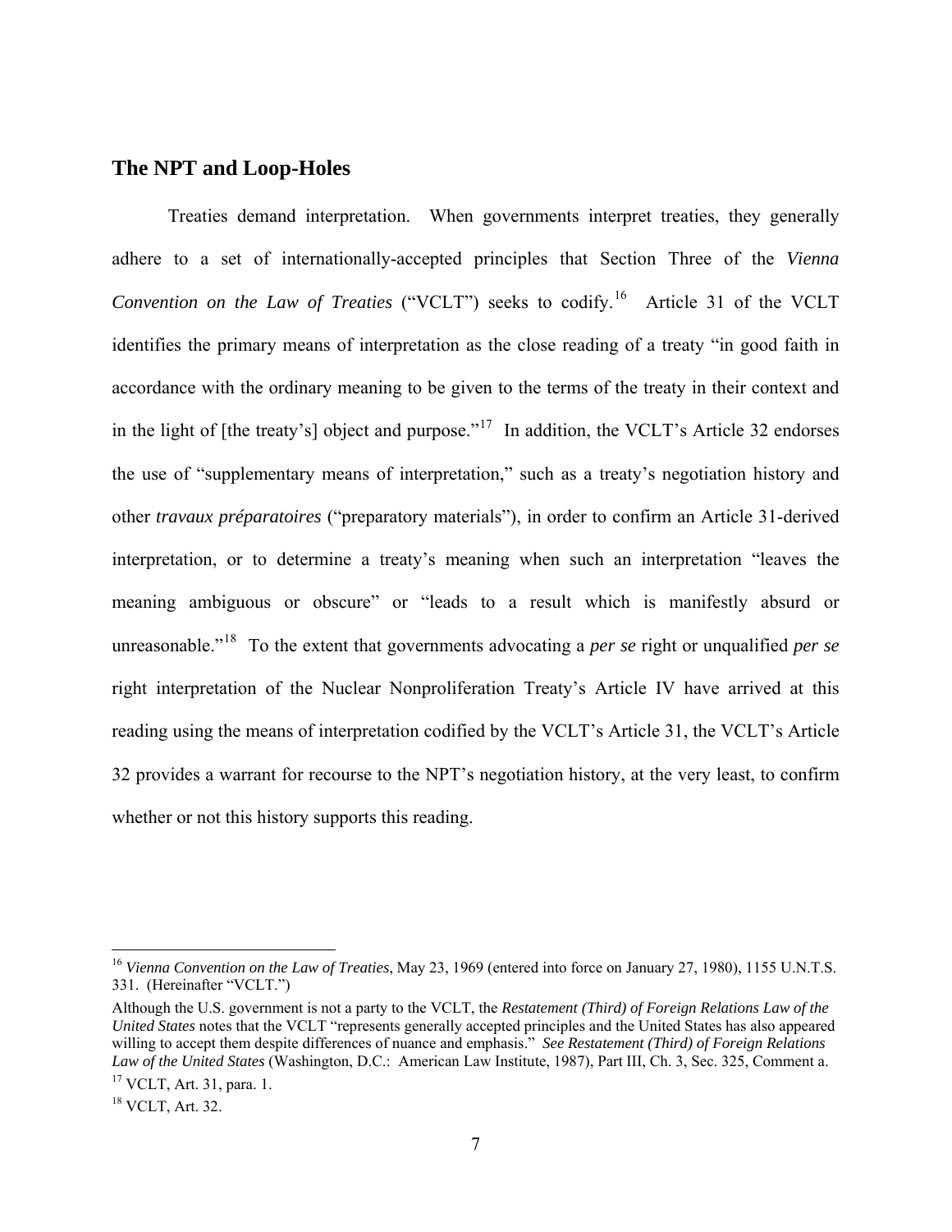## The NPT and Loop-Holes

Treaties demand interpretation. When governments interpret treaties, they generally adhere to a set of internationally-accepted principles that Section Three of the *Vienna Convention on the Law of Treaties* ("VCLT") seeks to codify.[16] Article 31 of the VCLT identifies the primary means of interpretation as the close reading of a treaty "in good faith in accordance with the ordinary meaning to be given to the terms of the treaty in their context and in the light of [the treaty's] object and purpose."[17] In addition, the VCLT's Article 32 endorses the use of "supplementary means of interpretation," such as a treaty's negotiation history and other *travaux préparatoires* ("preparatory materials"), in order to confirm an Article 31-derived interpretation, or to determine a treaty's meaning when such an interpretation "leaves the meaning ambiguous or obscure" or "leads to a result which is manifestly absurd or unreasonable."[18] To the extent that governments advocating a *per se* right or unqualified *per se* right interpretation of the Nuclear Nonproliferation Treaty's Article IV have arrived at this reading using the means of interpretation codified by the VCLT's Article 31, the VCLT's Article 32 provides a warrant for recourse to the NPT's negotiation history, at the very least, to confirm whether or not this history supports this reading.

---

[16] *Vienna Convention on the Law of Treaties*, May 23, 1969 (entered into force on January 27, 1980), 1155 U.N.T.S. 331. (Hereinafter "VCLT.")

Although the U.S. government is not a party to the VCLT, the ***Restatement (Third) of Foreign Relations Law of the United States*** notes that the VCLT "represents generally accepted principles and the United States has also appeared willing to accept them despite differences of nuance and emphasis." *See* ***Restatement (Third) of Foreign Relations Law of the United States*** (Washington, D.C.: American Law Institute, 1987), Part III, Ch. 3, Sec. 325, Comment a.

[17] VCLT, Art. 31, para. 1.

[18] VCLT, Art. 32.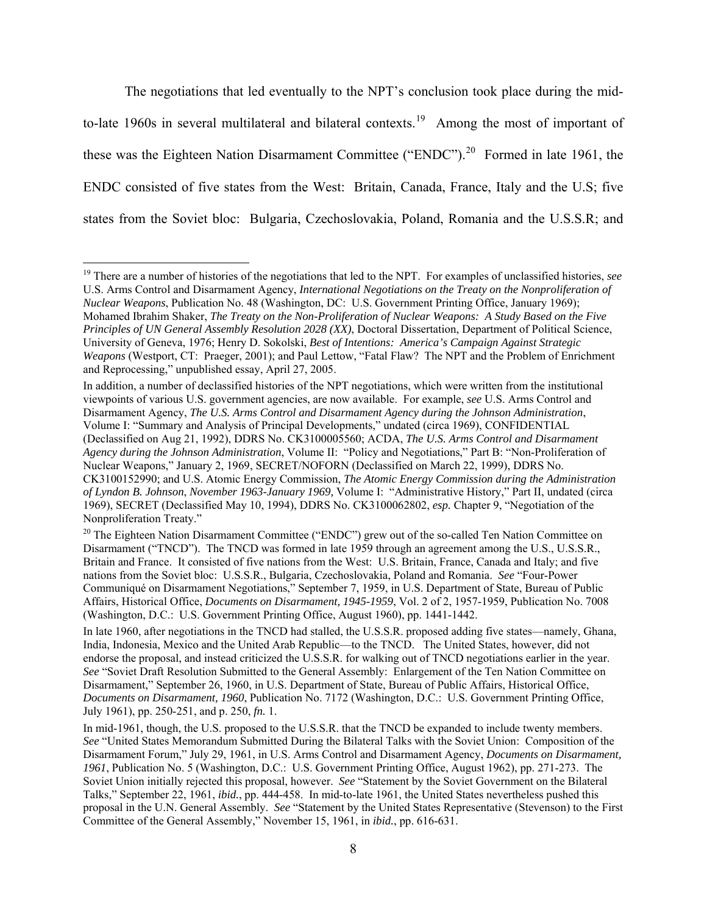The negotiations that led eventually to the NPT's conclusion took place during the mid-to-late 1960s in several multilateral and bilateral contexts.[19] Among the most of important of these was the Eighteen Nation Disarmament Committee ("ENDC").[20] Formed in late 1961, the ENDC consisted of five states from the West: Britain, Canada, France, Italy and the U.S; five states from the Soviet bloc: Bulgaria, Czechoslovakia, Poland, Romania and the U.S.S.R; and

---

[19] There are a number of histories of the negotiations that led to the NPT. For examples of unclassified histories, *see* U.S. Arms Control and Disarmament Agency, *International Negotiations on the Treaty on the Nonproliferation of Nuclear Weapons*, Publication No. 48 (Washington, DC: U.S. Government Printing Office, January 1969); Mohamed Ibrahim Shaker, *The Treaty on the Non-Proliferation of Nuclear Weapons: A Study Based on the Five Principles of UN General Assembly Resolution 2028 (XX)*, Doctoral Dissertation, Department of Political Science, University of Geneva, 1976; Henry D. Sokolski, *Best of Intentions: America's Campaign Against Strategic Weapons* (Westport, CT: Praeger, 2001); and Paul Lettow, "Fatal Flaw? The NPT and the Problem of Enrichment and Reprocessing," unpublished essay, April 27, 2005.

In addition, a number of declassified histories of the NPT negotiations, which were written from the institutional viewpoints of various U.S. government agencies, are now available. For example, *see* U.S. Arms Control and Disarmament Agency, *The U.S. Arms Control and Disarmament Agency during the Johnson Administration*, Volume I: "Summary and Analysis of Principal Developments," undated (circa 1969), CONFIDENTIAL (Declassified on Aug 21, 1992), DDRS No. CK3100005560; ACDA, *The U.S. Arms Control and Disarmament Agency during the Johnson Administration*, Volume II: "Policy and Negotiations," Part B: "Non-Proliferation of Nuclear Weapons," January 2, 1969, SECRET/NOFORN (Declassified on March 22, 1999), DDRS No. CK3100152990; and U.S. Atomic Energy Commission, *The Atomic Energy Commission during the Administration of Lyndon B. Johnson*, *November 1963-January 1969,* Volume I: "Administrative History," Part II, undated (circa 1969), SECRET (Declassified May 10, 1994), DDRS No. CK3100062802, *esp.* Chapter 9, "Negotiation of the Nonproliferation Treaty."

[20] The Eighteen Nation Disarmament Committee ("ENDC") grew out of the so-called Ten Nation Committee on Disarmament ("TNCD"). The TNCD was formed in late 1959 through an agreement among the U.S., U.S.S.R., Britain and France. It consisted of five nations from the West: U.S. Britain, France, Canada and Italy; and five nations from the Soviet bloc: U.S.S.R., Bulgaria, Czechoslovakia, Poland and Romania. *See* "Four-Power Communiqué on Disarmament Negotiations," September 7, 1959, in U.S. Department of State, Bureau of Public Affairs, Historical Office, *Documents on Disarmament, 1945-1959*, Vol. 2 of 2, 1957-1959, Publication No. 7008 (Washington, D.C.: U.S. Government Printing Office, August 1960), pp. 1441-1442.

In late 1960, after negotiations in the TNCD had stalled, the U.S.S.R. proposed adding five states—namely, Ghana, India, Indonesia, Mexico and the United Arab Republic—to the TNCD. The United States, however, did not endorse the proposal, and instead criticized the U.S.S.R. for walking out of TNCD negotiations earlier in the year. *See* "Soviet Draft Resolution Submitted to the General Assembly: Enlargement of the Ten Nation Committee on Disarmament," September 26, 1960, in U.S. Department of State, Bureau of Public Affairs, Historical Office, *Documents on Disarmament, 1960*, Publication No. 7172 (Washington, D.C.: U.S. Government Printing Office, July 1961), pp. 250-251, and p. 250, *fn.* 1.

In mid-1961, though, the U.S. proposed to the U.S.S.R. that the TNCD be expanded to include twenty members. *See* "United States Memorandum Submitted During the Bilateral Talks with the Soviet Union: Composition of the Disarmament Forum," July 29, 1961, in U.S. Arms Control and Disarmament Agency, *Documents on Disarmament, 1961*, Publication No. 5 (Washington, D.C.: U.S. Government Printing Office, August 1962), pp. 271-273. The Soviet Union initially rejected this proposal, however. *See* "Statement by the Soviet Government on the Bilateral Talks," September 22, 1961, *ibid.*, pp. 444-458. In mid-to-late 1961, the United States nevertheless pushed this proposal in the U.N. General Assembly. *See* "Statement by the United States Representative (Stevenson) to the First Committee of the General Assembly," November 15, 1961, in *ibid.*, pp. 616-631.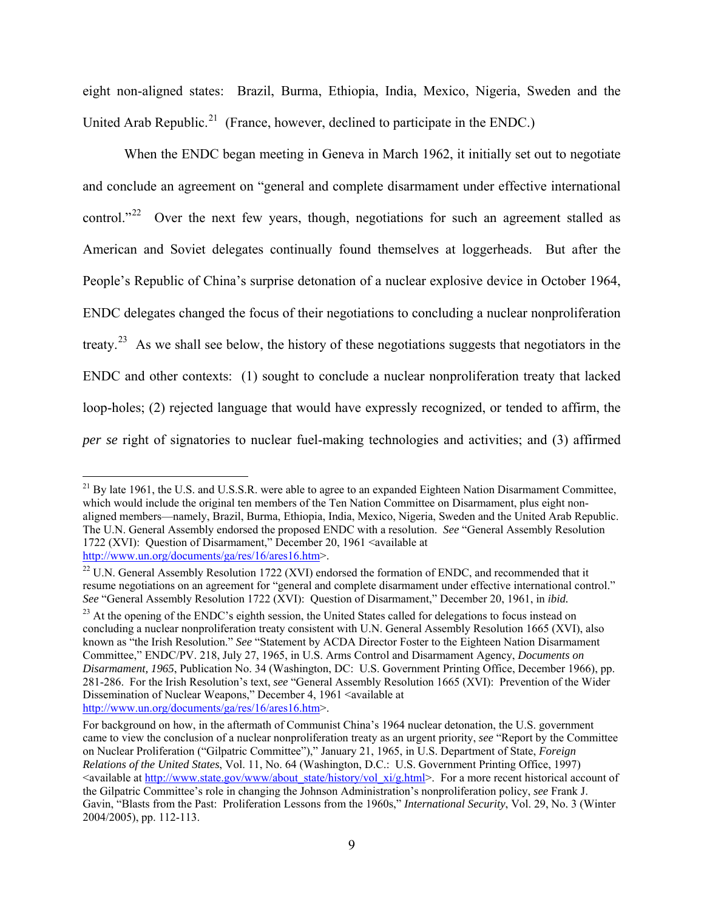eight non-aligned states: Brazil, Burma, Ethiopia, India, Mexico, Nigeria, Sweden and the United Arab Republic.[21] (France, however, declined to participate in the ENDC.)

When the ENDC began meeting in Geneva in March 1962, it initially set out to negotiate and conclude an agreement on "general and complete disarmament under effective international control."[22] Over the next few years, though, negotiations for such an agreement stalled as American and Soviet delegates continually found themselves at loggerheads. But after the People's Republic of China's surprise detonation of a nuclear explosive device in October 1964, ENDC delegates changed the focus of their negotiations to concluding a nuclear nonproliferation treaty.[23] As we shall see below, the history of these negotiations suggests that negotiators in the ENDC and other contexts: (1) sought to conclude a nuclear nonproliferation treaty that lacked loop-holes; (2) rejected language that would have expressly recognized, or tended to affirm, the *per se* right of signatories to nuclear fuel-making technologies and activities; and (3) affirmed

---

[21] By late 1961, the U.S. and U.S.S.R. were able to agree to an expanded Eighteen Nation Disarmament Committee, which would include the original ten members of the Ten Nation Committee on Disarmament, plus eight non-aligned members—namely, Brazil, Burma, Ethiopia, India, Mexico, Nigeria, Sweden and the United Arab Republic. The U.N. General Assembly endorsed the proposed ENDC with a resolution. *See* "General Assembly Resolution 1722 (XVI): Question of Disarmament," December 20, 1961 <available at http://www.un.org/documents/ga/res/16/ares16.htm>.

[22] U.N. General Assembly Resolution 1722 (XVI) endorsed the formation of ENDC, and recommended that it resume negotiations on an agreement for "general and complete disarmament under effective international control." *See* "General Assembly Resolution 1722 (XVI): Question of Disarmament," December 20, 1961, in *ibid.*

[23] At the opening of the ENDC's eighth session, the United States called for delegations to focus instead on concluding a nuclear nonproliferation treaty consistent with U.N. General Assembly Resolution 1665 (XVI), also known as "the Irish Resolution." *See* "Statement by ACDA Director Foster to the Eighteen Nation Disarmament Committee," ENDC/PV. 218, July 27, 1965, in U.S. Arms Control and Disarmament Agency, *Documents on Disarmament, 1965*, Publication No. 34 (Washington, DC: U.S. Government Printing Office, December 1966), pp. 281-286. For the Irish Resolution's text, *see* "General Assembly Resolution 1665 (XVI): Prevention of the Wider Dissemination of Nuclear Weapons," December 4, 1961 <available at http://www.un.org/documents/ga/res/16/ares16.htm>.

For background on how, in the aftermath of Communist China's 1964 nuclear detonation, the U.S. government came to view the conclusion of a nuclear nonproliferation treaty as an urgent priority, *see* "Report by the Committee on Nuclear Proliferation ("Gilpatric Committee")," January 21, 1965, in U.S. Department of State, *Foreign Relations of the United States*, Vol. 11, No. 64 (Washington, D.C.: U.S. Government Printing Office, 1997) <available at http://www.state.gov/www/about_state/history/vol_xi/g.html>. For a more recent historical account of the Gilpatric Committee's role in changing the Johnson Administration's nonproliferation policy, *see* Frank J. Gavin, "Blasts from the Past: Proliferation Lessons from the 1960s," *International Security*, Vol. 29, No. 3 (Winter 2004/2005), pp. 112-113.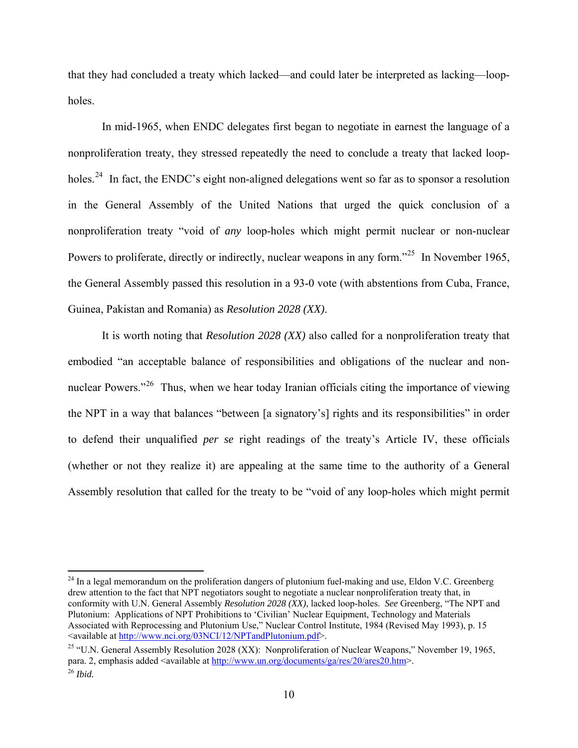that they had concluded a treaty which lacked—and could later be interpreted as lacking—loop-holes.

In mid-1965, when ENDC delegates first began to negotiate in earnest the language of a nonproliferation treaty, they stressed repeatedly the need to conclude a treaty that lacked loop-holes.[24] In fact, the ENDC's eight non-aligned delegations went so far as to sponsor a resolution in the General Assembly of the United Nations that urged the quick conclusion of a nonproliferation treaty "void of *any* loop-holes which might permit nuclear or non-nuclear Powers to proliferate, directly or indirectly, nuclear weapons in any form."[25] In November 1965, the General Assembly passed this resolution in a 93-0 vote (with abstentions from Cuba, France, Guinea, Pakistan and Romania) as *Resolution 2028 (XX)*.

It is worth noting that *Resolution 2028 (XX)* also called for a nonproliferation treaty that embodied "an acceptable balance of responsibilities and obligations of the nuclear and non-nuclear Powers."[26] Thus, when we hear today Iranian officials citing the importance of viewing the NPT in a way that balances "between [a signatory's] rights and its responsibilities" in order to defend their unqualified *per se* right readings of the treaty's Article IV, these officials (whether or not they realize it) are appealing at the same time to the authority of a General Assembly resolution that called for the treaty to be "void of any loop-holes which might permit

---

[24] In a legal memorandum on the proliferation dangers of plutonium fuel-making and use, Eldon V.C. Greenberg drew attention to the fact that NPT negotiators sought to negotiate a nuclear nonproliferation treaty that, in conformity with U.N. General Assembly *Resolution 2028 (XX)*, lacked loop-holes. *See* Greenberg, "The NPT and Plutonium: Applications of NPT Prohibitions to 'Civilian' Nuclear Equipment, Technology and Materials Associated with Reprocessing and Plutonium Use," Nuclear Control Institute, 1984 (Revised May 1993), p. 15 <available at http://www.nci.org/03NCI/12/NPTandPlutonium.pdf>.

[25] "U.N. General Assembly Resolution 2028 (XX): Nonproliferation of Nuclear Weapons," November 19, 1965, para. 2, emphasis added <available at http://www.un.org/documents/ga/res/20/ares20.htm>.

[26] *Ibid.*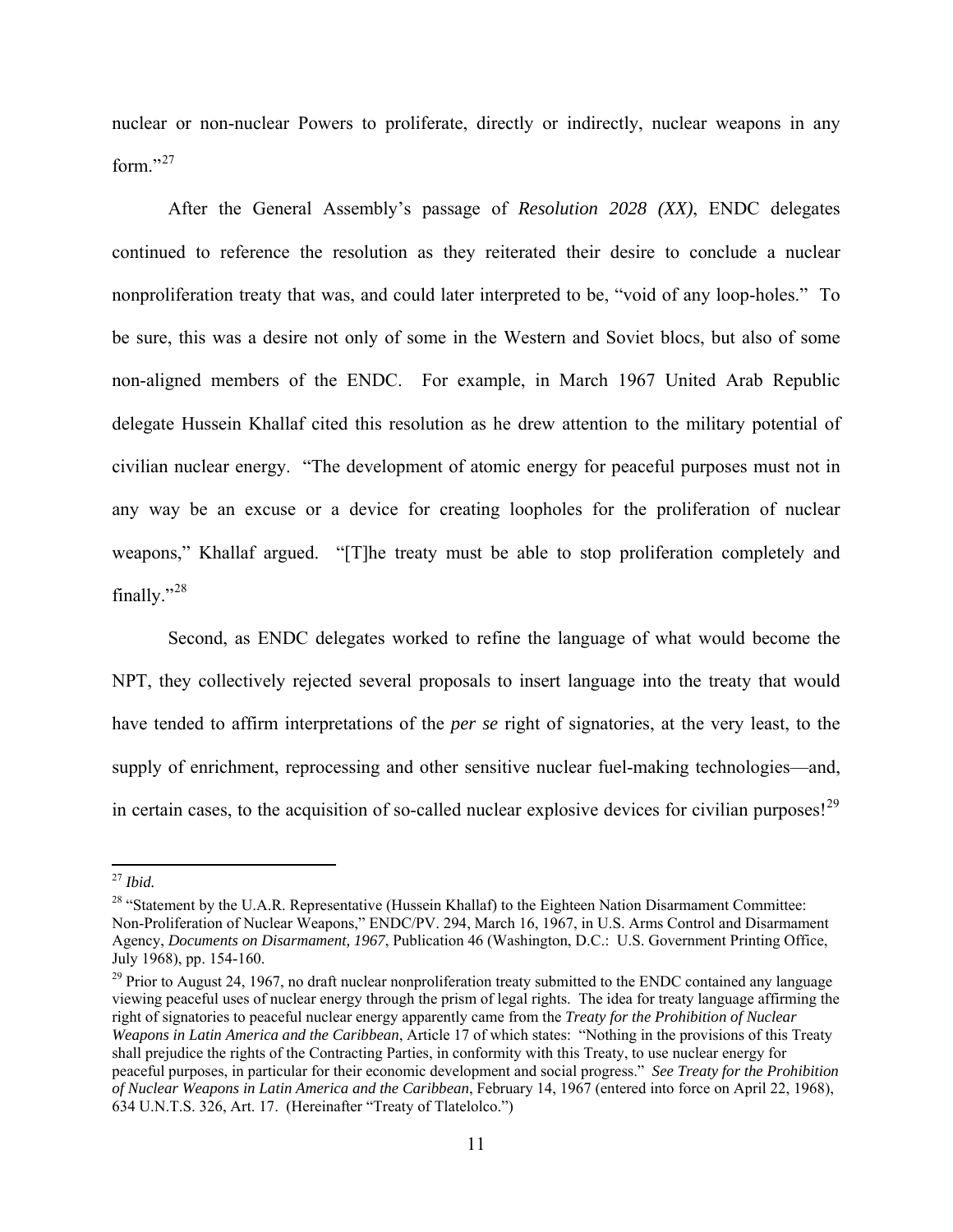nuclear or non-nuclear Powers to proliferate, directly or indirectly, nuclear weapons in any form."[27]

After the General Assembly's passage of *Resolution 2028 (XX)*, ENDC delegates continued to reference the resolution as they reiterated their desire to conclude a nuclear nonproliferation treaty that was, and could later interpreted to be, "void of any loop-holes." To be sure, this was a desire not only of some in the Western and Soviet blocs, but also of some non-aligned members of the ENDC. For example, in March 1967 United Arab Republic delegate Hussein Khallaf cited this resolution as he drew attention to the military potential of civilian nuclear energy. "The development of atomic energy for peaceful purposes must not in any way be an excuse or a device for creating loopholes for the proliferation of nuclear weapons," Khallaf argued. "[T]he treaty must be able to stop proliferation completely and finally."[28]

Second, as ENDC delegates worked to refine the language of what would become the NPT, they collectively rejected several proposals to insert language into the treaty that would have tended to affirm interpretations of the *per se* right of signatories, at the very least, to the supply of enrichment, reprocessing and other sensitive nuclear fuel-making technologies—and, in certain cases, to the acquisition of so-called nuclear explosive devices for civilian purposes![29]

---

[27] *Ibid.*

[28] "Statement by the U.A.R. Representative (Hussein Khallaf) to the Eighteen Nation Disarmament Committee: Non-Proliferation of Nuclear Weapons," ENDC/PV. 294, March 16, 1967, in U.S. Arms Control and Disarmament Agency, *Documents on Disarmament, 1967*, Publication 46 (Washington, D.C.: U.S. Government Printing Office, July 1968), pp. 154-160.

[29] Prior to August 24, 1967, no draft nuclear nonproliferation treaty submitted to the ENDC contained any language viewing peaceful uses of nuclear energy through the prism of legal rights. The idea for treaty language affirming the right of signatories to peaceful nuclear energy apparently came from the *Treaty for the Prohibition of Nuclear Weapons in Latin America and the Caribbean*, Article 17 of which states: "Nothing in the provisions of this Treaty shall prejudice the rights of the Contracting Parties, in conformity with this Treaty, to use nuclear energy for peaceful purposes, in particular for their economic development and social progress." *See Treaty for the Prohibition of Nuclear Weapons in Latin America and the Caribbean*, February 14, 1967 (entered into force on April 22, 1968), 634 U.N.T.S. 326, Art. 17. (Hereinafter "Treaty of Tlatelolco.")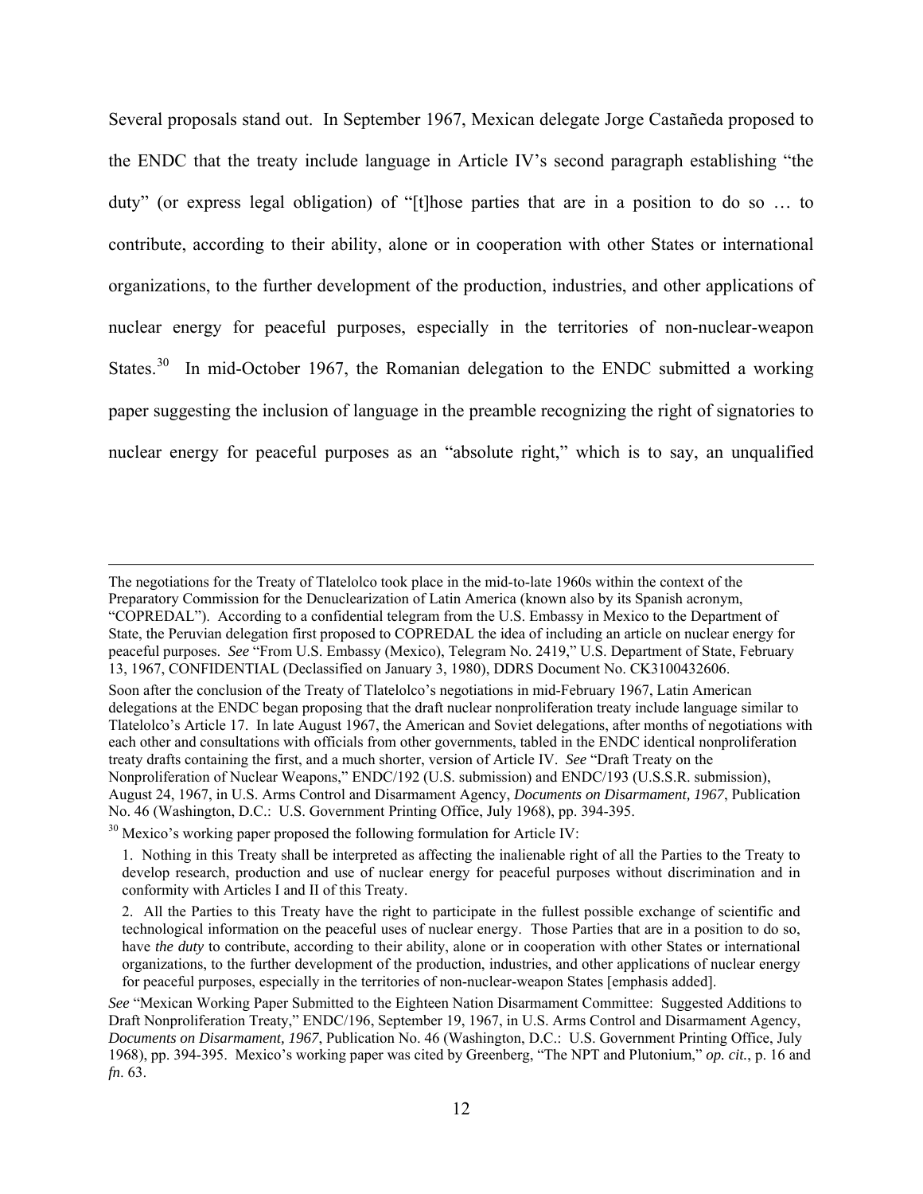Several proposals stand out. In September 1967, Mexican delegate Jorge Castañeda proposed to the ENDC that the treaty include language in Article IV's second paragraph establishing "the duty" (or express legal obligation) of "[t]hose parties that are in a position to do so … to contribute, according to their ability, alone or in cooperation with other States or international organizations, to the further development of the production, industries, and other applications of nuclear energy for peaceful purposes, especially in the territories of non-nuclear-weapon States.[30] In mid-October 1967, the Romanian delegation to the ENDC submitted a working paper suggesting the inclusion of language in the preamble recognizing the right of signatories to nuclear energy for peaceful purposes as an "absolute right," which is to say, an unqualified

---

The negotiations for the Treaty of Tlatelolco took place in the mid-to-late 1960s within the context of the Preparatory Commission for the Denuclearization of Latin America (known also by its Spanish acronym, "COPREDAL"). According to a confidential telegram from the U.S. Embassy in Mexico to the Department of State, the Peruvian delegation first proposed to COPREDAL the idea of including an article on nuclear energy for peaceful purposes. *See* "From U.S. Embassy (Mexico), Telegram No. 2419," U.S. Department of State, February 13, 1967, CONFIDENTIAL (Declassified on January 3, 1980), DDRS Document No. CK3100432606.

Soon after the conclusion of the Treaty of Tlatelolco's negotiations in mid-February 1967, Latin American delegations at the ENDC began proposing that the draft nuclear nonproliferation treaty include language similar to Tlatelolco's Article 17. In late August 1967, the American and Soviet delegations, after months of negotiations with each other and consultations with officials from other governments, tabled in the ENDC identical nonproliferation treaty drafts containing the first, and a much shorter, version of Article IV. *See* "Draft Treaty on the Nonproliferation of Nuclear Weapons," ENDC/192 (U.S. submission) and ENDC/193 (U.S.S.R. submission), August 24, 1967, in U.S. Arms Control and Disarmament Agency, *Documents on Disarmament, 1967*, Publication No. 46 (Washington, D.C.: U.S. Government Printing Office, July 1968), pp. 394-395.

[30] Mexico's working paper proposed the following formulation for Article IV:

> 1. Nothing in this Treaty shall be interpreted as affecting the inalienable right of all the Parties to the Treaty to develop research, production and use of nuclear energy for peaceful purposes without discrimination and in conformity with Articles I and II of this Treaty.
>
> 2. All the Parties to this Treaty have the right to participate in the fullest possible exchange of scientific and technological information on the peaceful uses of nuclear energy. Those Parties that are in a position to do so, have *the duty* to contribute, according to their ability, alone or in cooperation with other States or international organizations, to the further development of the production, industries, and other applications of nuclear energy for peaceful purposes, especially in the territories of non-nuclear-weapon States [emphasis added].

*See* "Mexican Working Paper Submitted to the Eighteen Nation Disarmament Committee: Suggested Additions to Draft Nonproliferation Treaty," ENDC/196, September 19, 1967, in U.S. Arms Control and Disarmament Agency, *Documents on Disarmament, 1967*, Publication No. 46 (Washington, D.C.: U.S. Government Printing Office, July 1968), pp. 394-395. Mexico's working paper was cited by Greenberg, "The NPT and Plutonium," *op. cit.*, p. 16 and *fn*. 63.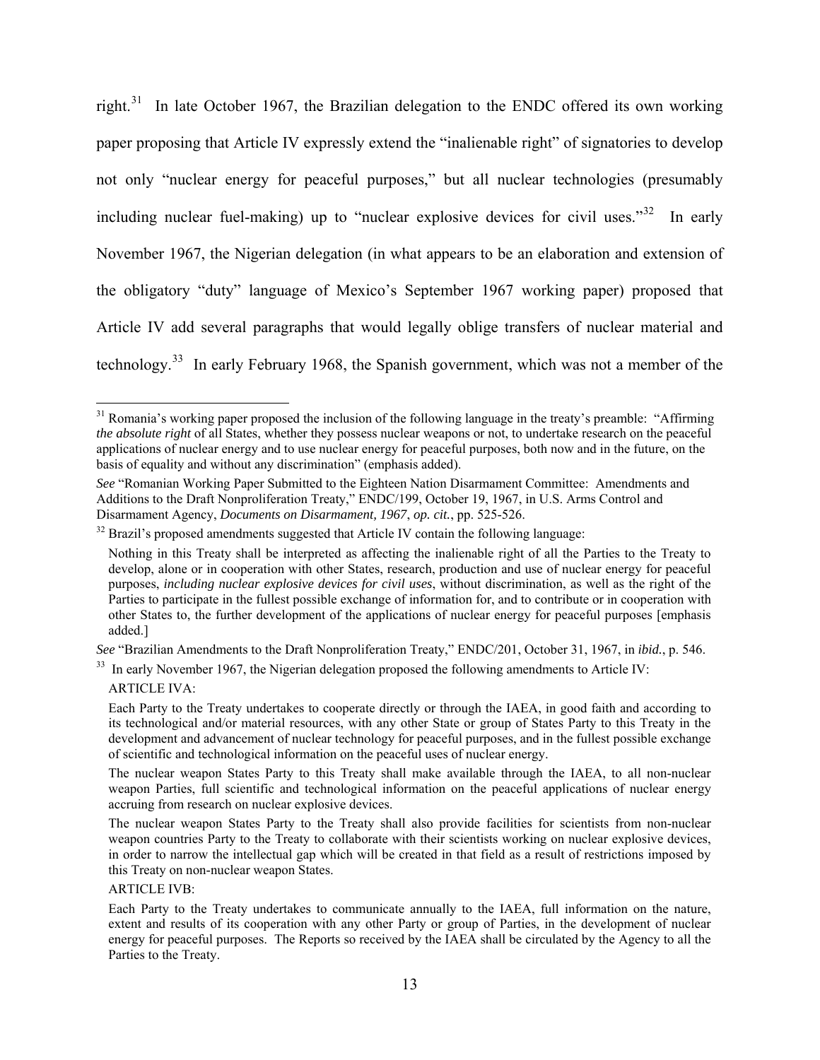right.[31] In late October 1967, the Brazilian delegation to the ENDC offered its own working paper proposing that Article IV expressly extend the "inalienable right" of signatories to develop not only "nuclear energy for peaceful purposes," but all nuclear technologies (presumably including nuclear fuel-making) up to "nuclear explosive devices for civil uses."[32] In early November 1967, the Nigerian delegation (in what appears to be an elaboration and extension of the obligatory "duty" language of Mexico's September 1967 working paper) proposed that Article IV add several paragraphs that would legally oblige transfers of nuclear material and technology.[33] In early February 1968, the Spanish government, which was not a member of the

---

[31] Romania's working paper proposed the inclusion of the following language in the treaty's preamble: "Affirming *the absolute right* of all States, whether they possess nuclear weapons or not, to undertake research on the peaceful applications of nuclear energy and to use nuclear energy for peaceful purposes, both now and in the future, on the basis of equality and without any discrimination" (emphasis added).

*See* "Romanian Working Paper Submitted to the Eighteen Nation Disarmament Committee: Amendments and Additions to the Draft Nonproliferation Treaty," ENDC/199, October 19, 1967, in U.S. Arms Control and Disarmament Agency, *Documents on Disarmament, 1967*, *op. cit.*, pp. 525-526.

[32] Brazil's proposed amendments suggested that Article IV contain the following language:

> Nothing in this Treaty shall be interpreted as affecting the inalienable right of all the Parties to the Treaty to develop, alone or in cooperation with other States, research, production and use of nuclear energy for peaceful purposes, *including nuclear explosive devices for civil uses*, without discrimination, as well as the right of the Parties to participate in the fullest possible exchange of information for, and to contribute or in cooperation with other States to, the further development of the applications of nuclear energy for peaceful purposes [emphasis added.]

*See* "Brazilian Amendments to the Draft Nonproliferation Treaty," ENDC/201, October 31, 1967, in *ibid.*, p. 546.

[33] In early November 1967, the Nigerian delegation proposed the following amendments to Article IV:

> ARTICLE IVA:
>
> Each Party to the Treaty undertakes to cooperate directly or through the IAEA, in good faith and according to its technological and/or material resources, with any other State or group of States Party to this Treaty in the development and advancement of nuclear technology for peaceful purposes, and in the fullest possible exchange of scientific and technological information on the peaceful uses of nuclear energy.
>
> The nuclear weapon States Party to this Treaty shall make available through the IAEA, to all non-nuclear weapon Parties, full scientific and technological information on the peaceful applications of nuclear energy accruing from research on nuclear explosive devices.
>
> The nuclear weapon States Party to the Treaty shall also provide facilities for scientists from non-nuclear weapon countries Party to the Treaty to collaborate with their scientists working on nuclear explosive devices, in order to narrow the intellectual gap which will be created in that field as a result of restrictions imposed by this Treaty on non-nuclear weapon States.
>
> ARTICLE IVB:
>
> Each Party to the Treaty undertakes to communicate annually to the IAEA, full information on the nature, extent and results of its cooperation with any other Party or group of Parties, in the development of nuclear energy for peaceful purposes. The Reports so received by the IAEA shall be circulated by the Agency to all the Parties to the Treaty.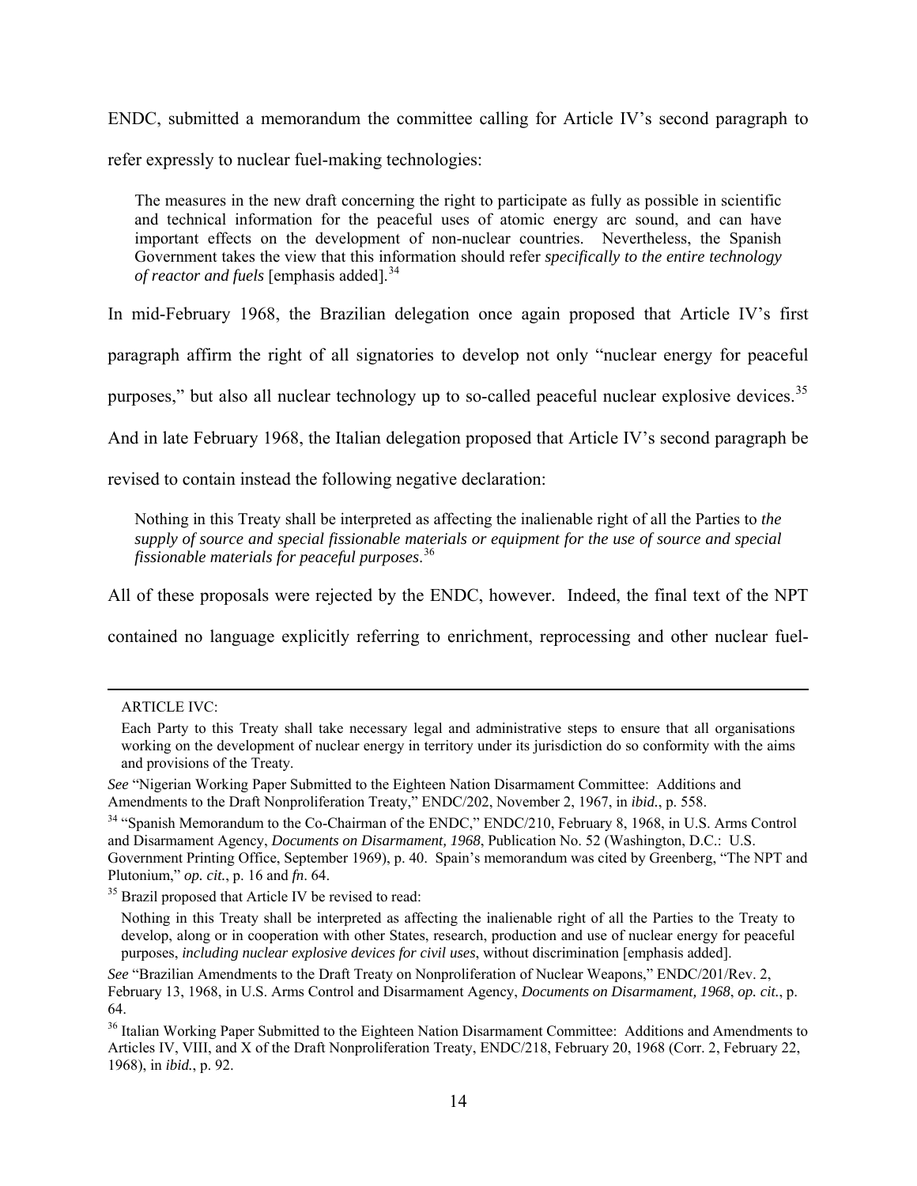ENDC, submitted a memorandum the committee calling for Article IV's second paragraph to refer expressly to nuclear fuel-making technologies:

> The measures in the new draft concerning the right to participate as fully as possible in scientific and technical information for the peaceful uses of atomic energy arc sound, and can have important effects on the development of non-nuclear countries. Nevertheless, the Spanish Government takes the view that this information should refer *specifically to the entire technology of reactor and fuels* [emphasis added].[34]

In mid-February 1968, the Brazilian delegation once again proposed that Article IV's first paragraph affirm the right of all signatories to develop not only "nuclear energy for peaceful purposes," but also all nuclear technology up to so-called peaceful nuclear explosive devices.[35] And in late February 1968, the Italian delegation proposed that Article IV's second paragraph be revised to contain instead the following negative declaration:

> Nothing in this Treaty shall be interpreted as affecting the inalienable right of all the Parties to *the supply of source and special fissionable materials or equipment for the use of source and special fissionable materials for peaceful purposes*.[36]

All of these proposals were rejected by the ENDC, however. Indeed, the final text of the NPT contained no language explicitly referring to enrichment, reprocessing and other nuclear fuel-

---

> ARTICLE IVC:
>
> Each Party to this Treaty shall take necessary legal and administrative steps to ensure that all organisations working on the development of nuclear energy in territory under its jurisdiction do so conformity with the aims and provisions of the Treaty.

*See* "Nigerian Working Paper Submitted to the Eighteen Nation Disarmament Committee: Additions and Amendments to the Draft Nonproliferation Treaty," ENDC/202, November 2, 1967, in *ibid.*, p. 558.

[34] "Spanish Memorandum to the Co-Chairman of the ENDC," ENDC/210, February 8, 1968, in U.S. Arms Control and Disarmament Agency, *Documents on Disarmament, 1968*, Publication No. 52 (Washington, D.C.: U.S. Government Printing Office, September 1969), p. 40. Spain's memorandum was cited by Greenberg, "The NPT and Plutonium," *op. cit.*, p. 16 and *fn*. 64.

[35] Brazil proposed that Article IV be revised to read:

> Nothing in this Treaty shall be interpreted as affecting the inalienable right of all the Parties to the Treaty to develop, along or in cooperation with other States, research, production and use of nuclear energy for peaceful purposes, *including nuclear explosive devices for civil uses*, without discrimination [emphasis added].

*See* "Brazilian Amendments to the Draft Treaty on Nonproliferation of Nuclear Weapons," ENDC/201/Rev. 2, February 13, 1968, in U.S. Arms Control and Disarmament Agency, *Documents on Disarmament, 1968*, *op. cit.*, p. 64.

[36] Italian Working Paper Submitted to the Eighteen Nation Disarmament Committee: Additions and Amendments to Articles IV, VIII, and X of the Draft Nonproliferation Treaty, ENDC/218, February 20, 1968 (Corr. 2, February 22, 1968), in *ibid.*, p. 92.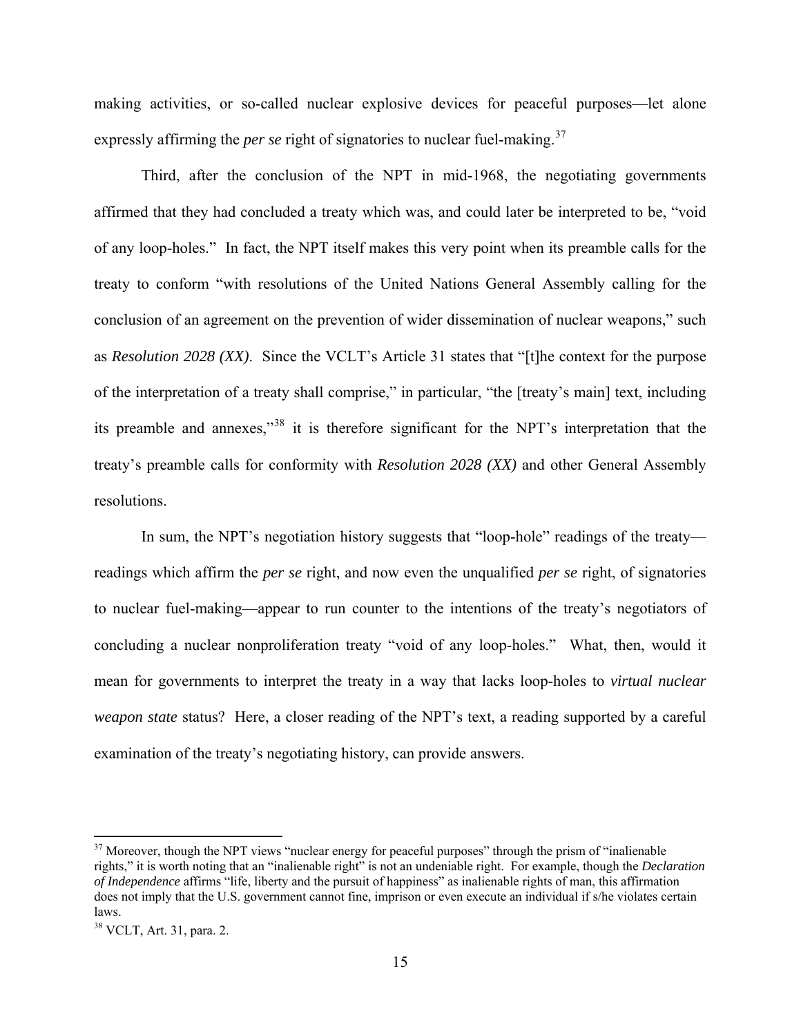making activities, or so-called nuclear explosive devices for peaceful purposes—let alone expressly affirming the *per se* right of signatories to nuclear fuel-making.[37]

Third, after the conclusion of the NPT in mid-1968, the negotiating governments affirmed that they had concluded a treaty which was, and could later be interpreted to be, "void of any loop-holes." In fact, the NPT itself makes this very point when its preamble calls for the treaty to conform "with resolutions of the United Nations General Assembly calling for the conclusion of an agreement on the prevention of wider dissemination of nuclear weapons," such as *Resolution 2028 (XX)*. Since the VCLT's Article 31 states that "[t]he context for the purpose of the interpretation of a treaty shall comprise," in particular, "the [treaty's main] text, including its preamble and annexes,"[38] it is therefore significant for the NPT's interpretation that the treaty's preamble calls for conformity with *Resolution 2028 (XX)* and other General Assembly resolutions.

In sum, the NPT's negotiation history suggests that "loop-hole" readings of the treaty—readings which affirm the *per se* right, and now even the unqualified *per se* right, of signatories to nuclear fuel-making—appear to run counter to the intentions of the treaty's negotiators of concluding a nuclear nonproliferation treaty "void of any loop-holes." What, then, would it mean for governments to interpret the treaty in a way that lacks loop-holes to *virtual nuclear weapon state* status? Here, a closer reading of the NPT's text, a reading supported by a careful examination of the treaty's negotiating history, can provide answers.

---

[37] Moreover, though the NPT views "nuclear energy for peaceful purposes" through the prism of "inalienable rights," it is worth noting that an "inalienable right" is not an undeniable right. For example, though the *Declaration of Independence* affirms "life, liberty and the pursuit of happiness" as inalienable rights of man, this affirmation does not imply that the U.S. government cannot fine, imprison or even execute an individual if s/he violates certain laws.

[38] VCLT, Art. 31, para. 2.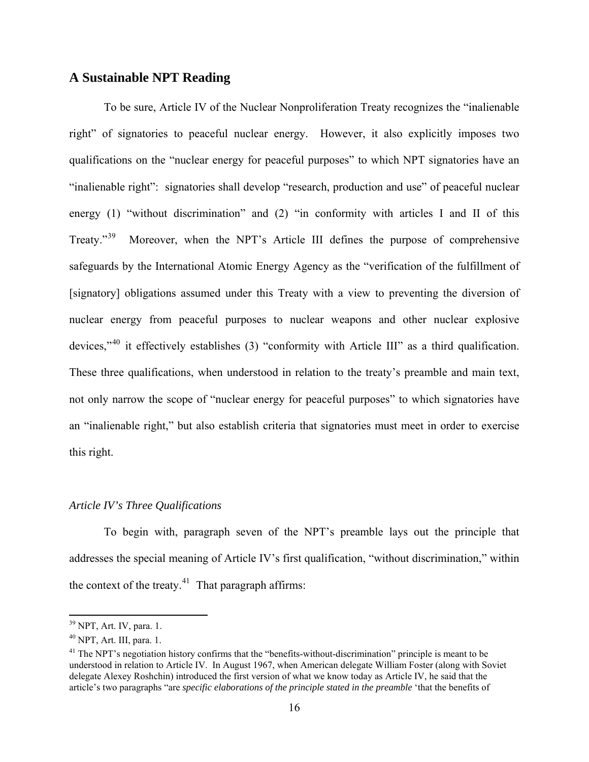## A Sustainable NPT Reading

To be sure, Article IV of the Nuclear Nonproliferation Treaty recognizes the "inalienable right" of signatories to peaceful nuclear energy. However, it also explicitly imposes two qualifications on the "nuclear energy for peaceful purposes" to which NPT signatories have an "inalienable right": signatories shall develop "research, production and use" of peaceful nuclear energy (1) "without discrimination" and (2) "in conformity with articles I and II of this Treaty."[39] Moreover, when the NPT's Article III defines the purpose of comprehensive safeguards by the International Atomic Energy Agency as the "verification of the fulfillment of [signatory] obligations assumed under this Treaty with a view to preventing the diversion of nuclear energy from peaceful purposes to nuclear weapons and other nuclear explosive devices,"[40] it effectively establishes (3) "conformity with Article III" as a third qualification. These three qualifications, when understood in relation to the treaty's preamble and main text, not only narrow the scope of "nuclear energy for peaceful purposes" to which signatories have an "inalienable right," but also establish criteria that signatories must meet in order to exercise this right.

### *Article IV's Three Qualifications*

To begin with, paragraph seven of the NPT's preamble lays out the principle that addresses the special meaning of Article IV's first qualification, "without discrimination," within the context of the treaty.[41] That paragraph affirms:

---

[39] NPT, Art. IV, para. 1.

[40] NPT, Art. III, para. 1.

[41] The NPT's negotiation history confirms that the "benefits-without-discrimination" principle is meant to be understood in relation to Article IV. In August 1967, when American delegate William Foster (along with Soviet delegate Alexey Roshchin) introduced the first version of what we know today as Article IV, he said that the article's two paragraphs "are *specific elaborations of the principle stated in the preamble* 'that the benefits of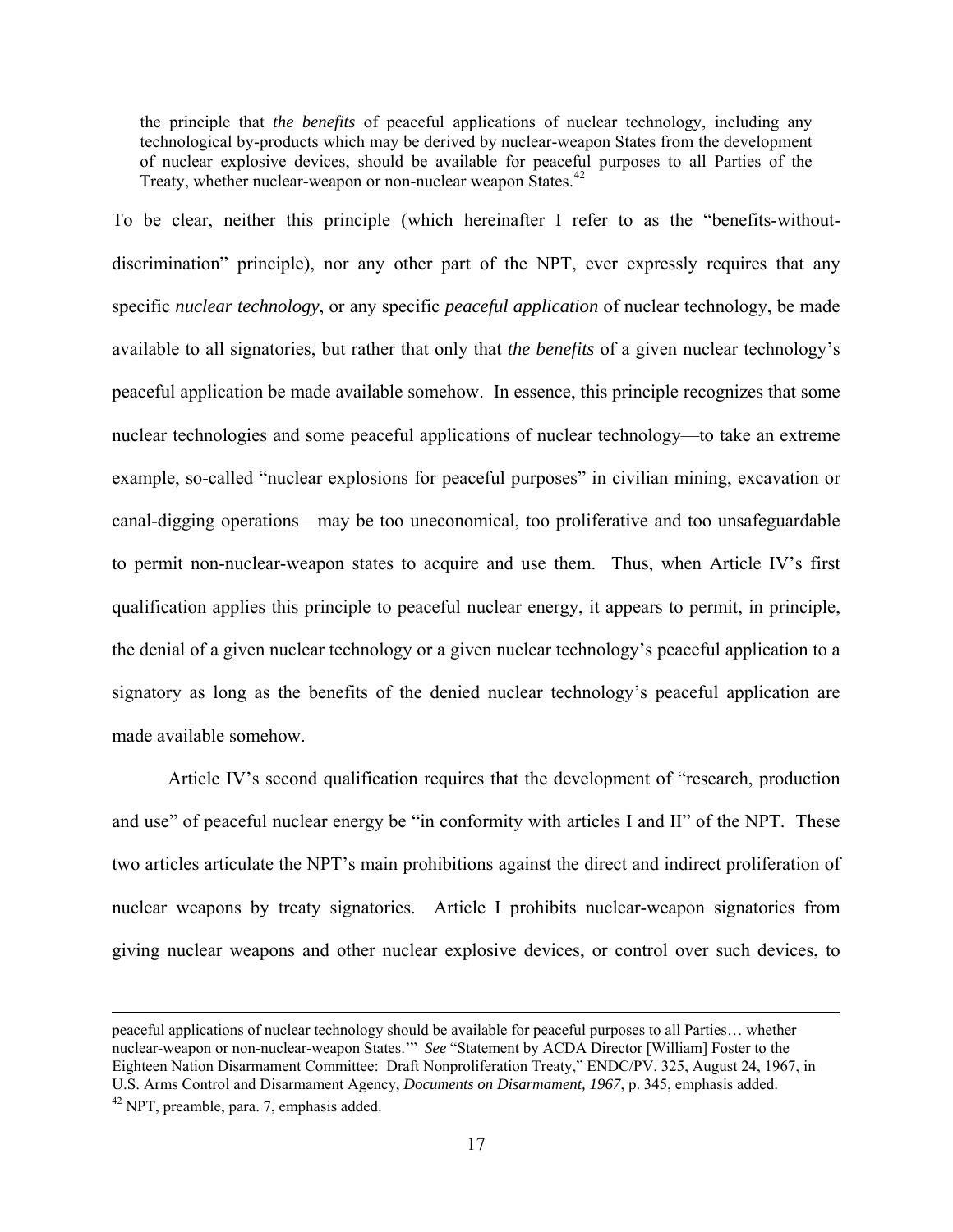> the principle that *the benefits* of peaceful applications of nuclear technology, including any technological by-products which may be derived by nuclear-weapon States from the development of nuclear explosive devices, should be available for peaceful purposes to all Parties of the Treaty, whether nuclear-weapon or non-nuclear weapon States.[42]

To be clear, neither this principle (which hereinafter I refer to as the "benefits-without-discrimination" principle), nor any other part of the NPT, ever expressly requires that any specific *nuclear technology*, or any specific *peaceful application* of nuclear technology, be made available to all signatories, but rather that only that *the benefits* of a given nuclear technology's peaceful application be made available somehow. In essence, this principle recognizes that some nuclear technologies and some peaceful applications of nuclear technology—to take an extreme example, so-called "nuclear explosions for peaceful purposes" in civilian mining, excavation or canal-digging operations—may be too uneconomical, too proliferative and too unsafeguardable to permit non-nuclear-weapon states to acquire and use them. Thus, when Article IV's first qualification applies this principle to peaceful nuclear energy, it appears to permit, in principle, the denial of a given nuclear technology or a given nuclear technology's peaceful application to a signatory as long as the benefits of the denied nuclear technology's peaceful application are made available somehow.

Article IV's second qualification requires that the development of "research, production and use" of peaceful nuclear energy be "in conformity with articles I and II" of the NPT. These two articles articulate the NPT's main prohibitions against the direct and indirect proliferation of nuclear weapons by treaty signatories. Article I prohibits nuclear-weapon signatories from giving nuclear weapons and other nuclear explosive devices, or control over such devices, to

---

peaceful applications of nuclear technology should be available for peaceful purposes to all Parties… whether nuclear-weapon or non-nuclear-weapon States.'" *See* "Statement by ACDA Director [William] Foster to the Eighteen Nation Disarmament Committee: Draft Nonproliferation Treaty," ENDC/PV. 325, August 24, 1967, in U.S. Arms Control and Disarmament Agency, *Documents on Disarmament, 1967*, p. 345, emphasis added.

[42] NPT, preamble, para. 7, emphasis added.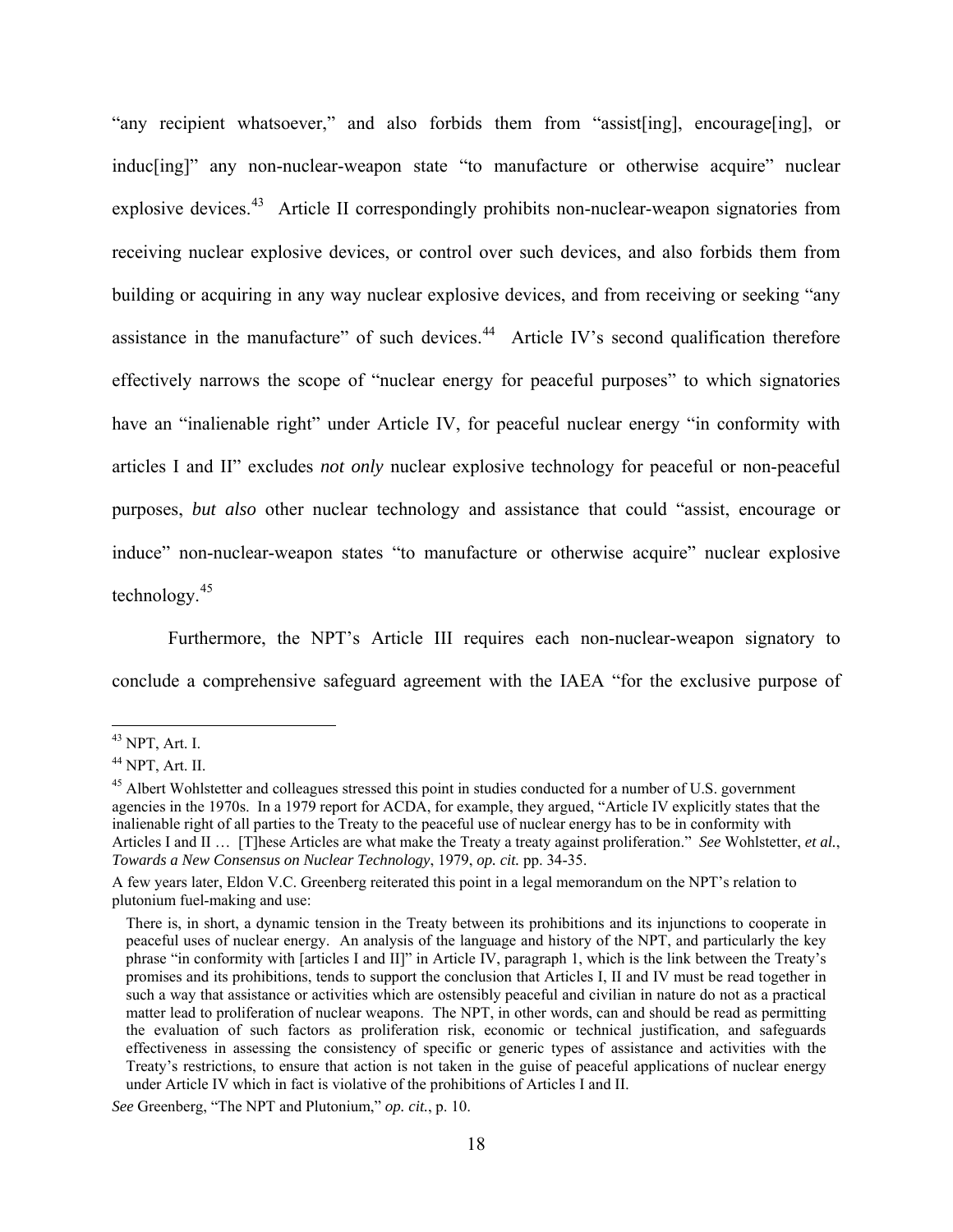"any recipient whatsoever," and also forbids them from "assist[ing], encourage[ing], or induc[ing]" any non-nuclear-weapon state "to manufacture or otherwise acquire" nuclear explosive devices.[43] Article II correspondingly prohibits non-nuclear-weapon signatories from receiving nuclear explosive devices, or control over such devices, and also forbids them from building or acquiring in any way nuclear explosive devices, and from receiving or seeking "any assistance in the manufacture" of such devices.[44] Article IV's second qualification therefore effectively narrows the scope of "nuclear energy for peaceful purposes" to which signatories have an "inalienable right" under Article IV, for peaceful nuclear energy "in conformity with articles I and II" excludes *not only* nuclear explosive technology for peaceful or non-peaceful purposes, *but also* other nuclear technology and assistance that could "assist, encourage or induce" non-nuclear-weapon states "to manufacture or otherwise acquire" nuclear explosive technology.[45]

Furthermore, the NPT's Article III requires each non-nuclear-weapon signatory to conclude a comprehensive safeguard agreement with the IAEA "for the exclusive purpose of

---

[43] NPT, Art. I.

[44] NPT, Art. II.

[45] Albert Wohlstetter and colleagues stressed this point in studies conducted for a number of U.S. government agencies in the 1970s. In a 1979 report for ACDA, for example, they argued, "Article IV explicitly states that the inalienable right of all parties to the Treaty to the peaceful use of nuclear energy has to be in conformity with Articles I and II … [T]hese Articles are what make the Treaty a treaty against proliferation." *See* Wohlstetter, *et al.*, *Towards a New Consensus on Nuclear Technology*, 1979, *op. cit.* pp. 34-35.

A few years later, Eldon V.C. Greenberg reiterated this point in a legal memorandum on the NPT's relation to plutonium fuel-making and use:

> There is, in short, a dynamic tension in the Treaty between its prohibitions and its injunctions to cooperate in peaceful uses of nuclear energy. An analysis of the language and history of the NPT, and particularly the key phrase "in conformity with [articles I and II]" in Article IV, paragraph 1, which is the link between the Treaty's promises and its prohibitions, tends to support the conclusion that Articles I, II and IV must be read together in such a way that assistance or activities which are ostensibly peaceful and civilian in nature do not as a practical matter lead to proliferation of nuclear weapons. The NPT, in other words, can and should be read as permitting the evaluation of such factors as proliferation risk, economic or technical justification, and safeguards effectiveness in assessing the consistency of specific or generic types of assistance and activities with the Treaty's restrictions, to ensure that action is not taken in the guise of peaceful applications of nuclear energy under Article IV which in fact is violative of the prohibitions of Articles I and II.

*See* Greenberg, "The NPT and Plutonium," *op. cit.*, p. 10.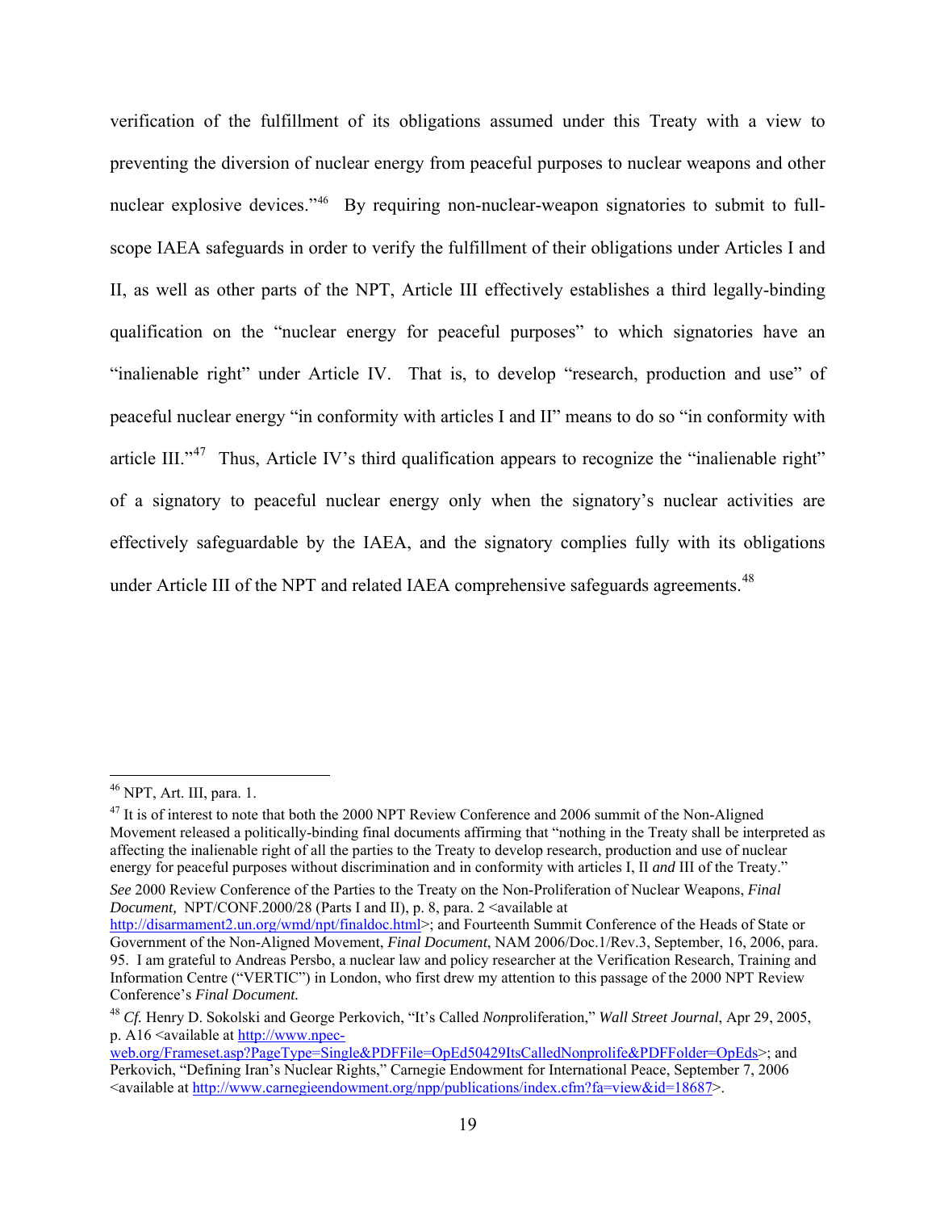verification of the fulfillment of its obligations assumed under this Treaty with a view to preventing the diversion of nuclear energy from peaceful purposes to nuclear weapons and other nuclear explosive devices."[46] By requiring non-nuclear-weapon signatories to submit to full-scope IAEA safeguards in order to verify the fulfillment of their obligations under Articles I and II, as well as other parts of the NPT, Article III effectively establishes a third legally-binding qualification on the "nuclear energy for peaceful purposes" to which signatories have an "inalienable right" under Article IV. That is, to develop "research, production and use" of peaceful nuclear energy "in conformity with articles I and II" means to do so "in conformity with article III."[47] Thus, Article IV's third qualification appears to recognize the "inalienable right" of a signatory to peaceful nuclear energy only when the signatory's nuclear activities are effectively safeguardable by the IAEA, and the signatory complies fully with its obligations under Article III of the NPT and related IAEA comprehensive safeguards agreements.[48]

---

[46] NPT, Art. III, para. 1.

[47] It is of interest to note that both the 2000 NPT Review Conference and 2006 summit of the Non-Aligned Movement released a politically-binding final documents affirming that "nothing in the Treaty shall be interpreted as affecting the inalienable right of all the parties to the Treaty to develop research, production and use of nuclear energy for peaceful purposes without discrimination and in conformity with articles I, II ***and*** III of the Treaty."
*See* 2000 Review Conference of the Parties to the Treaty on the Non-Proliferation of Nuclear Weapons, *Final Document,* NPT/CONF.2000/28 (Parts I and II), p. 8, para. 2 <available at http://disarmament2.un.org/wmd/npt/finaldoc.html>; and Fourteenth Summit Conference of the Heads of State or Government of the Non-Aligned Movement, *Final Document*, NAM 2006/Doc.1/Rev.3, September, 16, 2006, para. 95. I am grateful to Andreas Persbo, a nuclear law and policy researcher at the Verification Research, Training and Information Centre ("VERTIC") in London, who first drew my attention to this passage of the 2000 NPT Review Conference's ***Final Document.***

[48] *Cf.* Henry D. Sokolski and George Perkovich, "It's Called *Non*proliferation," *Wall Street Journal*, Apr 29, 2005, p. A16 <available at http://www.npec-web.org/Frameset.asp?PageType=Single&PDFFile=OpEd50429ItsCalledNonprolife&PDFFolder=OpEds>; and Perkovich, "Defining Iran's Nuclear Rights," Carnegie Endowment for International Peace, September 7, 2006 <available at http://www.carnegieendowment.org/npp/publications/index.cfm?fa=view&id=18687>.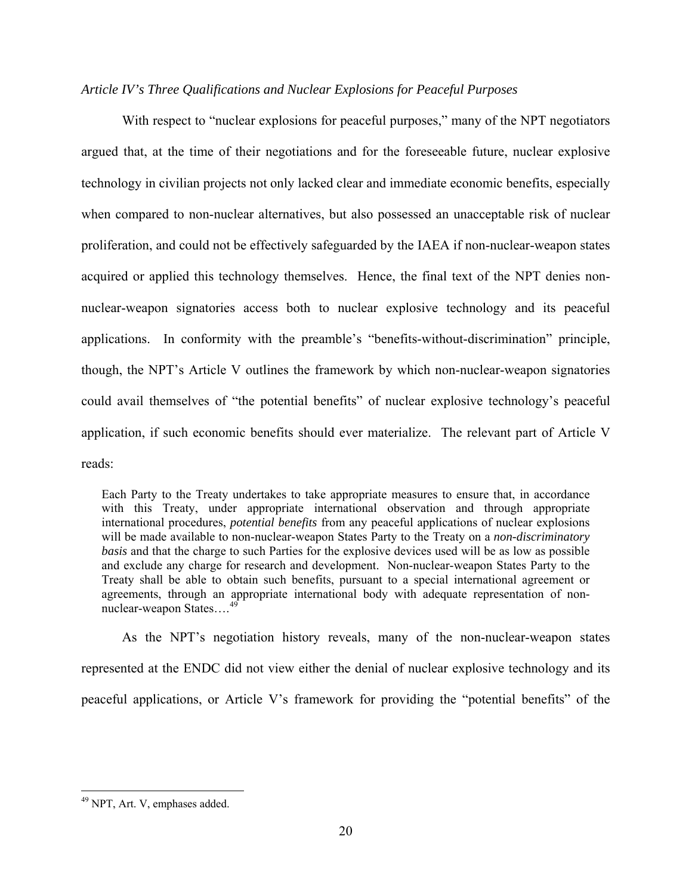*Article IV's Three Qualifications and Nuclear Explosions for Peaceful Purposes*

With respect to "nuclear explosions for peaceful purposes," many of the NPT negotiators argued that, at the time of their negotiations and for the foreseeable future, nuclear explosive technology in civilian projects not only lacked clear and immediate economic benefits, especially when compared to non-nuclear alternatives, but also possessed an unacceptable risk of nuclear proliferation, and could not be effectively safeguarded by the IAEA if non-nuclear-weapon states acquired or applied this technology themselves. Hence, the final text of the NPT denies non-nuclear-weapon signatories access both to nuclear explosive technology and its peaceful applications. In conformity with the preamble's "benefits-without-discrimination" principle, though, the NPT's Article V outlines the framework by which non-nuclear-weapon signatories could avail themselves of "the potential benefits" of nuclear explosive technology's peaceful application, if such economic benefits should ever materialize. The relevant part of Article V reads:

> Each Party to the Treaty undertakes to take appropriate measures to ensure that, in accordance with this Treaty, under appropriate international observation and through appropriate international procedures, *potential benefits* from any peaceful applications of nuclear explosions will be made available to non-nuclear-weapon States Party to the Treaty on a *non-discriminatory basis* and that the charge to such Parties for the explosive devices used will be as low as possible and exclude any charge for research and development. Non-nuclear-weapon States Party to the Treaty shall be able to obtain such benefits, pursuant to a special international agreement or agreements, through an appropriate international body with adequate representation of non-nuclear-weapon States….[49]

As the NPT's negotiation history reveals, many of the non-nuclear-weapon states represented at the ENDC did not view either the denial of nuclear explosive technology and its peaceful applications, or Article V's framework for providing the "potential benefits" of the

---

[49] NPT, Art. V, emphases added.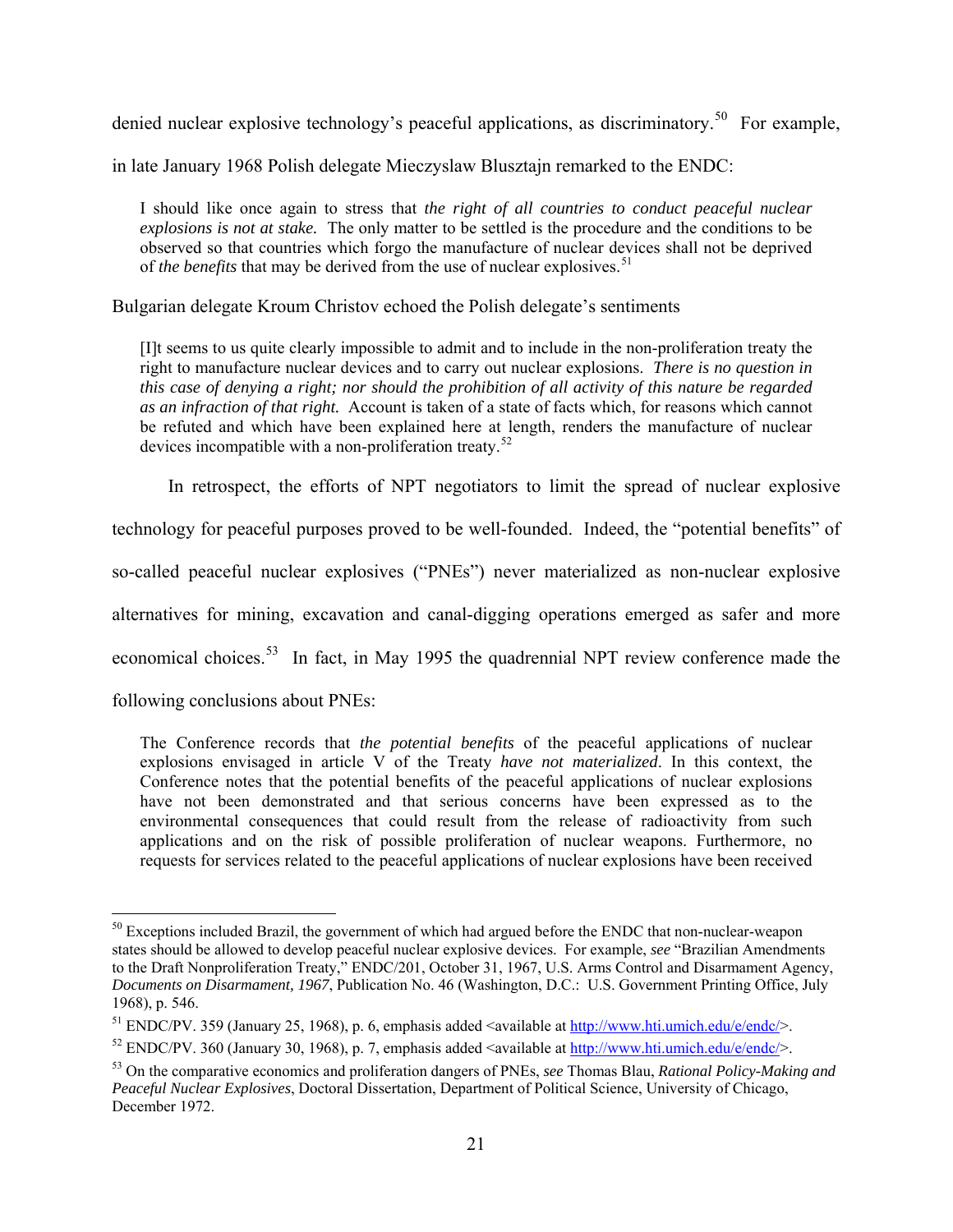denied nuclear explosive technology's peaceful applications, as discriminatory.[50] For example, in late January 1968 Polish delegate Mieczyslaw Blusztajn remarked to the ENDC:

> I should like once again to stress that *the right of all countries to conduct peaceful nuclear explosions is not at stake.* The only matter to be settled is the procedure and the conditions to be observed so that countries which forgo the manufacture of nuclear devices shall not be deprived of *the benefits* that may be derived from the use of nuclear explosives.[51]

Bulgarian delegate Kroum Christov echoed the Polish delegate's sentiments

> [I]t seems to us quite clearly impossible to admit and to include in the non-proliferation treaty the right to manufacture nuclear devices and to carry out nuclear explosions. *There is no question in this case of denying a right; nor should the prohibition of all activity of this nature be regarded as an infraction of that right.* Account is taken of a state of facts which, for reasons which cannot be refuted and which have been explained here at length, renders the manufacture of nuclear devices incompatible with a non-proliferation treaty.[52]

In retrospect, the efforts of NPT negotiators to limit the spread of nuclear explosive technology for peaceful purposes proved to be well-founded. Indeed, the "potential benefits" of so-called peaceful nuclear explosives ("PNEs") never materialized as non-nuclear explosive alternatives for mining, excavation and canal-digging operations emerged as safer and more economical choices.[53] In fact, in May 1995 the quadrennial NPT review conference made the following conclusions about PNEs:

> The Conference records that *the potential benefits* of the peaceful applications of nuclear explosions envisaged in article V of the Treaty *have not materialized*. In this context, the Conference notes that the potential benefits of the peaceful applications of nuclear explosions have not been demonstrated and that serious concerns have been expressed as to the environmental consequences that could result from the release of radioactivity from such applications and on the risk of possible proliferation of nuclear weapons. Furthermore, no requests for services related to the peaceful applications of nuclear explosions have been received

---

[50] Exceptions included Brazil, the government of which had argued before the ENDC that non-nuclear-weapon states should be allowed to develop peaceful nuclear explosive devices. For example, *see* "Brazilian Amendments to the Draft Nonproliferation Treaty," ENDC/201, October 31, 1967, U.S. Arms Control and Disarmament Agency, *Documents on Disarmament, 1967*, Publication No. 46 (Washington, D.C.: U.S. Government Printing Office, July 1968), p. 546.

[51] ENDC/PV. 359 (January 25, 1968), p. 6, emphasis added <available at http://www.hti.umich.edu/e/endc/>.

[52] ENDC/PV. 360 (January 30, 1968), p. 7, emphasis added <available at http://www.hti.umich.edu/e/endc/>.

[53] On the comparative economics and proliferation dangers of PNEs, *see* Thomas Blau, *Rational Policy-Making and Peaceful Nuclear Explosives*, Doctoral Dissertation, Department of Political Science, University of Chicago, December 1972.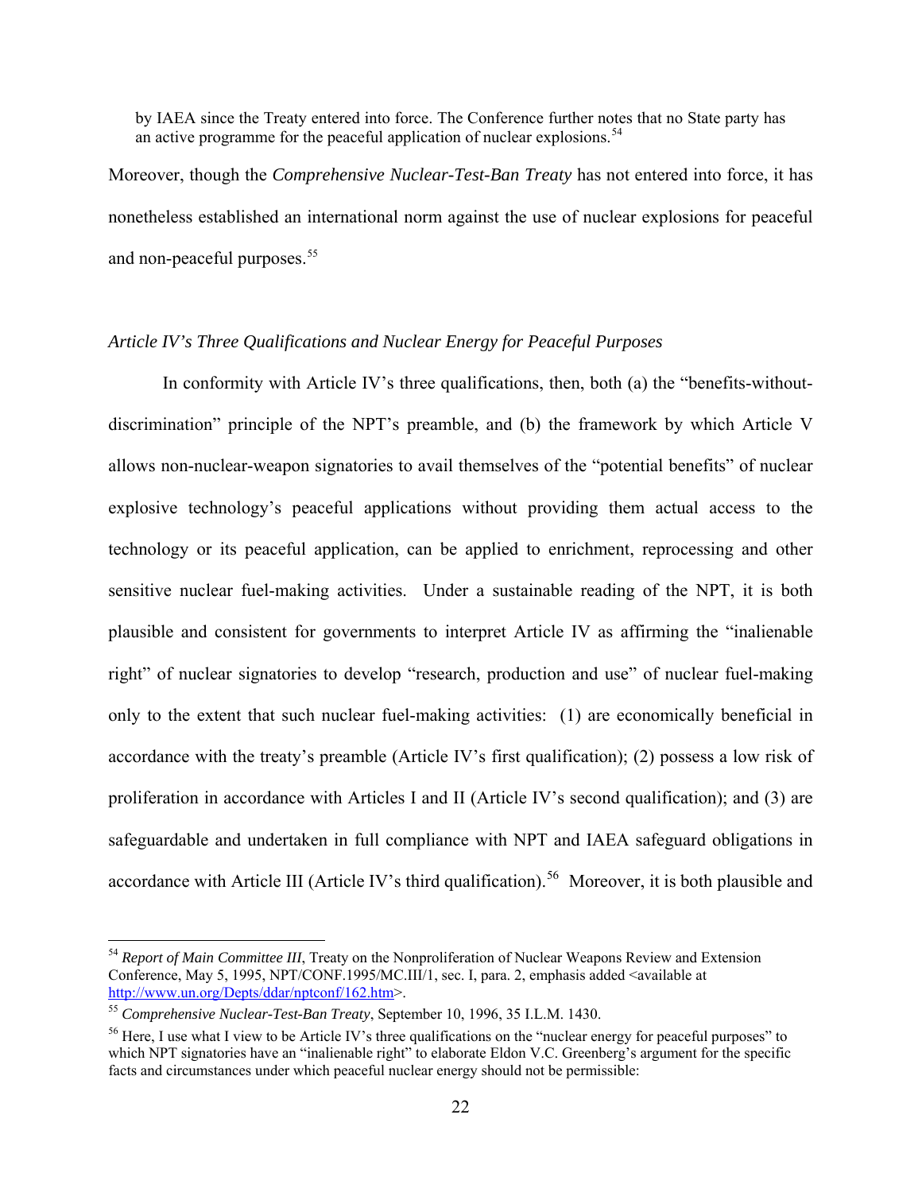by IAEA since the Treaty entered into force. The Conference further notes that no State party has an active programme for the peaceful application of nuclear explosions.[54]

Moreover, though the *Comprehensive Nuclear-Test-Ban Treaty* has not entered into force, it has nonetheless established an international norm against the use of nuclear explosions for peaceful and non-peaceful purposes.[55]

### *Article IV's Three Qualifications and Nuclear Energy for Peaceful Purposes*

In conformity with Article IV's three qualifications, then, both (a) the "benefits-without-discrimination" principle of the NPT's preamble, and (b) the framework by which Article V allows non-nuclear-weapon signatories to avail themselves of the "potential benefits" of nuclear explosive technology's peaceful applications without providing them actual access to the technology or its peaceful application, can be applied to enrichment, reprocessing and other sensitive nuclear fuel-making activities. Under a sustainable reading of the NPT, it is both plausible and consistent for governments to interpret Article IV as affirming the "inalienable right" of nuclear signatories to develop "research, production and use" of nuclear fuel-making only to the extent that such nuclear fuel-making activities: (1) are economically beneficial in accordance with the treaty's preamble (Article IV's first qualification); (2) possess a low risk of proliferation in accordance with Articles I and II (Article IV's second qualification); and (3) are safeguardable and undertaken in full compliance with NPT and IAEA safeguard obligations in accordance with Article III (Article IV's third qualification).[56] Moreover, it is both plausible and

---

[54] *Report of Main Committee III*, Treaty on the Nonproliferation of Nuclear Weapons Review and Extension Conference, May 5, 1995, NPT/CONF.1995/MC.III/1, sec. I, para. 2, emphasis added <available at http://www.un.org/Depts/ddar/nptconf/162.htm>.

[55] *Comprehensive Nuclear-Test-Ban Treaty*, September 10, 1996, 35 I.L.M. 1430.

[56] Here, I use what I view to be Article IV's three qualifications on the "nuclear energy for peaceful purposes" to which NPT signatories have an "inalienable right" to elaborate Eldon V.C. Greenberg's argument for the specific facts and circumstances under which peaceful nuclear energy should not be permissible: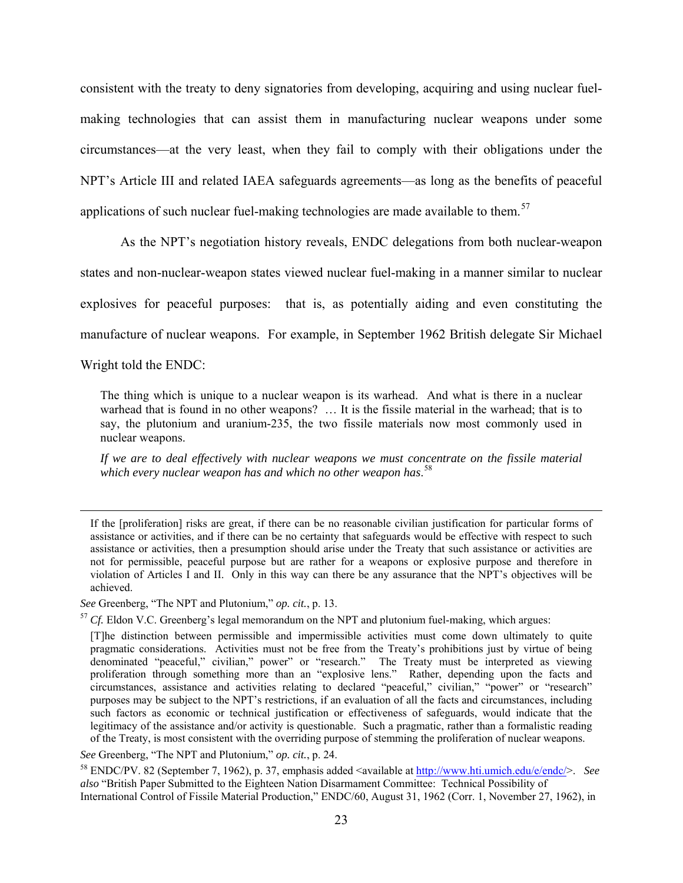consistent with the treaty to deny signatories from developing, acquiring and using nuclear fuel-making technologies that can assist them in manufacturing nuclear weapons under some circumstances—at the very least, when they fail to comply with their obligations under the NPT's Article III and related IAEA safeguards agreements—as long as the benefits of peaceful applications of such nuclear fuel-making technologies are made available to them.[57]

As the NPT's negotiation history reveals, ENDC delegations from both nuclear-weapon states and non-nuclear-weapon states viewed nuclear fuel-making in a manner similar to nuclear explosives for peaceful purposes: that is, as potentially aiding and even constituting the manufacture of nuclear weapons. For example, in September 1962 British delegate Sir Michael Wright told the ENDC:

> The thing which is unique to a nuclear weapon is its warhead. And what is there in a nuclear warhead that is found in no other weapons? … It is the fissile material in the warhead; that is to say, the plutonium and uranium-235, the two fissile materials now most commonly used in nuclear weapons.
>
> *If we are to deal effectively with nuclear weapons we must concentrate on the fissile material which every nuclear weapon has and which no other weapon has*.[58]

---

> If the [proliferation] risks are great, if there can be no reasonable civilian justification for particular forms of assistance or activities, and if there can be no certainty that safeguards would be effective with respect to such assistance or activities, then a presumption should arise under the Treaty that such assistance or activities are not for permissible, peaceful purpose but are rather for a weapons or explosive purpose and therefore in violation of Articles I and II. Only in this way can there be any assurance that the NPT's objectives will be achieved.

*See* Greenberg, "The NPT and Plutonium," *op. cit.*, p. 13.

[57] *Cf.* Eldon V.C. Greenberg's legal memorandum on the NPT and plutonium fuel-making, which argues:

> [T]he distinction between permissible and impermissible activities must come down ultimately to quite pragmatic considerations. Activities must not be free from the Treaty's prohibitions just by virtue of being denominated "peaceful," civilian," power" or "research." The Treaty must be interpreted as viewing proliferation through something more than an "explosive lens." Rather, depending upon the facts and circumstances, assistance and activities relating to declared "peaceful," civilian," "power" or "research" purposes may be subject to the NPT's restrictions, if an evaluation of all the facts and circumstances, including such factors as economic or technical justification or effectiveness of safeguards, would indicate that the legitimacy of the assistance and/or activity is questionable. Such a pragmatic, rather than a formalistic reading of the Treaty, is most consistent with the overriding purpose of stemming the proliferation of nuclear weapons.

*See* Greenberg, "The NPT and Plutonium," *op. cit.*, p. 24.

[58] ENDC/PV. 82 (September 7, 1962), p. 37, emphasis added <available at http://www.hti.umich.edu/e/endc/>. *See also* "British Paper Submitted to the Eighteen Nation Disarmament Committee: Technical Possibility of International Control of Fissile Material Production," ENDC/60, August 31, 1962 (Corr. 1, November 27, 1962), in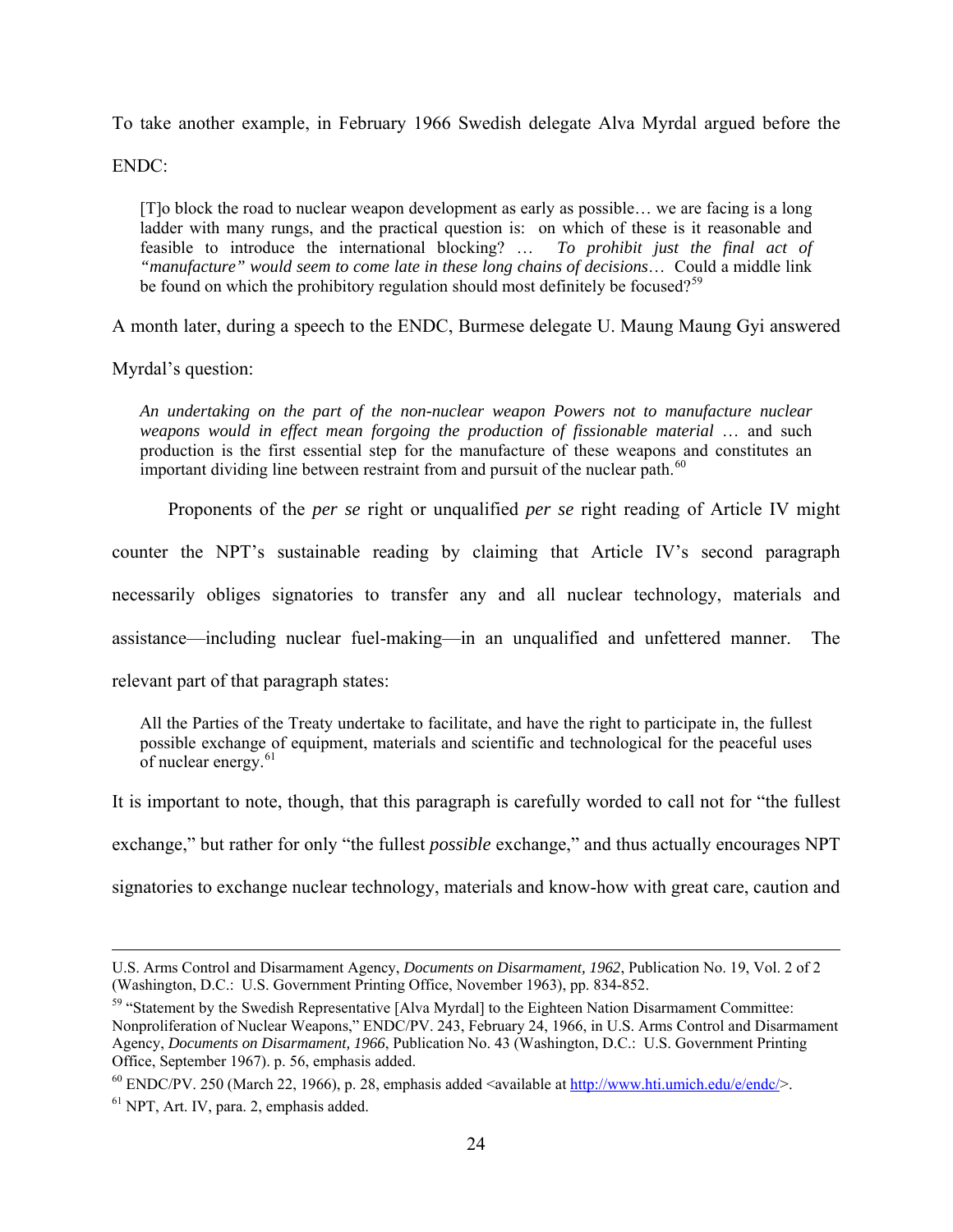To take another example, in February 1966 Swedish delegate Alva Myrdal argued before the ENDC:

> [T]o block the road to nuclear weapon development as early as possible… we are facing is a long ladder with many rungs, and the practical question is: on which of these is it reasonable and feasible to introduce the international blocking? … *To prohibit just the final act of "manufacture" would seem to come late in these long chains of decisions*… Could a middle link be found on which the prohibitory regulation should most definitely be focused?[59]

A month later, during a speech to the ENDC, Burmese delegate U. Maung Maung Gyi answered Myrdal's question:

> *An undertaking on the part of the non-nuclear weapon Powers not to manufacture nuclear weapons would in effect mean forgoing the production of fissionable material* … and such production is the first essential step for the manufacture of these weapons and constitutes an important dividing line between restraint from and pursuit of the nuclear path.[60]

Proponents of the *per se* right or unqualified *per se* right reading of Article IV might counter the NPT's sustainable reading by claiming that Article IV's second paragraph necessarily obliges signatories to transfer any and all nuclear technology, materials and assistance—including nuclear fuel-making—in an unqualified and unfettered manner. The relevant part of that paragraph states:

> All the Parties of the Treaty undertake to facilitate, and have the right to participate in, the fullest possible exchange of equipment, materials and scientific and technological for the peaceful uses of nuclear energy.[61]

It is important to note, though, that this paragraph is carefully worded to call not for "the fullest exchange," but rather for only "the fullest *possible* exchange," and thus actually encourages NPT signatories to exchange nuclear technology, materials and know-how with great care, caution and

---

U.S. Arms Control and Disarmament Agency, *Documents on Disarmament, 1962*, Publication No. 19, Vol. 2 of 2 (Washington, D.C.: U.S. Government Printing Office, November 1963), pp. 834-852.

[59] "Statement by the Swedish Representative [Alva Myrdal] to the Eighteen Nation Disarmament Committee: Nonproliferation of Nuclear Weapons," ENDC/PV. 243, February 24, 1966, in U.S. Arms Control and Disarmament Agency, *Documents on Disarmament, 1966*, Publication No. 43 (Washington, D.C.: U.S. Government Printing Office, September 1967). p. 56, emphasis added.

[60] ENDC/PV. 250 (March 22, 1966), p. 28, emphasis added <available at http://www.hti.umich.edu/e/endc/>.

[61] NPT, Art. IV, para. 2, emphasis added.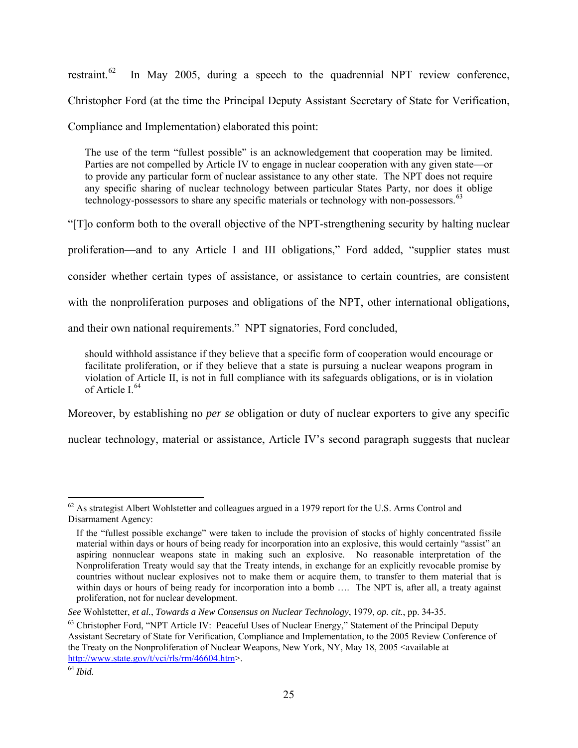restraint.[62] In May 2005, during a speech to the quadrennial NPT review conference, Christopher Ford (at the time the Principal Deputy Assistant Secretary of State for Verification, Compliance and Implementation) elaborated this point:

> The use of the term "fullest possible" is an acknowledgement that cooperation may be limited. Parties are not compelled by Article IV to engage in nuclear cooperation with any given state—or to provide any particular form of nuclear assistance to any other state. The NPT does not require any specific sharing of nuclear technology between particular States Party, nor does it oblige technology-possessors to share any specific materials or technology with non-possessors.[63]

"[T]o conform both to the overall objective of the NPT-strengthening security by halting nuclear proliferation—and to any Article I and III obligations," Ford added, "supplier states must consider whether certain types of assistance, or assistance to certain countries, are consistent with the nonproliferation purposes and obligations of the NPT, other international obligations, and their own national requirements." NPT signatories, Ford concluded,

> should withhold assistance if they believe that a specific form of cooperation would encourage or facilitate proliferation, or if they believe that a state is pursuing a nuclear weapons program in violation of Article II, is not in full compliance with its safeguards obligations, or is in violation of Article I.[64]

Moreover, by establishing no *per se* obligation or duty of nuclear exporters to give any specific nuclear technology, material or assistance, Article IV's second paragraph suggests that nuclear

---

[62] As strategist Albert Wohlstetter and colleagues argued in a 1979 report for the U.S. Arms Control and Disarmament Agency:

> If the "fullest possible exchange" were taken to include the provision of stocks of highly concentrated fissile material within days or hours of being ready for incorporation into an explosive, this would certainly "assist" an aspiring nonnuclear weapons state in making such an explosive. No reasonable interpretation of the Nonproliferation Treaty would say that the Treaty intends, in exchange for an explicitly revocable promise by countries without nuclear explosives not to make them or acquire them, to transfer to them material that is within days or hours of being ready for incorporation into a bomb …. The NPT is, after all, a treaty against proliferation, not for nuclear development.

*See* Wohlstetter, *et al.*, *Towards a New Consensus on Nuclear Technology*, 1979, *op. cit.*, pp. 34-35.

[63] Christopher Ford, "NPT Article IV: Peaceful Uses of Nuclear Energy," Statement of the Principal Deputy Assistant Secretary of State for Verification, Compliance and Implementation, to the 2005 Review Conference of the Treaty on the Nonproliferation of Nuclear Weapons, New York, NY, May 18, 2005 <available at http://www.state.gov/t/vci/rls/rm/46604.htm>.

[64] *Ibid.*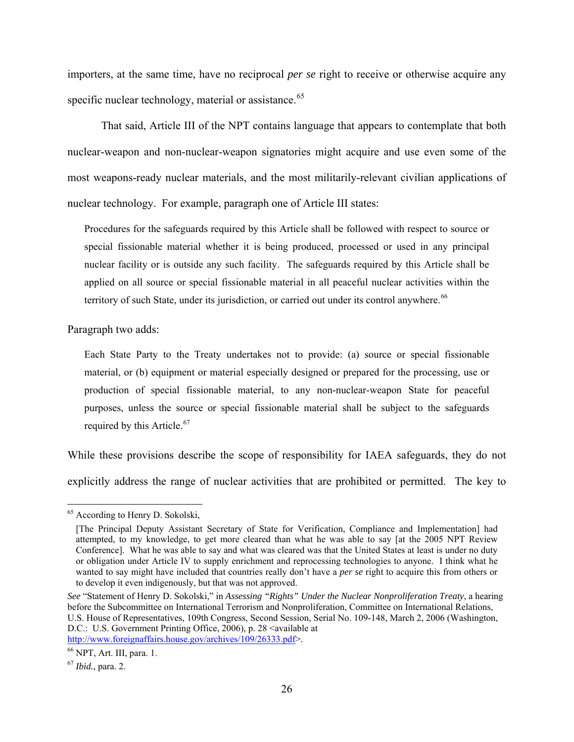importers, at the same time, have no reciprocal *per se* right to receive or otherwise acquire any specific nuclear technology, material or assistance.[65]

That said, Article III of the NPT contains language that appears to contemplate that both nuclear-weapon and non-nuclear-weapon signatories might acquire and use even some of the most weapons-ready nuclear materials, and the most militarily-relevant civilian applications of nuclear technology. For example, paragraph one of Article III states:

> Procedures for the safeguards required by this Article shall be followed with respect to source or special fissionable material whether it is being produced, processed or used in any principal nuclear facility or is outside any such facility. The safeguards required by this Article shall be applied on all source or special fissionable material in all peaceful nuclear activities within the territory of such State, under its jurisdiction, or carried out under its control anywhere.[66]

Paragraph two adds:

> Each State Party to the Treaty undertakes not to provide: (a) source or special fissionable material, or (b) equipment or material especially designed or prepared for the processing, use or production of special fissionable material, to any non-nuclear-weapon State for peaceful purposes, unless the source or special fissionable material shall be subject to the safeguards required by this Article.[67]

While these provisions describe the scope of responsibility for IAEA safeguards, they do not explicitly address the range of nuclear activities that are prohibited or permitted. The key to

---

[65] According to Henry D. Sokolski,

> [The Principal Deputy Assistant Secretary of State for Verification, Compliance and Implementation] had attempted, to my knowledge, to get more cleared than what he was able to say [at the 2005 NPT Review Conference]. What he was able to say and what was cleared was that the United States at least is under no duty or obligation under Article IV to supply enrichment and reprocessing technologies to anyone. I think what he wanted to say might have included that countries really don't have a *per se* right to acquire this from others or to develop it even indigenously, but that was not approved.

*See* "Statement of Henry D. Sokolski," in *Assessing "Rights" Under the Nuclear Nonproliferation Treaty*, a hearing before the Subcommittee on International Terrorism and Nonproliferation, Committee on International Relations, U.S. House of Representatives, 109th Congress, Second Session, Serial No. 109-148, March 2, 2006 (Washington, D.C.: U.S. Government Printing Office, 2006), p. 28 <available at http://www.foreignaffairs.house.gov/archives/109/26333.pdf>.

[66] NPT, Art. III, para. 1.

[67] *Ibid.*, para. 2.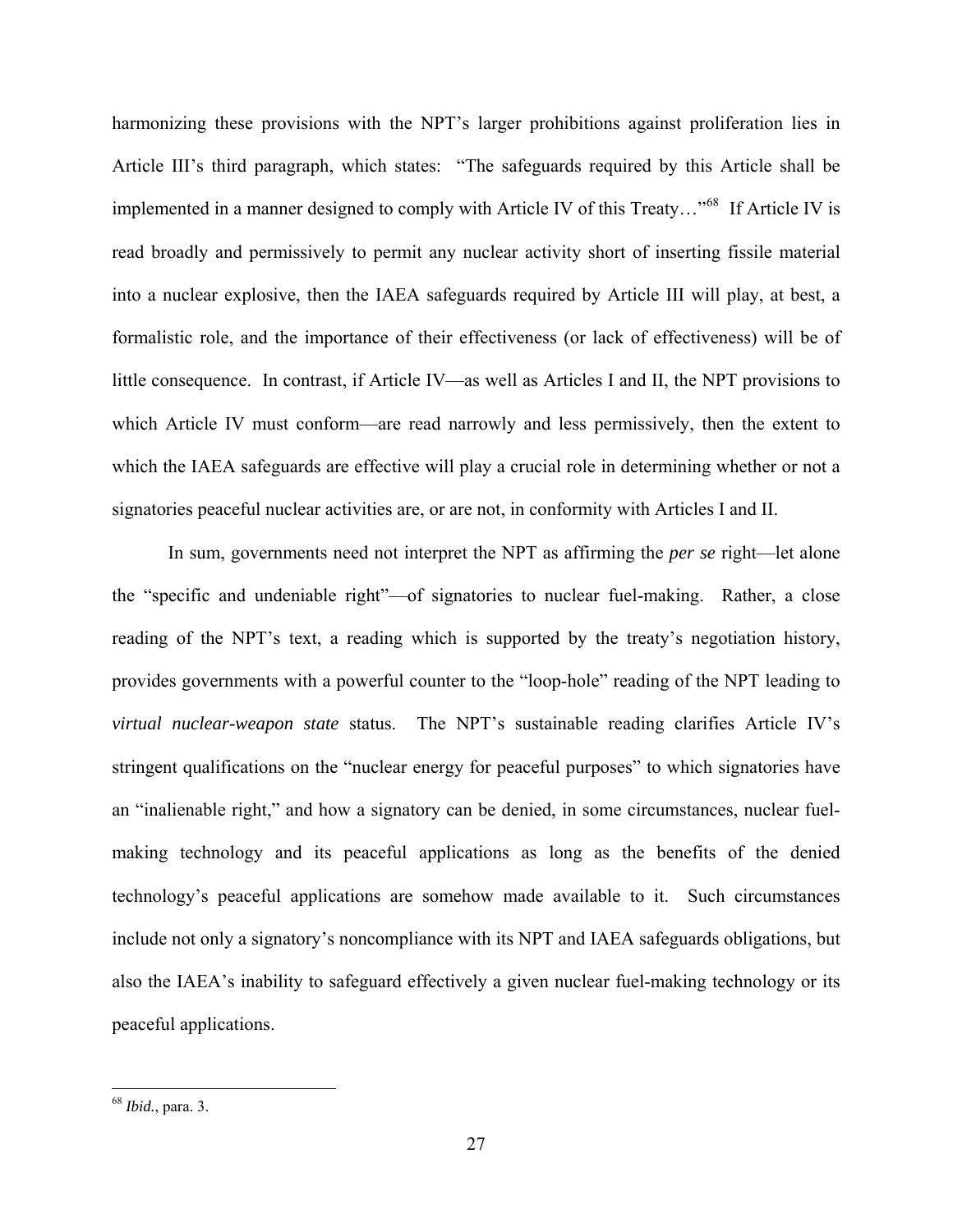harmonizing these provisions with the NPT's larger prohibitions against proliferation lies in Article III's third paragraph, which states: "The safeguards required by this Article shall be implemented in a manner designed to comply with Article IV of this Treaty…"[68] If Article IV is read broadly and permissively to permit any nuclear activity short of inserting fissile material into a nuclear explosive, then the IAEA safeguards required by Article III will play, at best, a formalistic role, and the importance of their effectiveness (or lack of effectiveness) will be of little consequence. In contrast, if Article IV—as well as Articles I and II, the NPT provisions to which Article IV must conform—are read narrowly and less permissively, then the extent to which the IAEA safeguards are effective will play a crucial role in determining whether or not a signatories peaceful nuclear activities are, or are not, in conformity with Articles I and II.

In sum, governments need not interpret the NPT as affirming the *per se* right—let alone the "specific and undeniable right"—of signatories to nuclear fuel-making. Rather, a close reading of the NPT's text, a reading which is supported by the treaty's negotiation history, provides governments with a powerful counter to the "loop-hole" reading of the NPT leading to *virtual nuclear-weapon state* status. The NPT's sustainable reading clarifies Article IV's stringent qualifications on the "nuclear energy for peaceful purposes" to which signatories have an "inalienable right," and how a signatory can be denied, in some circumstances, nuclear fuel-making technology and its peaceful applications as long as the benefits of the denied technology's peaceful applications are somehow made available to it. Such circumstances include not only a signatory's noncompliance with its NPT and IAEA safeguards obligations, but also the IAEA's inability to safeguard effectively a given nuclear fuel-making technology or its peaceful applications.

---

[68] *Ibid.*, para. 3.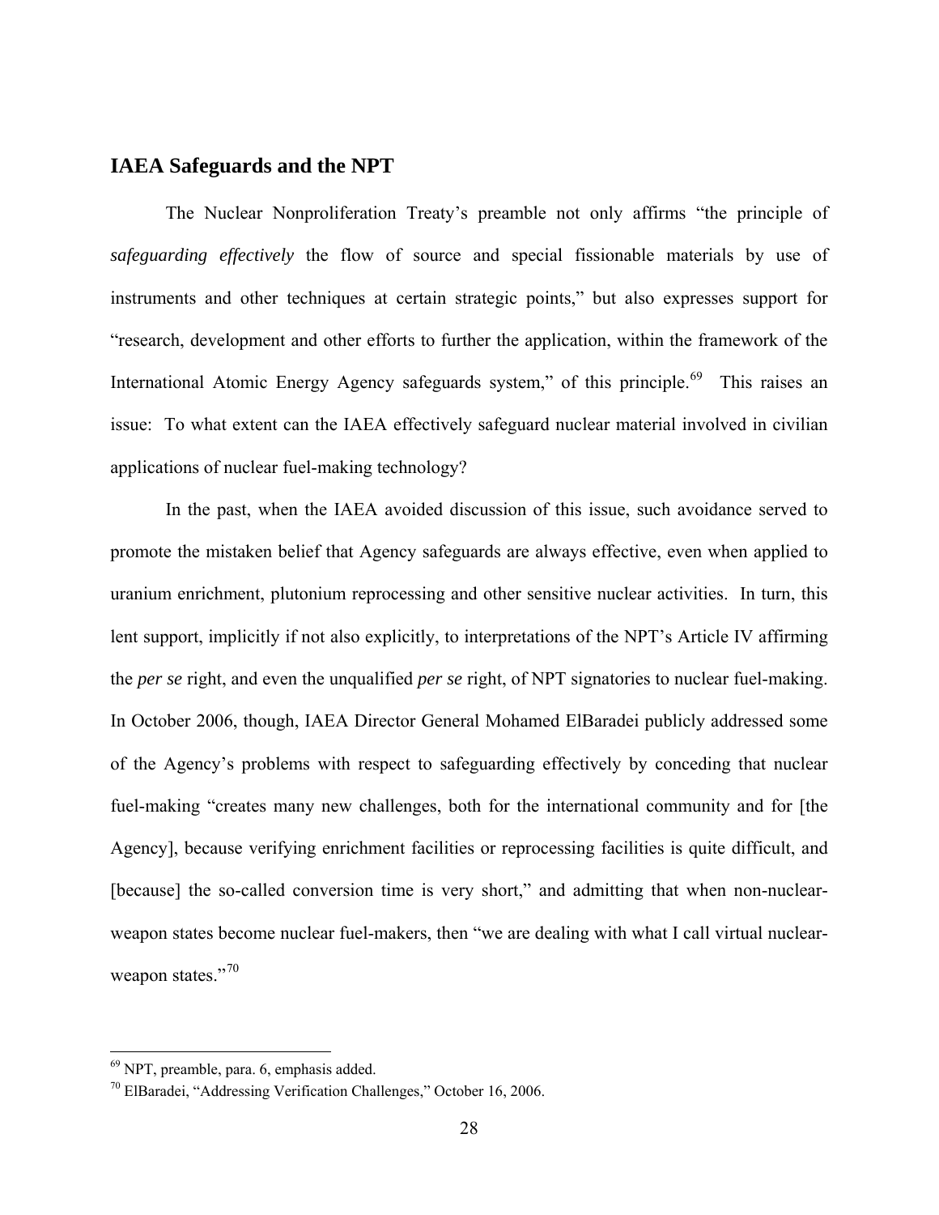## IAEA Safeguards and the NPT

The Nuclear Nonproliferation Treaty's preamble not only affirms "the principle of *safeguarding effectively* the flow of source and special fissionable materials by use of instruments and other techniques at certain strategic points," but also expresses support for "research, development and other efforts to further the application, within the framework of the International Atomic Energy Agency safeguards system," of this principle.[69] This raises an issue: To what extent can the IAEA effectively safeguard nuclear material involved in civilian applications of nuclear fuel-making technology?

In the past, when the IAEA avoided discussion of this issue, such avoidance served to promote the mistaken belief that Agency safeguards are always effective, even when applied to uranium enrichment, plutonium reprocessing and other sensitive nuclear activities. In turn, this lent support, implicitly if not also explicitly, to interpretations of the NPT's Article IV affirming the *per se* right, and even the unqualified *per se* right, of NPT signatories to nuclear fuel-making. In October 2006, though, IAEA Director General Mohamed ElBaradei publicly addressed some of the Agency's problems with respect to safeguarding effectively by conceding that nuclear fuel-making "creates many new challenges, both for the international community and for [the Agency], because verifying enrichment facilities or reprocessing facilities is quite difficult, and [because] the so-called conversion time is very short," and admitting that when non-nuclear-weapon states become nuclear fuel-makers, then "we are dealing with what I call virtual nuclear-weapon states."[70]

---

[69] NPT, preamble, para. 6, emphasis added.

[70] ElBaradei, "Addressing Verification Challenges," October 16, 2006.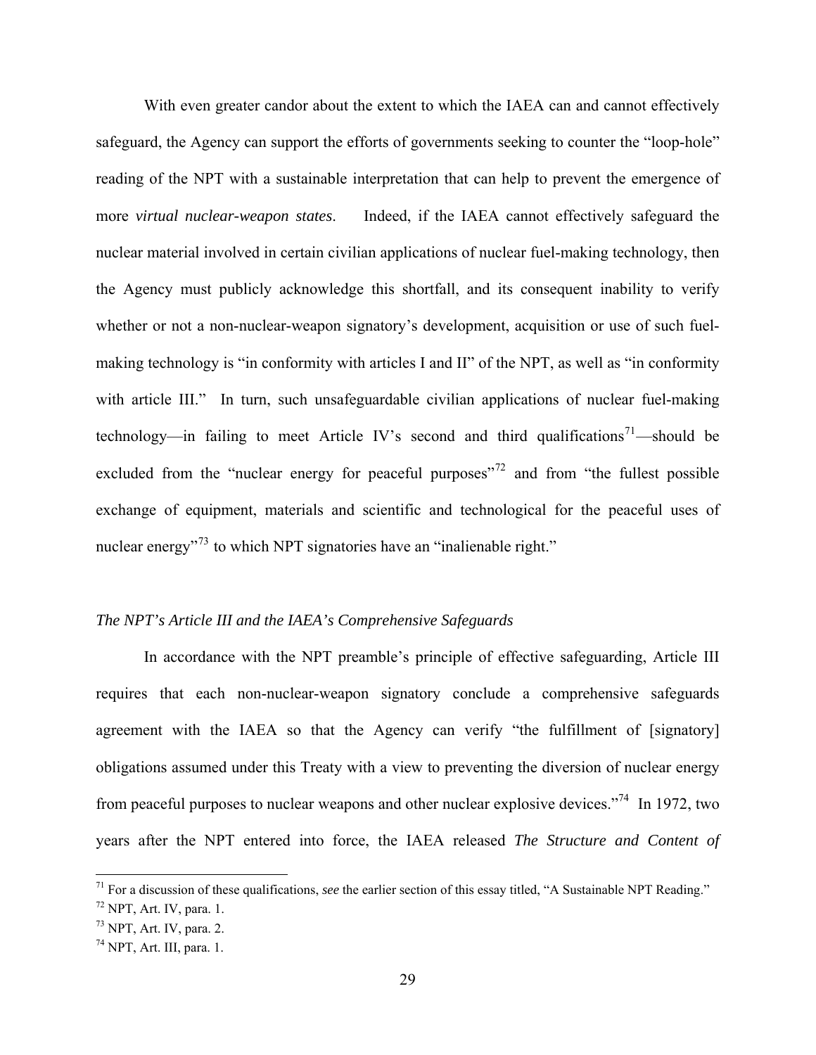With even greater candor about the extent to which the IAEA can and cannot effectively safeguard, the Agency can support the efforts of governments seeking to counter the "loop-hole" reading of the NPT with a sustainable interpretation that can help to prevent the emergence of more *virtual nuclear-weapon states*. Indeed, if the IAEA cannot effectively safeguard the nuclear material involved in certain civilian applications of nuclear fuel-making technology, then the Agency must publicly acknowledge this shortfall, and its consequent inability to verify whether or not a non-nuclear-weapon signatory's development, acquisition or use of such fuel-making technology is "in conformity with articles I and II" of the NPT, as well as "in conformity with article III." In turn, such unsafeguardable civilian applications of nuclear fuel-making technology—in failing to meet Article IV's second and third qualifications[71]—should be excluded from the "nuclear energy for peaceful purposes"[72] and from "the fullest possible exchange of equipment, materials and scientific and technological for the peaceful uses of nuclear energy"[73] to which NPT signatories have an "inalienable right."

*The NPT's Article III and the IAEA's Comprehensive Safeguards*

In accordance with the NPT preamble's principle of effective safeguarding, Article III requires that each non-nuclear-weapon signatory conclude a comprehensive safeguards agreement with the IAEA so that the Agency can verify "the fulfillment of [signatory] obligations assumed under this Treaty with a view to preventing the diversion of nuclear energy from peaceful purposes to nuclear weapons and other nuclear explosive devices."[74] In 1972, two years after the NPT entered into force, the IAEA released *The Structure and Content of*

---

[71] For a discussion of these qualifications, *see* the earlier section of this essay titled, "A Sustainable NPT Reading."

[72] NPT, Art. IV, para. 1.

[73] NPT, Art. IV, para. 2.

[74] NPT, Art. III, para. 1.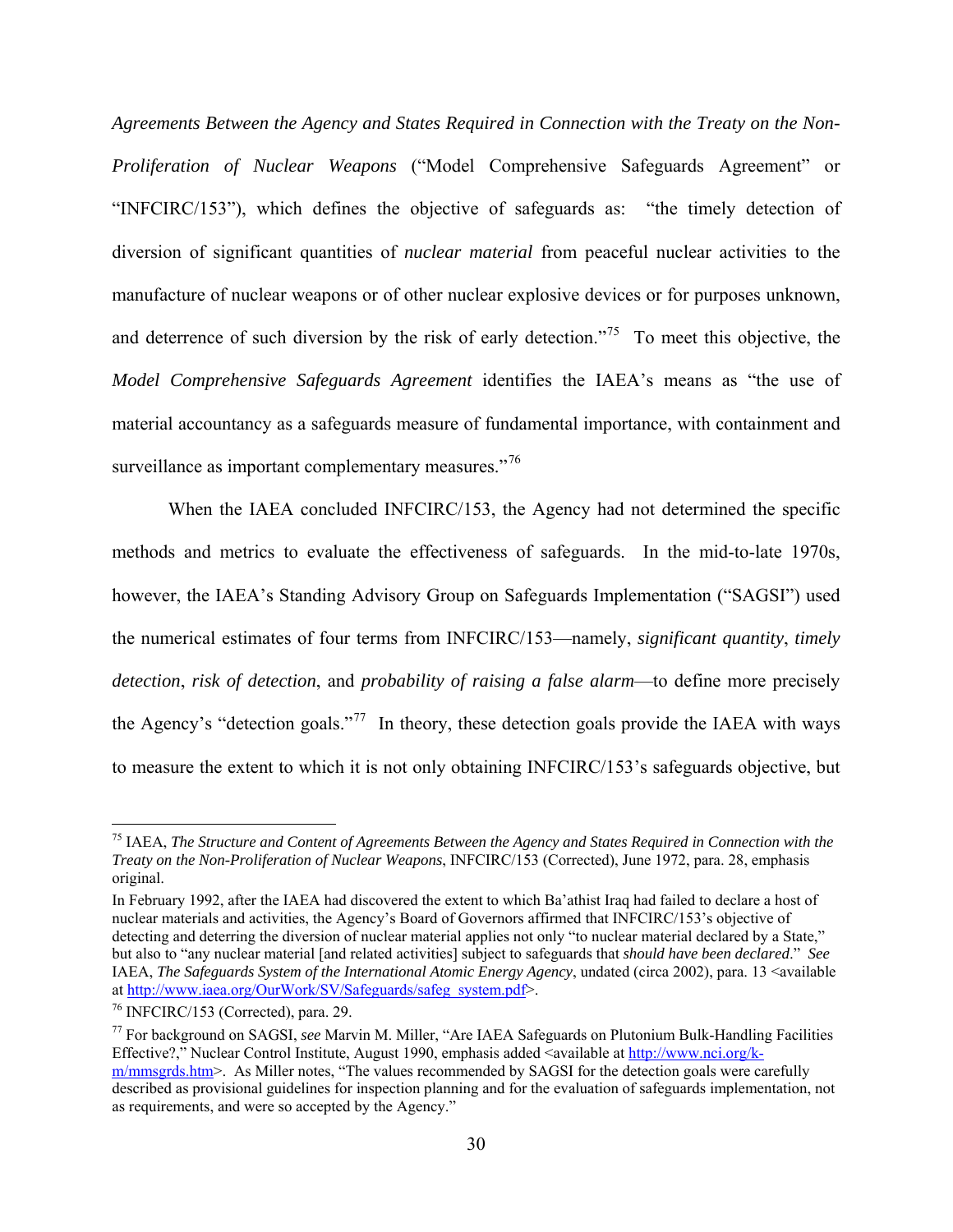*Agreements Between the Agency and States Required in Connection with the Treaty on the Non-Proliferation of Nuclear Weapons* ("Model Comprehensive Safeguards Agreement" or "INFCIRC/153"), which defines the objective of safeguards as: "the timely detection of diversion of significant quantities of *nuclear material* from peaceful nuclear activities to the manufacture of nuclear weapons or of other nuclear explosive devices or for purposes unknown, and deterrence of such diversion by the risk of early detection."[75] To meet this objective, the *Model Comprehensive Safeguards Agreement* identifies the IAEA's means as "the use of material accountancy as a safeguards measure of fundamental importance, with containment and surveillance as important complementary measures."[76]

When the IAEA concluded INFCIRC/153, the Agency had not determined the specific methods and metrics to evaluate the effectiveness of safeguards. In the mid-to-late 1970s, however, the IAEA's Standing Advisory Group on Safeguards Implementation ("SAGSI") used the numerical estimates of four terms from INFCIRC/153—namely, *significant quantity*, *timely detection*, *risk of detection*, and *probability of raising a false alarm*—to define more precisely the Agency's "detection goals."[77] In theory, these detection goals provide the IAEA with ways to measure the extent to which it is not only obtaining INFCIRC/153's safeguards objective, but

---

[75] IAEA, *The Structure and Content of Agreements Between the Agency and States Required in Connection with the Treaty on the Non-Proliferation of Nuclear Weapons*, INFCIRC/153 (Corrected), June 1972, para. 28, emphasis original.

In February 1992, after the IAEA had discovered the extent to which Ba'athist Iraq had failed to declare a host of nuclear materials and activities, the Agency's Board of Governors affirmed that INFCIRC/153's objective of detecting and deterring the diversion of nuclear material applies not only "to nuclear material declared by a State," but also to "any nuclear material [and related activities] subject to safeguards that *should have been declared*." *See* IAEA, *The Safeguards System of the International Atomic Energy Agency*, undated (circa 2002), para. 13 <available at http://www.iaea.org/OurWork/SV/Safeguards/safeg_system.pdf>.

[76] INFCIRC/153 (Corrected), para. 29.

[77] For background on SAGSI, *see* Marvin M. Miller, "Are IAEA Safeguards on Plutonium Bulk-Handling Facilities Effective?," Nuclear Control Institute, August 1990, emphasis added <available at http://www.nci.org/k-m/mmsgrds.htm>. As Miller notes, "The values recommended by SAGSI for the detection goals were carefully described as provisional guidelines for inspection planning and for the evaluation of safeguards implementation, not as requirements, and were so accepted by the Agency."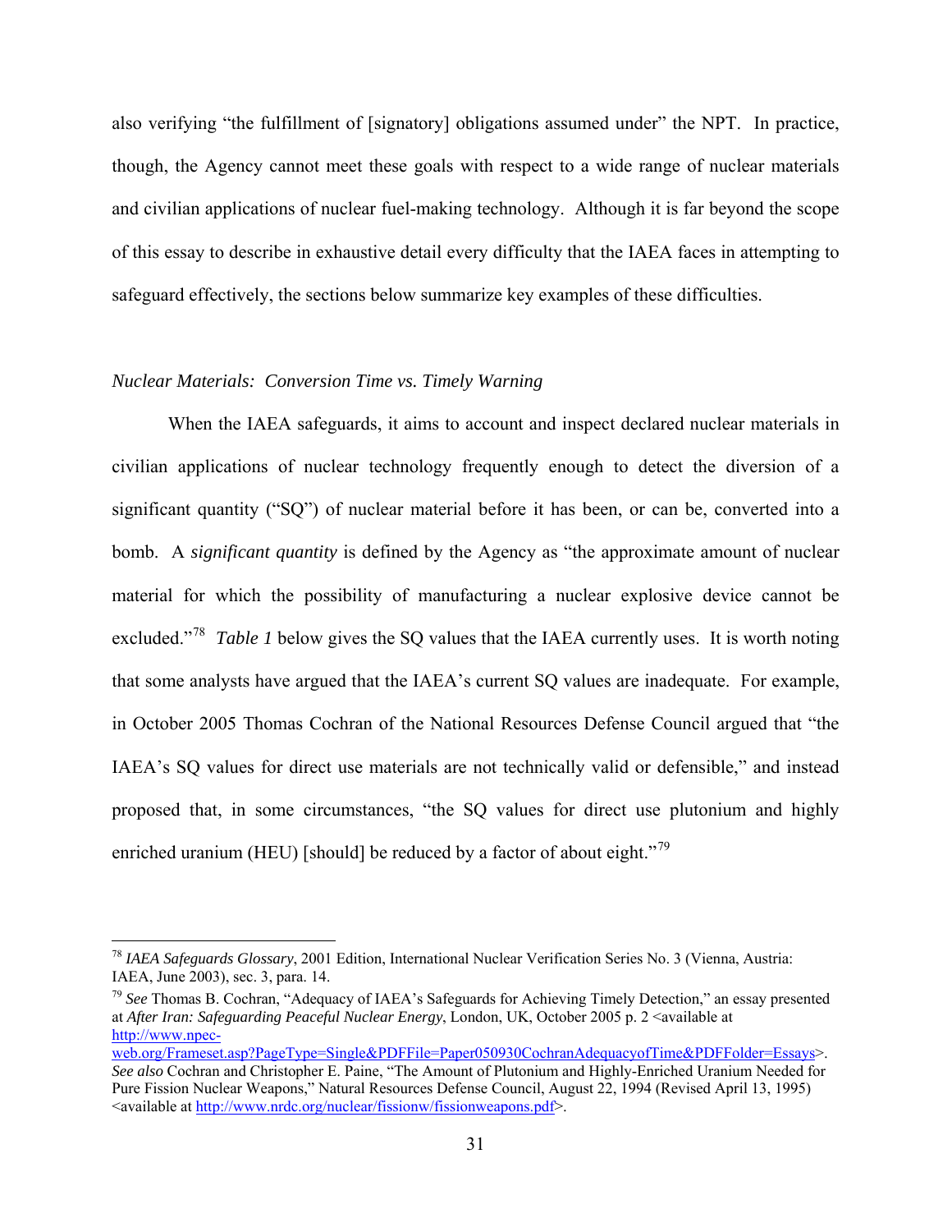also verifying "the fulfillment of [signatory] obligations assumed under" the NPT. In practice, though, the Agency cannot meet these goals with respect to a wide range of nuclear materials and civilian applications of nuclear fuel-making technology. Although it is far beyond the scope of this essay to describe in exhaustive detail every difficulty that the IAEA faces in attempting to safeguard effectively, the sections below summarize key examples of these difficulties.

*Nuclear Materials: Conversion Time vs. Timely Warning*

When the IAEA safeguards, it aims to account and inspect declared nuclear materials in civilian applications of nuclear technology frequently enough to detect the diversion of a significant quantity ("SQ") of nuclear material before it has been, or can be, converted into a bomb. A *significant quantity* is defined by the Agency as "the approximate amount of nuclear material for which the possibility of manufacturing a nuclear explosive device cannot be excluded."[78] *Table 1* below gives the SQ values that the IAEA currently uses. It is worth noting that some analysts have argued that the IAEA's current SQ values are inadequate. For example, in October 2005 Thomas Cochran of the National Resources Defense Council argued that "the IAEA's SQ values for direct use materials are not technically valid or defensible," and instead proposed that, in some circumstances, "the SQ values for direct use plutonium and highly enriched uranium (HEU) [should] be reduced by a factor of about eight."[79]

---

[78] *IAEA Safeguards Glossary*, 2001 Edition, International Nuclear Verification Series No. 3 (Vienna, Austria: IAEA, June 2003), sec. 3, para. 14.

[79] *See* Thomas B. Cochran, "Adequacy of IAEA's Safeguards for Achieving Timely Detection," an essay presented at *After Iran: Safeguarding Peaceful Nuclear Energy*, London, UK, October 2005 p. 2 <available at http://www.npec-web.org/Frameset.asp?PageType=Single&PDFFile=Paper050930CochranAdequacyofTime&PDFFolder=Essays>. *See also* Cochran and Christopher E. Paine, "The Amount of Plutonium and Highly-Enriched Uranium Needed for Pure Fission Nuclear Weapons," Natural Resources Defense Council, August 22, 1994 (Revised April 13, 1995) <available at http://www.nrdc.org/nuclear/fissionw/fissionweapons.pdf>.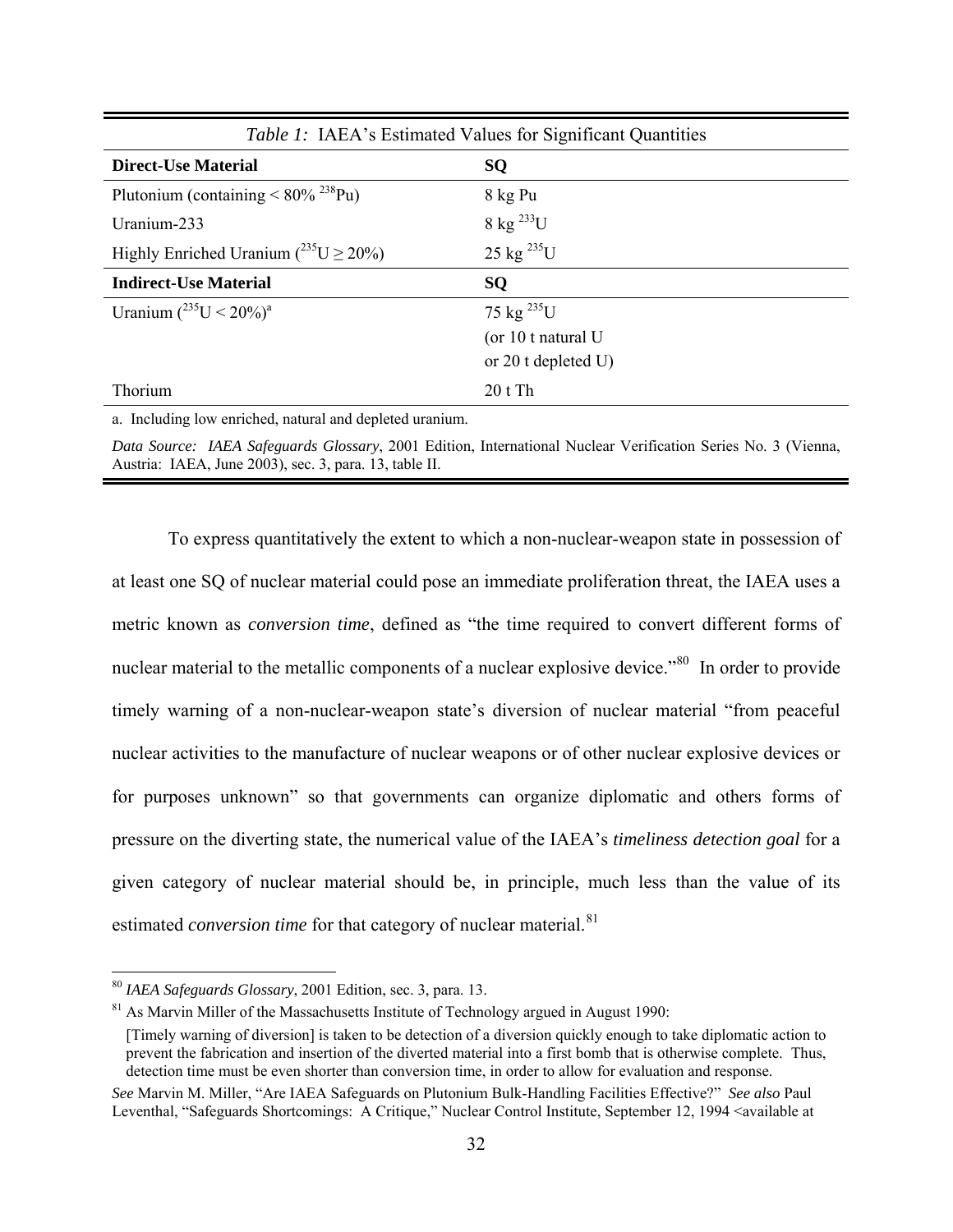*Table 1:* IAEA's Estimated Values for Significant Quantities

| **Direct-Use Material** | **SQ** |
|---|---|
| Plutonium (containing < 80% $^{238}$Pu) | 8 kg Pu |
| Uranium-233 | 8 kg $^{233}$U |
| Highly Enriched Uranium ($^{235}$U ≥ 20%) | 25 kg $^{235}$U |
| **Indirect-Use Material** | **SQ** |
| Uranium ($^{235}$U < 20%)[a] | 75 kg $^{235}$U (or 10 t natural U or 20 t depleted U) |
| Thorium | 20 t Th |

a. Including low enriched, natural and depleted uranium.

*Data Source: IAEA Safeguards Glossary*, 2001 Edition, International Nuclear Verification Series No. 3 (Vienna, Austria: IAEA, June 2003), sec. 3, para. 13, table II.

To express quantitatively the extent to which a non-nuclear-weapon state in possession of at least one SQ of nuclear material could pose an immediate proliferation threat, the IAEA uses a metric known as *conversion time*, defined as "the time required to convert different forms of nuclear material to the metallic components of a nuclear explosive device."[80] In order to provide timely warning of a non-nuclear-weapon state's diversion of nuclear material "from peaceful nuclear activities to the manufacture of nuclear weapons or of other nuclear explosive devices or for purposes unknown" so that governments can organize diplomatic and others forms of pressure on the diverting state, the numerical value of the IAEA's *timeliness detection goal* for a given category of nuclear material should be, in principle, much less than the value of its estimated *conversion time* for that category of nuclear material.[81]

---

[80] *IAEA Safeguards Glossary*, 2001 Edition, sec. 3, para. 13.

[81] As Marvin Miller of the Massachusetts Institute of Technology argued in August 1990:

> [Timely warning of diversion] is taken to be detection of a diversion quickly enough to take diplomatic action to prevent the fabrication and insertion of the diverted material into a first bomb that is otherwise complete. Thus, detection time must be even shorter than conversion time, in order to allow for evaluation and response.

*See* Marvin M. Miller, "Are IAEA Safeguards on Plutonium Bulk-Handling Facilities Effective?" *See also* Paul Leventhal, "Safeguards Shortcomings: A Critique," Nuclear Control Institute, September 12, 1994 <available at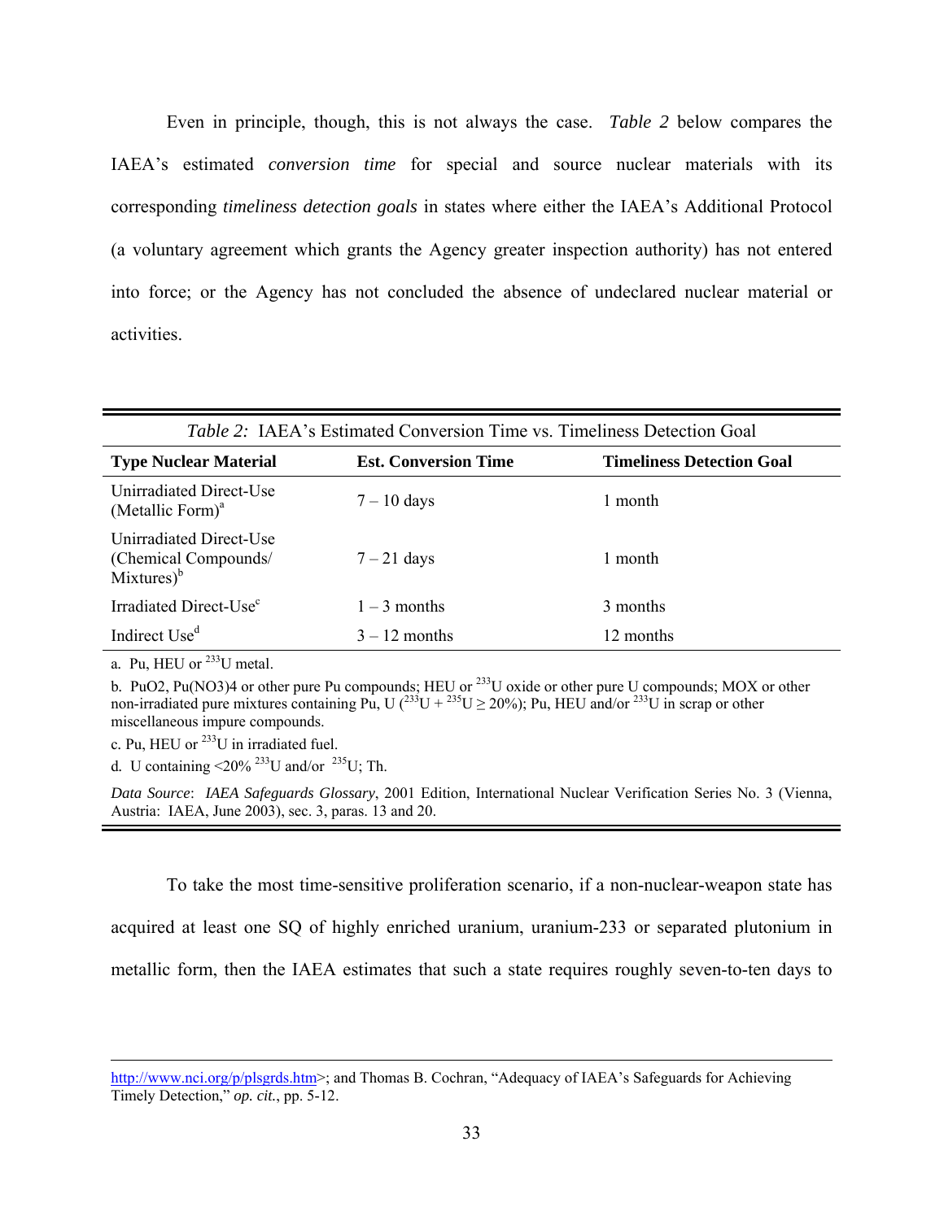Even in principle, though, this is not always the case. *Table 2* below compares the IAEA's estimated *conversion time* for special and source nuclear materials with its corresponding *timeliness detection goals* in states where either the IAEA's Additional Protocol (a voluntary agreement which grants the Agency greater inspection authority) has not entered into force; or the Agency has not concluded the absence of undeclared nuclear material or activities.

*Table 2:* IAEA's Estimated Conversion Time vs. Timeliness Detection Goal

| Type Nuclear Material | Est. Conversion Time | Timeliness Detection Goal |
|---|---|---|
| Unirradiated Direct-Use (Metallic Form)[a] | 7 – 10 days | 1 month |
| Unirradiated Direct-Use (Chemical Compounds/ Mixtures)[b] | 7 – 21 days | 1 month |
| Irradiated Direct-Use[c] | 1 – 3 months | 3 months |
| Indirect Use[d] | 3 – 12 months | 12 months |

a. Pu, HEU or $^{233}U$ metal.

b. $PuO_2$, $Pu(NO_3)_4$ or other pure Pu compounds; HEU or $^{233}U$ oxide or other pure U compounds; MOX or other non-irradiated pure mixtures containing Pu, U ($^{233}U + {}^{235}U \geq 20\%$); Pu, HEU and/or $^{233}U$ in scrap or other miscellaneous impure compounds.

c. Pu, HEU or $^{233}U$ in irradiated fuel.

d. U containing <20% $^{233}U$ and/or $^{235}U$; Th.

*Data Source*: *IAEA Safeguards Glossary*, 2001 Edition, International Nuclear Verification Series No. 3 (Vienna, Austria: IAEA, June 2003), sec. 3, paras. 13 and 20.

To take the most time-sensitive proliferation scenario, if a non-nuclear-weapon state has acquired at least one SQ of highly enriched uranium, uranium-233 or separated plutonium in metallic form, then the IAEA estimates that such a state requires roughly seven-to-ten days to

---

http://www.nci.org/p/plsgrds.htm>; and Thomas B. Cochran, "Adequacy of IAEA's Safeguards for Achieving Timely Detection," *op. cit.*, pp. 5-12.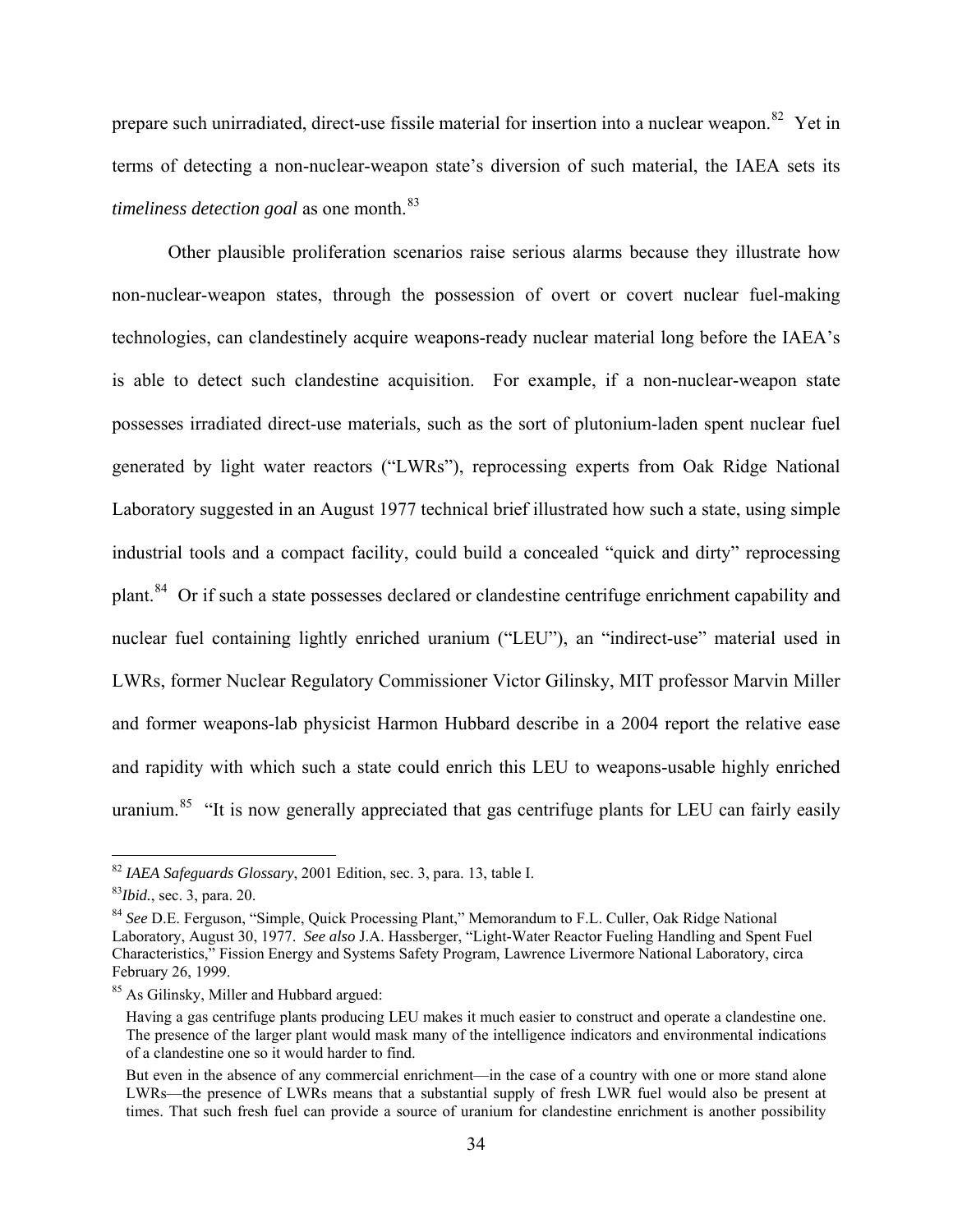prepare such unirradiated, direct-use fissile material for insertion into a nuclear weapon.[82] Yet in terms of detecting a non-nuclear-weapon state's diversion of such material, the IAEA sets its *timeliness detection goal* as one month.[83]

Other plausible proliferation scenarios raise serious alarms because they illustrate how non-nuclear-weapon states, through the possession of overt or covert nuclear fuel-making technologies, can clandestinely acquire weapons-ready nuclear material long before the IAEA's is able to detect such clandestine acquisition. For example, if a non-nuclear-weapon state possesses irradiated direct-use materials, such as the sort of plutonium-laden spent nuclear fuel generated by light water reactors ("LWRs"), reprocessing experts from Oak Ridge National Laboratory suggested in an August 1977 technical brief illustrated how such a state, using simple industrial tools and a compact facility, could build a concealed "quick and dirty" reprocessing plant.[84] Or if such a state possesses declared or clandestine centrifuge enrichment capability and nuclear fuel containing lightly enriched uranium ("LEU"), an "indirect-use" material used in LWRs, former Nuclear Regulatory Commissioner Victor Gilinsky, MIT professor Marvin Miller and former weapons-lab physicist Harmon Hubbard describe in a 2004 report the relative ease and rapidity with which such a state could enrich this LEU to weapons-usable highly enriched uranium.[85] "It is now generally appreciated that gas centrifuge plants for LEU can fairly easily

---

[82] *IAEA Safeguards Glossary*, 2001 Edition, sec. 3, para. 13, table I.

[83] *Ibid.*, sec. 3, para. 20.

[84] *See* D.E. Ferguson, "Simple, Quick Processing Plant," Memorandum to F.L. Culler, Oak Ridge National Laboratory, August 30, 1977. *See also* J.A. Hassberger, "Light-Water Reactor Fueling Handling and Spent Fuel Characteristics," Fission Energy and Systems Safety Program, Lawrence Livermore National Laboratory, circa February 26, 1999.

[85] As Gilinsky, Miller and Hubbard argued:

> Having a gas centrifuge plants producing LEU makes it much easier to construct and operate a clandestine one. The presence of the larger plant would mask many of the intelligence indicators and environmental indications of a clandestine one so it would harder to find.
>
> But even in the absence of any commercial enrichment—in the case of a country with one or more stand alone LWRs—the presence of LWRs means that a substantial supply of fresh LWR fuel would also be present at times. That such fresh fuel can provide a source of uranium for clandestine enrichment is another possibility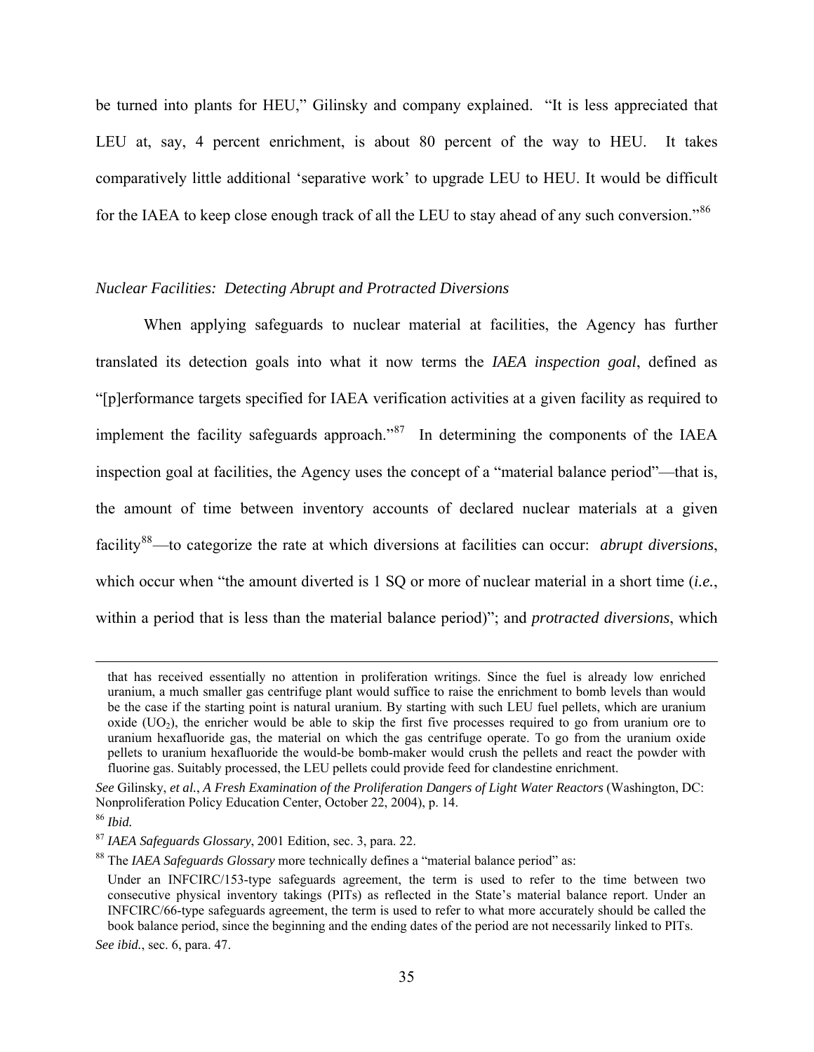be turned into plants for HEU," Gilinsky and company explained. "It is less appreciated that LEU at, say, 4 percent enrichment, is about 80 percent of the way to HEU. It takes comparatively little additional 'separative work' to upgrade LEU to HEU. It would be difficult for the IAEA to keep close enough track of all the LEU to stay ahead of any such conversion."[86]

*Nuclear Facilities: Detecting Abrupt and Protracted Diversions*

When applying safeguards to nuclear material at facilities, the Agency has further translated its detection goals into what it now terms the *IAEA inspection goal*, defined as "[p]erformance targets specified for IAEA verification activities at a given facility as required to implement the facility safeguards approach."[87] In determining the components of the IAEA inspection goal at facilities, the Agency uses the concept of a "material balance period"—that is, the amount of time between inventory accounts of declared nuclear materials at a given facility[88]—to categorize the rate at which diversions at facilities can occur: *abrupt diversions*, which occur when "the amount diverted is 1 SQ or more of nuclear material in a short time (*i.e.*, within a period that is less than the material balance period)"; and *protracted diversions*, which

---

that has received essentially no attention in proliferation writings. Since the fuel is already low enriched uranium, a much smaller gas centrifuge plant would suffice to raise the enrichment to bomb levels than would be the case if the starting point is natural uranium. By starting with such LEU fuel pellets, which are uranium oxide ($UO_2$), the enricher would be able to skip the first five processes required to go from uranium ore to uranium hexafluoride gas, the material on which the gas centrifuge operate. To go from the uranium oxide pellets to uranium hexafluoride the would-be bomb-maker would crush the pellets and react the powder with fluorine gas. Suitably processed, the LEU pellets could provide feed for clandestine enrichment.

*See* Gilinsky, *et al.*, *A Fresh Examination of the Proliferation Dangers of Light Water Reactors* (Washington, DC: Nonproliferation Policy Education Center, October 22, 2004), p. 14.

[86] *Ibid.*

[87] *IAEA Safeguards Glossary*, 2001 Edition, sec. 3, para. 22.

[88] The *IAEA Safeguards Glossary* more technically defines a "material balance period" as:

Under an INFCIRC/153-type safeguards agreement, the term is used to refer to the time between two consecutive physical inventory takings (PITs) as reflected in the State's material balance report. Under an INFCIRC/66-type safeguards agreement, the term is used to refer to what more accurately should be called the book balance period, since the beginning and the ending dates of the period are not necessarily linked to PITs.

*See ibid.*, sec. 6, para. 47.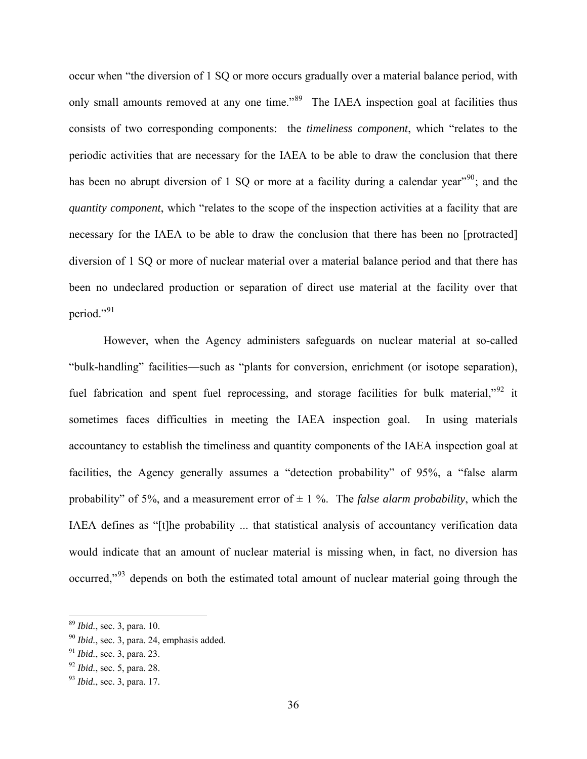occur when “the diversion of 1 SQ or more occurs gradually over a material balance period, with only small amounts removed at any one time.”[89] The IAEA inspection goal at facilities thus consists of two corresponding components: the *timeliness component*, which “relates to the periodic activities that are necessary for the IAEA to be able to draw the conclusion that there has been no abrupt diversion of 1 SQ or more at a facility during a calendar year”[90]; and the *quantity component*, which “relates to the scope of the inspection activities at a facility that are necessary for the IAEA to be able to draw the conclusion that there has been no [protracted] diversion of 1 SQ or more of nuclear material over a material balance period and that there has been no undeclared production or separation of direct use material at the facility over that period.”[91]

However, when the Agency administers safeguards on nuclear material at so-called “bulk-handling” facilities—such as “plants for conversion, enrichment (or isotope separation), fuel fabrication and spent fuel reprocessing, and storage facilities for bulk material,”[92] it sometimes faces difficulties in meeting the IAEA inspection goal. In using materials accountancy to establish the timeliness and quantity components of the IAEA inspection goal at facilities, the Agency generally assumes a “detection probability” of 95%, a “false alarm probability” of 5%, and a measurement error of ± 1 %. The *false alarm probability*, which the IAEA defines as “[t]he probability ... that statistical analysis of accountancy verification data would indicate that an amount of nuclear material is missing when, in fact, no diversion has occurred,”[93] depends on both the estimated total amount of nuclear material going through the

---

[89] *Ibid.*, sec. 3, para. 10.

[90] *Ibid.*, sec. 3, para. 24, emphasis added.

[91] *Ibid.*, sec. 3, para. 23.

[92] *Ibid.*, sec. 5, para. 28.

[93] *Ibid.*, sec. 3, para. 17.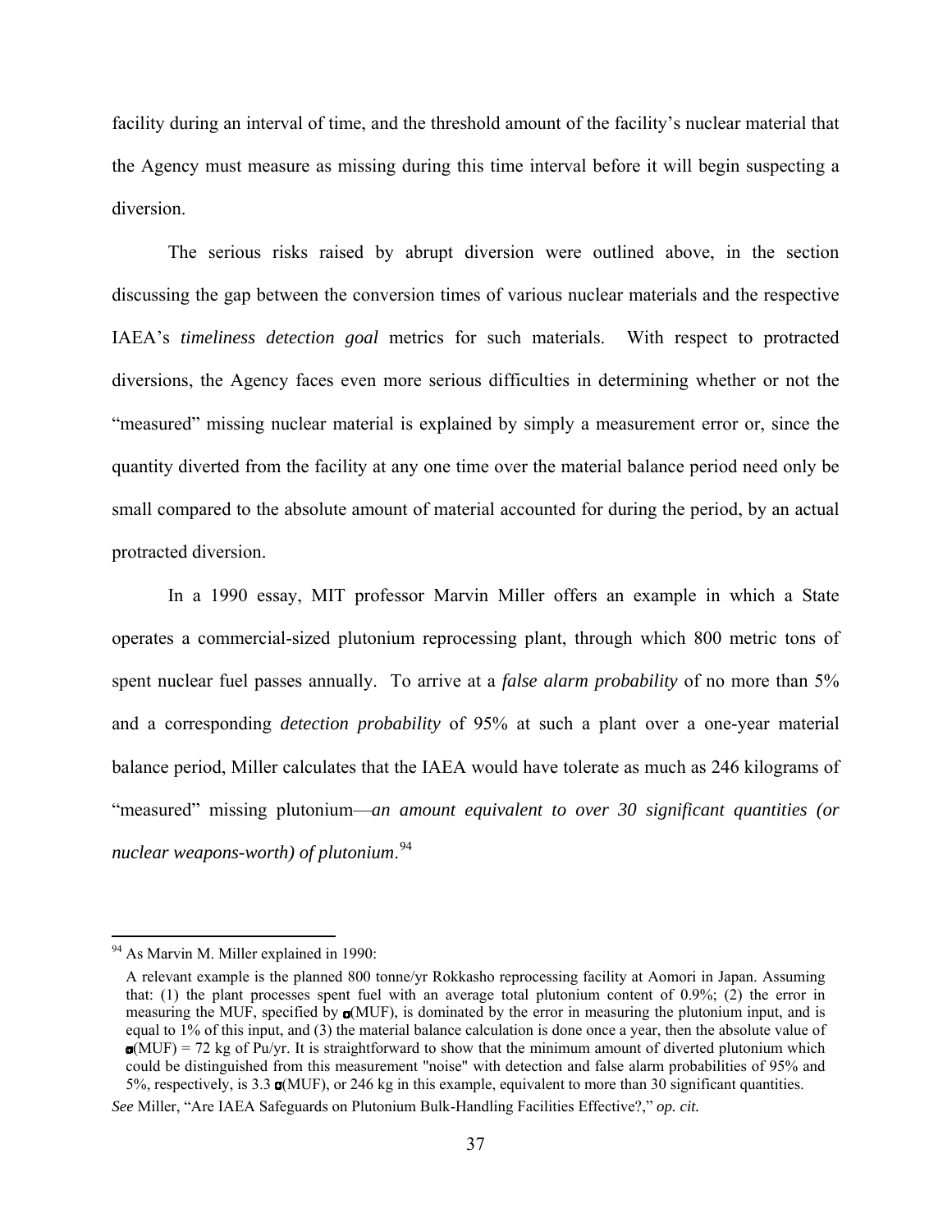facility during an interval of time, and the threshold amount of the facility's nuclear material that the Agency must measure as missing during this time interval before it will begin suspecting a diversion.

The serious risks raised by abrupt diversion were outlined above, in the section discussing the gap between the conversion times of various nuclear materials and the respective IAEA's *timeliness detection goal* metrics for such materials. With respect to protracted diversions, the Agency faces even more serious difficulties in determining whether or not the "measured" missing nuclear material is explained by simply a measurement error or, since the quantity diverted from the facility at any one time over the material balance period need only be small compared to the absolute amount of material accounted for during the period, by an actual protracted diversion.

In a 1990 essay, MIT professor Marvin Miller offers an example in which a State operates a commercial-sized plutonium reprocessing plant, through which 800 metric tons of spent nuclear fuel passes annually. To arrive at a *false alarm probability* of no more than 5% and a corresponding *detection probability* of 95% at such a plant over a one-year material balance period, Miller calculates that the IAEA would have tolerate as much as 246 kilograms of "measured" missing plutonium—*an amount equivalent to over 30 significant quantities (or nuclear weapons-worth) of plutonium*.[94]

---

[94] As Marvin M. Miller explained in 1990:

> A relevant example is the planned 800 tonne/yr Rokkasho reprocessing facility at Aomori in Japan. Assuming that: (1) the plant processes spent fuel with an average total plutonium content of 0.9%; (2) the error in measuring the MUF, specified by $\sigma$(MUF), is dominated by the error in measuring the plutonium input, and is equal to 1% of this input, and (3) the material balance calculation is done once a year, then the absolute value of $\sigma$(MUF) = 72 kg of Pu/yr. It is straightforward to show that the minimum amount of diverted plutonium which could be distinguished from this measurement "noise" with detection and false alarm probabilities of 95% and 5%, respectively, is 3.3 $\sigma$(MUF), or 246 kg in this example, equivalent to more than 30 significant quantities.

*See* Miller, "Are IAEA Safeguards on Plutonium Bulk-Handling Facilities Effective?," *op. cit.*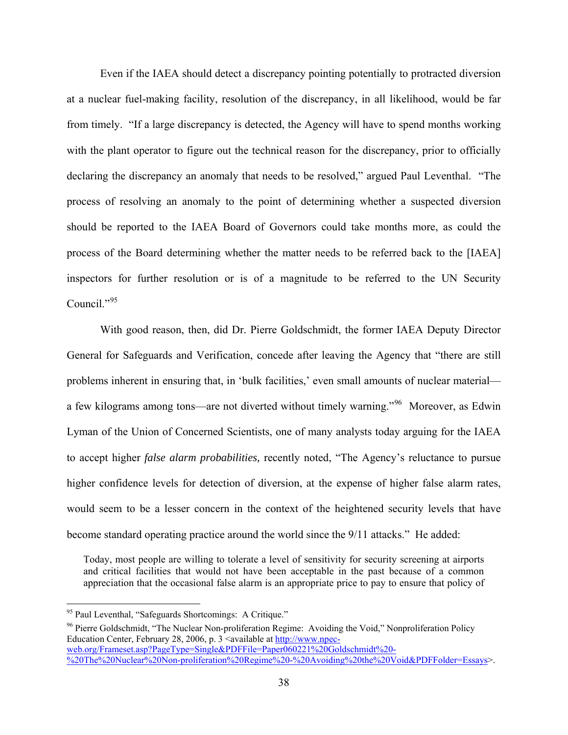Even if the IAEA should detect a discrepancy pointing potentially to protracted diversion at a nuclear fuel-making facility, resolution of the discrepancy, in all likelihood, would be far from timely. "If a large discrepancy is detected, the Agency will have to spend months working with the plant operator to figure out the technical reason for the discrepancy, prior to officially declaring the discrepancy an anomaly that needs to be resolved," argued Paul Leventhal. "The process of resolving an anomaly to the point of determining whether a suspected diversion should be reported to the IAEA Board of Governors could take months more, as could the process of the Board determining whether the matter needs to be referred back to the [IAEA] inspectors for further resolution or is of a magnitude to be referred to the UN Security Council."[95]

With good reason, then, did Dr. Pierre Goldschmidt, the former IAEA Deputy Director General for Safeguards and Verification, concede after leaving the Agency that "there are still problems inherent in ensuring that, in 'bulk facilities,' even small amounts of nuclear material—a few kilograms among tons—are not diverted without timely warning."[96] Moreover, as Edwin Lyman of the Union of Concerned Scientists, one of many analysts today arguing for the IAEA to accept higher *false alarm probabilities,* recently noted, "The Agency's reluctance to pursue higher confidence levels for detection of diversion, at the expense of higher false alarm rates, would seem to be a lesser concern in the context of the heightened security levels that have become standard operating practice around the world since the 9/11 attacks." He added:

> Today, most people are willing to tolerate a level of sensitivity for security screening at airports and critical facilities that would not have been acceptable in the past because of a common appreciation that the occasional false alarm is an appropriate price to pay to ensure that policy of

---

[95] Paul Leventhal, "Safeguards Shortcomings: A Critique."

[96] Pierre Goldschmidt, "The Nuclear Non-proliferation Regime: Avoiding the Void," Nonproliferation Policy Education Center, February 28, 2006, p. 3 <available at http://www.npec-web.org/Frameset.asp?PageType=Single&PDFFile=Paper060221%20Goldschmidt%20-%20The%20Nuclear%20Non-proliferation%20Regime%20-%20Avoiding%20the%20Void&PDFFolder=Essays>.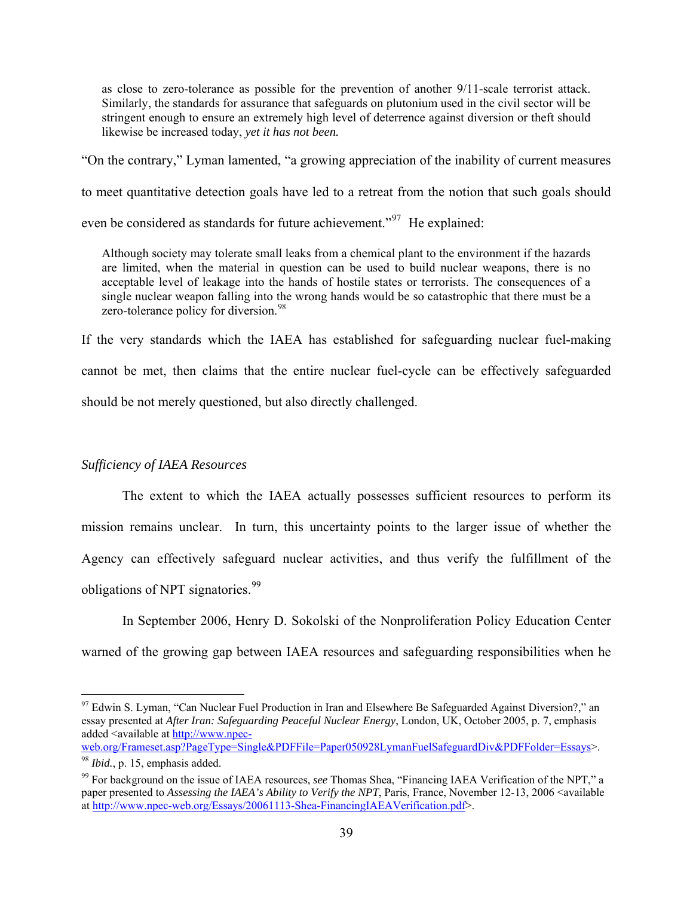> as close to zero-tolerance as possible for the prevention of another 9/11-scale terrorist attack. Similarly, the standards for assurance that safeguards on plutonium used in the civil sector will be stringent enough to ensure an extremely high level of deterrence against diversion or theft should likewise be increased today, *yet it has not been.*

"On the contrary," Lyman lamented, "a growing appreciation of the inability of current measures to meet quantitative detection goals have led to a retreat from the notion that such goals should even be considered as standards for future achievement."[97] He explained:

> Although society may tolerate small leaks from a chemical plant to the environment if the hazards are limited, when the material in question can be used to build nuclear weapons, there is no acceptable level of leakage into the hands of hostile states or terrorists. The consequences of a single nuclear weapon falling into the wrong hands would be so catastrophic that there must be a zero-tolerance policy for diversion.[98]

If the very standards which the IAEA has established for safeguarding nuclear fuel-making cannot be met, then claims that the entire nuclear fuel-cycle can be effectively safeguarded should be not merely questioned, but also directly challenged.

*Sufficiency of IAEA Resources*

The extent to which the IAEA actually possesses sufficient resources to perform its mission remains unclear. In turn, this uncertainty points to the larger issue of whether the Agency can effectively safeguard nuclear activities, and thus verify the fulfillment of the obligations of NPT signatories.[99]

In September 2006, Henry D. Sokolski of the Nonproliferation Policy Education Center warned of the growing gap between IAEA resources and safeguarding responsibilities when he

---

[97] Edwin S. Lyman, "Can Nuclear Fuel Production in Iran and Elsewhere Be Safeguarded Against Diversion?," an essay presented at *After Iran: Safeguarding Peaceful Nuclear Energy*, London, UK, October 2005, p. 7, emphasis added <available at http://www.npec-web.org/Frameset.asp?PageType=Single&PDFFile=Paper050928LymanFuelSafeguardDiv&PDFFolder=Essays>.

[98] *Ibid.*, p. 15, emphasis added.

[99] For background on the issue of IAEA resources, *see* Thomas Shea, "Financing IAEA Verification of the NPT," a paper presented to *Assessing the IAEA's Ability to Verify the NPT*, Paris, France, November 12-13, 2006 <available at http://www.npec-web.org/Essays/20061113-Shea-FinancingIAEAVerification.pdf>.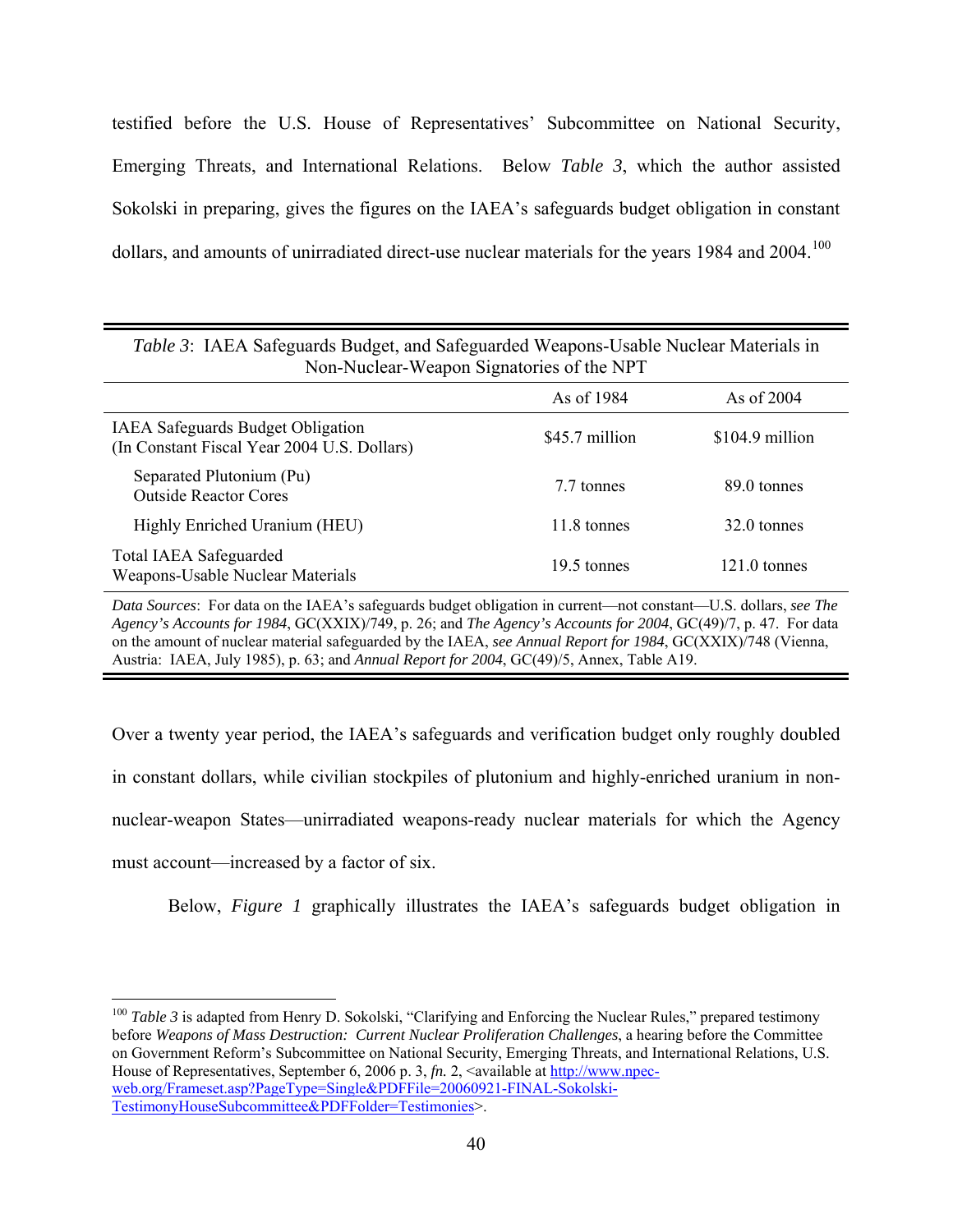testified before the U.S. House of Representatives' Subcommittee on National Security, Emerging Threats, and International Relations. Below *Table 3*, which the author assisted Sokolski in preparing, gives the figures on the IAEA's safeguards budget obligation in constant dollars, and amounts of unirradiated direct-use nuclear materials for the years 1984 and 2004.[100]

*Table 3*: IAEA Safeguards Budget, and Safeguarded Weapons-Usable Nuclear Materials in Non-Nuclear-Weapon Signatories of the NPT

| | As of 1984 | As of 2004 |
|---|---|---|
| IAEA Safeguards Budget Obligation (In Constant Fiscal Year 2004 U.S. Dollars) | $45.7 million | $104.9 million |
| Separated Plutonium (Pu) Outside Reactor Cores | 7.7 tonnes | 89.0 tonnes |
| Highly Enriched Uranium (HEU) | 11.8 tonnes | 32.0 tonnes |
| Total IAEA Safeguarded Weapons-Usable Nuclear Materials | 19.5 tonnes | 121.0 tonnes |

*Data Sources*: For data on the IAEA's safeguards budget obligation in current—not constant—U.S. dollars, *see The Agency's Accounts for 1984*, GC(XXIX)/749, p. 26; and *The Agency's Accounts for 2004*, GC(49)/7, p. 47. For data on the amount of nuclear material safeguarded by the IAEA, *see Annual Report for 1984*, GC(XXIX)/748 (Vienna, Austria: IAEA, July 1985), p. 63; and *Annual Report for 2004*, GC(49)/5, Annex, Table A19.

Over a twenty year period, the IAEA's safeguards and verification budget only roughly doubled in constant dollars, while civilian stockpiles of plutonium and highly-enriched uranium in non-nuclear-weapon States—unirradiated weapons-ready nuclear materials for which the Agency must account—increased by a factor of six.

Below, *Figure 1* graphically illustrates the IAEA's safeguards budget obligation in

---

[100] *Table 3* is adapted from Henry D. Sokolski, "Clarifying and Enforcing the Nuclear Rules," prepared testimony before *Weapons of Mass Destruction: Current Nuclear Proliferation Challenges*, a hearing before the Committee on Government Reform's Subcommittee on National Security, Emerging Threats, and International Relations, U.S. House of Representatives, September 6, 2006 p. 3, *fn.* 2, <available at http://www.npec-web.org/Frameset.asp?PageType=Single&PDFFile=20060921-FINAL-Sokolski-TestimonyHouseSubcommittee&PDFFolder=Testimonies>.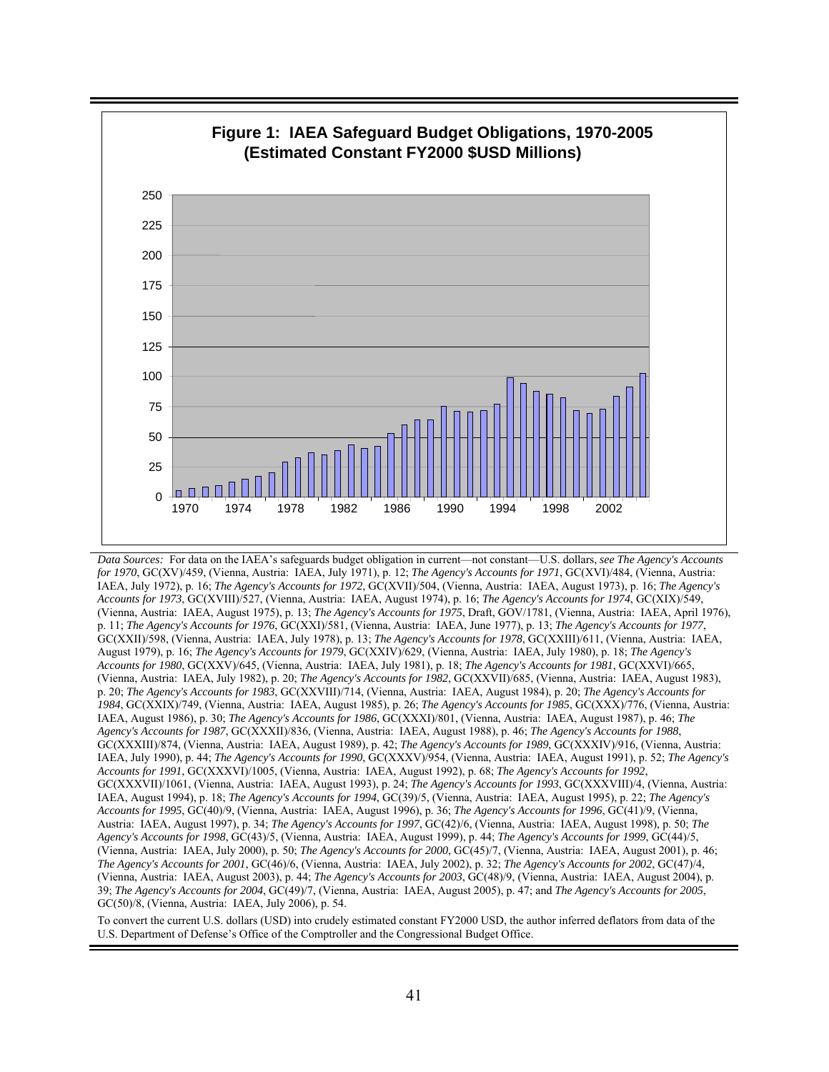**Figure 1: IAEA Safeguard Budget Obligations, 1970-2005 (Estimated Constant FY2000 $USD Millions)**

*Data Sources:* For data on the IAEA's safeguards budget obligation in current—not constant—U.S. dollars, *see The Agency's Accounts for 1970*, GC(XV)/459, (Vienna, Austria: IAEA, July 1971), p. 12; *The Agency's Accounts for 1971*, GC(XVI)/484, (Vienna, Austria: IAEA, July 1972), p. 16; *The Agency's Accounts for 1972*, GC(XVII)/504, (Vienna, Austria: IAEA, August 1973), p. 16; *The Agency's Accounts for 1973*, GC(XVIII)/527, (Vienna, Austria: IAEA, August 1974), p. 16; *The Agency's Accounts for 1974*, GC(XIX)/549, (Vienna, Austria: IAEA, August 1975), p. 13; *The Agency's Accounts for 1975*, Draft, GOV/1781, (Vienna, Austria: IAEA, April 1976), p. 11; *The Agency's Accounts for 1976*, GC(XXI)/581, (Vienna, Austria: IAEA, June 1977), p. 13; *The Agency's Accounts for 1977*, GC(XXII)/598, (Vienna, Austria: IAEA, July 1978), p. 13; *The Agency's Accounts for 1978*, GC(XXIII)/611, (Vienna, Austria: IAEA, August 1979), p. 16; *The Agency's Accounts for 1979*, GC(XXIV)/629, (Vienna, Austria: IAEA, July 1980), p. 18; *The Agency's Accounts for 1980*, GC(XXV)/645, (Vienna, Austria: IAEA, July 1981), p. 18; *The Agency's Accounts for 1981*, GC(XXVI)/665, (Vienna, Austria: IAEA, July 1982), p. 20; *The Agency's Accounts for 1982*, GC(XXVII)/685, (Vienna, Austria: IAEA, August 1983), p. 20; *The Agency's Accounts for 1983*, GC(XXVIII)/714, (Vienna, Austria: IAEA, August 1984), p. 20; *The Agency's Accounts for 1984*, GC(XXIX)/749, (Vienna, Austria: IAEA, August 1985), p. 26; *The Agency's Accounts for 1985*, GC(XXX)/776, (Vienna, Austria: IAEA, August 1986), p. 30; *The Agency's Accounts for 1986*, GC(XXXI)/801, (Vienna, Austria: IAEA, August 1987), p. 46; *The Agency's Accounts for 1987*, GC(XXXII)/836, (Vienna, Austria: IAEA, August 1988), p. 46; *The Agency's Accounts for 1988*, GC(XXXIII)/874, (Vienna, Austria: IAEA, August 1989), p. 42; *The Agency's Accounts for 1989*, GC(XXXIV)/916, (Vienna, Austria: IAEA, July 1990), p. 44; *The Agency's Accounts for 1990*, GC(XXXV)/954, (Vienna, Austria: IAEA, August 1991), p. 52; *The Agency's Accounts for 1991*, GC(XXXVI)/1005, (Vienna, Austria: IAEA, August 1992), p. 68; *The Agency's Accounts for 1992*, GC(XXXVII)/1061, (Vienna, Austria: IAEA, August 1993), p. 24; *The Agency's Accounts for 1993*, GC(XXXVIII)/4, (Vienna, Austria: IAEA, August 1994), p. 18; *The Agency's Accounts for 1994*, GC(39)/5, (Vienna, Austria: IAEA, August 1995), p. 22; *The Agency's Accounts for 1995*, GC(40)/9, (Vienna, Austria: IAEA, August 1996), p. 36; *The Agency's Accounts for 1996*, GC(41)/9, (Vienna, Austria: IAEA, August 1997), p. 34; *The Agency's Accounts for 1997*, GC(42)/6, (Vienna, Austria: IAEA, August 1998), p. 50; *The Agency's Accounts for 1998*, GC(43)/5, (Vienna, Austria: IAEA, August 1999), p. 44; *The Agency's Accounts for 1999*, GC(44)/5, (Vienna, Austria: IAEA, July 2000), p. 50; *The Agency's Accounts for 2000*, GC(45)/7, (Vienna, Austria: IAEA, August 2001), p. 46; *The Agency's Accounts for 2001*, GC(46)/6, (Vienna, Austria: IAEA, July 2002), p. 32; *The Agency's Accounts for 2002*, GC(47)/4, (Vienna, Austria: IAEA, August 2003), p. 44; *The Agency's Accounts for 2003*, GC(48)/9, (Vienna, Austria: IAEA, August 2004), p. 39; *The Agency's Accounts for 2004*, GC(49)/7, (Vienna, Austria: IAEA, August 2005), p. 47; and *The Agency's Accounts for 2005*, GC(50)/8, (Vienna, Austria: IAEA, July 2006), p. 54.

To convert the current U.S. dollars (USD) into crudely estimated constant FY2000 USD, the author inferred deflators from data of the U.S. Department of Defense's Office of the Comptroller and the Congressional Budget Office.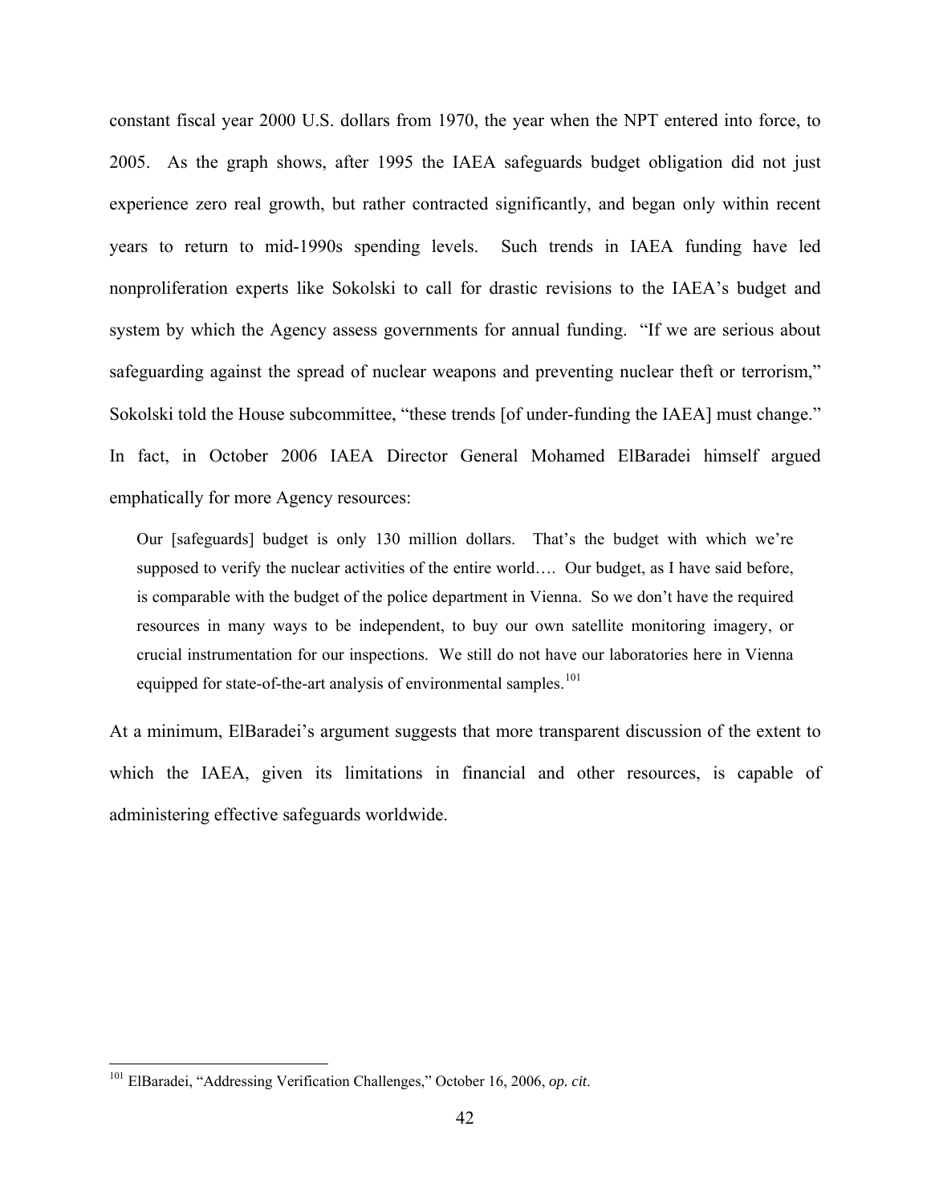constant fiscal year 2000 U.S. dollars from 1970, the year when the NPT entered into force, to 2005. As the graph shows, after 1995 the IAEA safeguards budget obligation did not just experience zero real growth, but rather contracted significantly, and began only within recent years to return to mid-1990s spending levels. Such trends in IAEA funding have led nonproliferation experts like Sokolski to call for drastic revisions to the IAEA's budget and system by which the Agency assess governments for annual funding. "If we are serious about safeguarding against the spread of nuclear weapons and preventing nuclear theft or terrorism," Sokolski told the House subcommittee, "these trends [of under-funding the IAEA] must change." In fact, in October 2006 IAEA Director General Mohamed ElBaradei himself argued emphatically for more Agency resources:

> Our [safeguards] budget is only 130 million dollars. That's the budget with which we're supposed to verify the nuclear activities of the entire world…. Our budget, as I have said before, is comparable with the budget of the police department in Vienna. So we don't have the required resources in many ways to be independent, to buy our own satellite monitoring imagery, or crucial instrumentation for our inspections. We still do not have our laboratories here in Vienna equipped for state-of-the-art analysis of environmental samples.[101]

At a minimum, ElBaradei's argument suggests that more transparent discussion of the extent to which the IAEA, given its limitations in financial and other resources, is capable of administering effective safeguards worldwide.

[101] ElBaradei, "Addressing Verification Challenges," October 16, 2006, *op. cit*.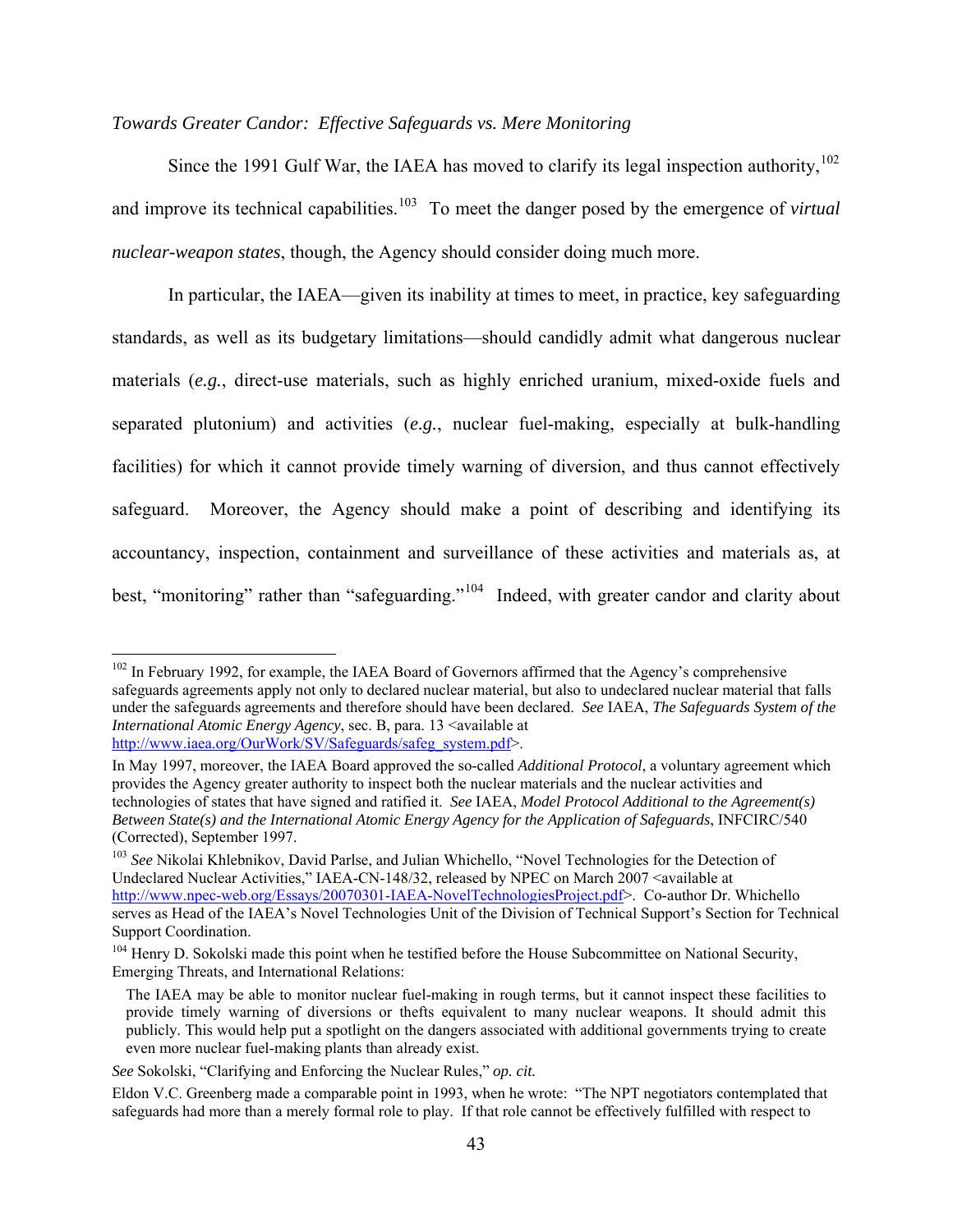*Towards Greater Candor: Effective Safeguards vs. Mere Monitoring*

Since the 1991 Gulf War, the IAEA has moved to clarify its legal inspection authority,[102] and improve its technical capabilities.[103] To meet the danger posed by the emergence of *virtual nuclear-weapon states*, though, the Agency should consider doing much more.

In particular, the IAEA—given its inability at times to meet, in practice, key safeguarding standards, as well as its budgetary limitations—should candidly admit what dangerous nuclear materials (*e.g.*, direct-use materials, such as highly enriched uranium, mixed-oxide fuels and separated plutonium) and activities (*e.g.*, nuclear fuel-making, especially at bulk-handling facilities) for which it cannot provide timely warning of diversion, and thus cannot effectively safeguard. Moreover, the Agency should make a point of describing and identifying its accountancy, inspection, containment and surveillance of these activities and materials as, at best, "monitoring" rather than "safeguarding."[104] Indeed, with greater candor and clarity about

---

[102] In February 1992, for example, the IAEA Board of Governors affirmed that the Agency's comprehensive safeguards agreements apply not only to declared nuclear material, but also to undeclared nuclear material that falls under the safeguards agreements and therefore should have been declared. *See* IAEA, *The Safeguards System of the International Atomic Energy Agency*, sec. B, para. 13 <available at http://www.iaea.org/OurWork/SV/Safeguards/safeg_system.pdf>.

In May 1997, moreover, the IAEA Board approved the so-called *Additional Protocol*, a voluntary agreement which provides the Agency greater authority to inspect both the nuclear materials and the nuclear activities and technologies of states that have signed and ratified it. *See* IAEA, *Model Protocol Additional to the Agreement(s) Between State(s) and the International Atomic Energy Agency for the Application of Safeguards*, INFCIRC/540 (Corrected), September 1997.

[103] *See* Nikolai Khlebnikov, David Parlse, and Julian Whichello, "Novel Technologies for the Detection of Undeclared Nuclear Activities," IAEA-CN-148/32, released by NPEC on March 2007 <available at http://www.npec-web.org/Essays/20070301-IAEA-NovelTechnologiesProject.pdf>. Co-author Dr. Whichello serves as Head of the IAEA's Novel Technologies Unit of the Division of Technical Support's Section for Technical Support Coordination.

[104] Henry D. Sokolski made this point when he testified before the House Subcommittee on National Security, Emerging Threats, and International Relations:

> The IAEA may be able to monitor nuclear fuel-making in rough terms, but it cannot inspect these facilities to provide timely warning of diversions or thefts equivalent to many nuclear weapons. It should admit this publicly. This would help put a spotlight on the dangers associated with additional governments trying to create even more nuclear fuel-making plants than already exist.

*See* Sokolski, "Clarifying and Enforcing the Nuclear Rules," *op. cit.*

Eldon V.C. Greenberg made a comparable point in 1993, when he wrote: "The NPT negotiators contemplated that safeguards had more than a merely formal role to play. If that role cannot be effectively fulfilled with respect to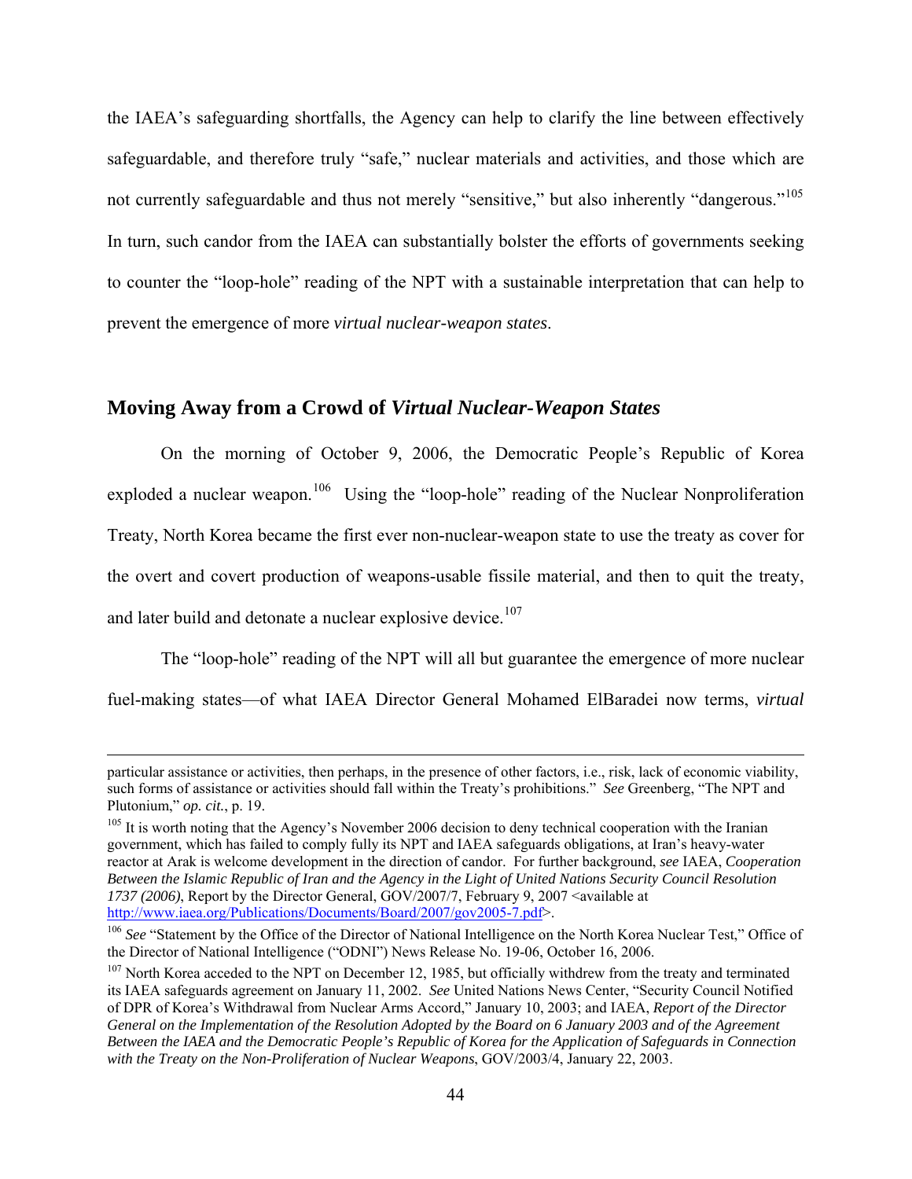the IAEA's safeguarding shortfalls, the Agency can help to clarify the line between effectively safeguardable, and therefore truly "safe," nuclear materials and activities, and those which are not currently safeguardable and thus not merely "sensitive," but also inherently "dangerous."[105] In turn, such candor from the IAEA can substantially bolster the efforts of governments seeking to counter the "loop-hole" reading of the NPT with a sustainable interpretation that can help to prevent the emergence of more *virtual nuclear-weapon states*.

## Moving Away from a Crowd of *Virtual Nuclear-Weapon States*

On the morning of October 9, 2006, the Democratic People's Republic of Korea exploded a nuclear weapon.[106] Using the "loop-hole" reading of the Nuclear Nonproliferation Treaty, North Korea became the first ever non-nuclear-weapon state to use the treaty as cover for the overt and covert production of weapons-usable fissile material, and then to quit the treaty, and later build and detonate a nuclear explosive device.[107]

The "loop-hole" reading of the NPT will all but guarantee the emergence of more nuclear fuel-making states—of what IAEA Director General Mohamed ElBaradei now terms, *virtual*

---

particular assistance or activities, then perhaps, in the presence of other factors, i.e., risk, lack of economic viability, such forms of assistance or activities should fall within the Treaty's prohibitions." *See* Greenberg, "The NPT and Plutonium," *op. cit.*, p. 19.

[105] It is worth noting that the Agency's November 2006 decision to deny technical cooperation with the Iranian government, which has failed to comply fully its NPT and IAEA safeguards obligations, at Iran's heavy-water reactor at Arak is welcome development in the direction of candor. For further background, *see* IAEA, *Cooperation Between the Islamic Republic of Iran and the Agency in the Light of United Nations Security Council Resolution 1737 (2006)*, Report by the Director General, GOV/2007/7, February 9, 2007 <available at http://www.iaea.org/Publications/Documents/Board/2007/gov2005-7.pdf>.

[106] *See* "Statement by the Office of the Director of National Intelligence on the North Korea Nuclear Test," Office of the Director of National Intelligence ("ODNI") News Release No. 19-06, October 16, 2006.

[107] North Korea acceded to the NPT on December 12, 1985, but officially withdrew from the treaty and terminated its IAEA safeguards agreement on January 11, 2002. *See* United Nations News Center, "Security Council Notified of DPR of Korea's Withdrawal from Nuclear Arms Accord," January 10, 2003; and IAEA, *Report of the Director General on the Implementation of the Resolution Adopted by the Board on 6 January 2003 and of the Agreement Between the IAEA and the Democratic People's Republic of Korea for the Application of Safeguards in Connection with the Treaty on the Non-Proliferation of Nuclear Weapons*, GOV/2003/4, January 22, 2003.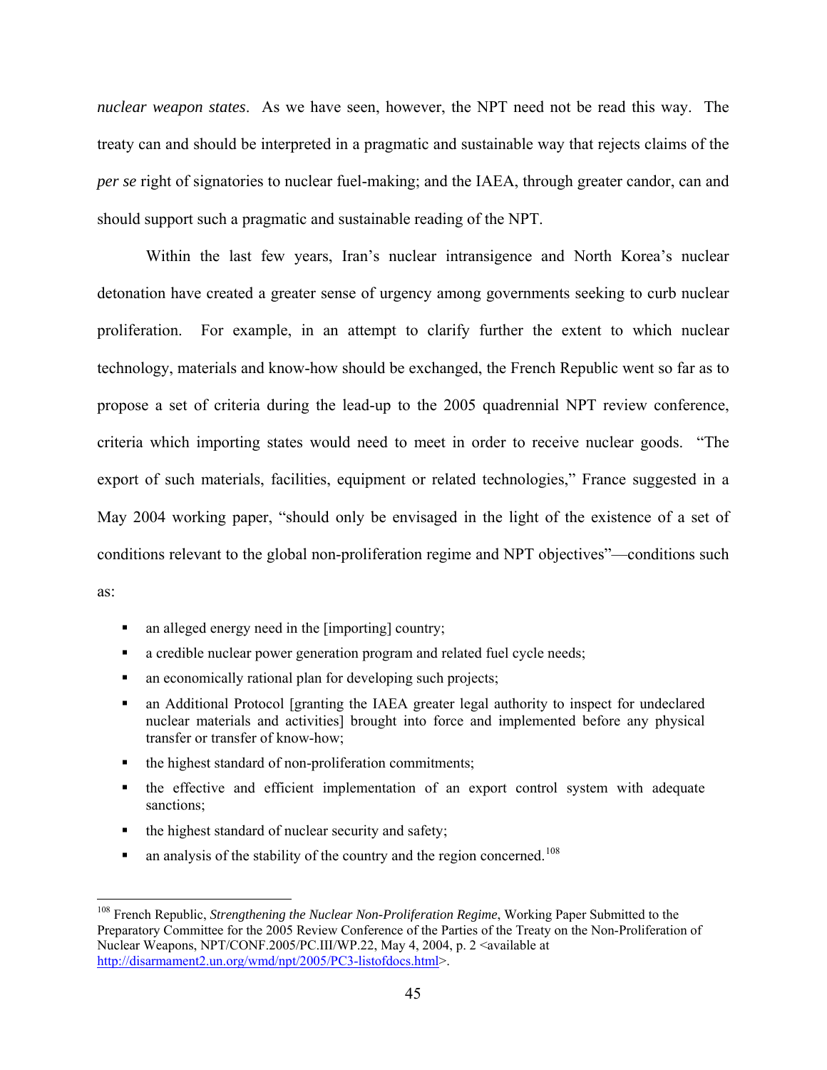*nuclear weapon states*. As we have seen, however, the NPT need not be read this way. The treaty can and should be interpreted in a pragmatic and sustainable way that rejects claims of the *per se* right of signatories to nuclear fuel-making; and the IAEA, through greater candor, can and should support such a pragmatic and sustainable reading of the NPT.

Within the last few years, Iran's nuclear intransigence and North Korea's nuclear detonation have created a greater sense of urgency among governments seeking to curb nuclear proliferation. For example, in an attempt to clarify further the extent to which nuclear technology, materials and know-how should be exchanged, the French Republic went so far as to propose a set of criteria during the lead-up to the 2005 quadrennial NPT review conference, criteria which importing states would need to meet in order to receive nuclear goods. "The export of such materials, facilities, equipment or related technologies," France suggested in a May 2004 working paper, "should only be envisaged in the light of the existence of a set of conditions relevant to the global non-proliferation regime and NPT objectives"—conditions such as:

- an alleged energy need in the [importing] country;
- a credible nuclear power generation program and related fuel cycle needs;
- an economically rational plan for developing such projects;
- an Additional Protocol [granting the IAEA greater legal authority to inspect for undeclared nuclear materials and activities] brought into force and implemented before any physical transfer or transfer of know-how;
- the highest standard of non-proliferation commitments;
- the effective and efficient implementation of an export control system with adequate sanctions;
- the highest standard of nuclear security and safety;
- an analysis of the stability of the country and the region concerned.[108]

---

[108] French Republic, *Strengthening the Nuclear Non-Proliferation Regime*, Working Paper Submitted to the Preparatory Committee for the 2005 Review Conference of the Parties of the Treaty on the Non-Proliferation of Nuclear Weapons, NPT/CONF.2005/PC.III/WP.22, May 4, 2004, p. 2 <available at http://disarmament2.un.org/wmd/npt/2005/PC3-listofdocs.html>.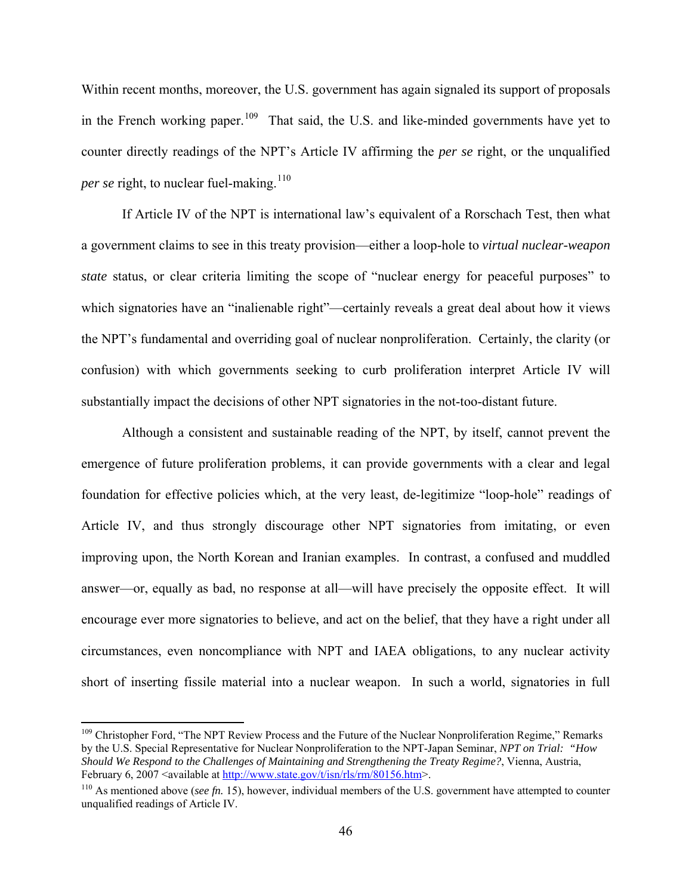Within recent months, moreover, the U.S. government has again signaled its support of proposals in the French working paper.[109] That said, the U.S. and like-minded governments have yet to counter directly readings of the NPT's Article IV affirming the *per se* right, or the unqualified *per se* right, to nuclear fuel-making.[110]

If Article IV of the NPT is international law's equivalent of a Rorschach Test, then what a government claims to see in this treaty provision—either a loop-hole to *virtual nuclear-weapon state* status, or clear criteria limiting the scope of "nuclear energy for peaceful purposes" to which signatories have an "inalienable right"—certainly reveals a great deal about how it views the NPT's fundamental and overriding goal of nuclear nonproliferation. Certainly, the clarity (or confusion) with which governments seeking to curb proliferation interpret Article IV will substantially impact the decisions of other NPT signatories in the not-too-distant future.

Although a consistent and sustainable reading of the NPT, by itself, cannot prevent the emergence of future proliferation problems, it can provide governments with a clear and legal foundation for effective policies which, at the very least, de-legitimize "loop-hole" readings of Article IV, and thus strongly discourage other NPT signatories from imitating, or even improving upon, the North Korean and Iranian examples. In contrast, a confused and muddled answer—or, equally as bad, no response at all—will have precisely the opposite effect. It will encourage ever more signatories to believe, and act on the belief, that they have a right under all circumstances, even noncompliance with NPT and IAEA obligations, to any nuclear activity short of inserting fissile material into a nuclear weapon. In such a world, signatories in full

---

[109] Christopher Ford, "The NPT Review Process and the Future of the Nuclear Nonproliferation Regime," Remarks by the U.S. Special Representative for Nuclear Nonproliferation to the NPT-Japan Seminar, *NPT on Trial: "How Should We Respond to the Challenges of Maintaining and Strengthening the Treaty Regime?*, Vienna, Austria, February 6, 2007 <available at http://www.state.gov/t/isn/rls/rm/80156.htm>.

[110] As mentioned above (*see fn.* 15), however, individual members of the U.S. government have attempted to counter unqualified readings of Article IV.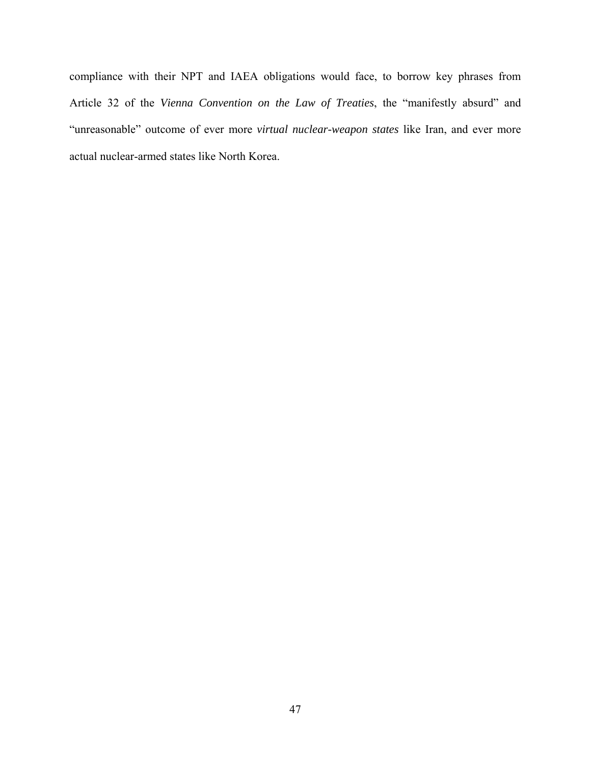compliance with their NPT and IAEA obligations would face, to borrow key phrases from Article 32 of the *Vienna Convention on the Law of Treaties*, the "manifestly absurd" and "unreasonable" outcome of ever more *virtual nuclear-weapon states* like Iran, and ever more actual nuclear-armed states like North Korea.